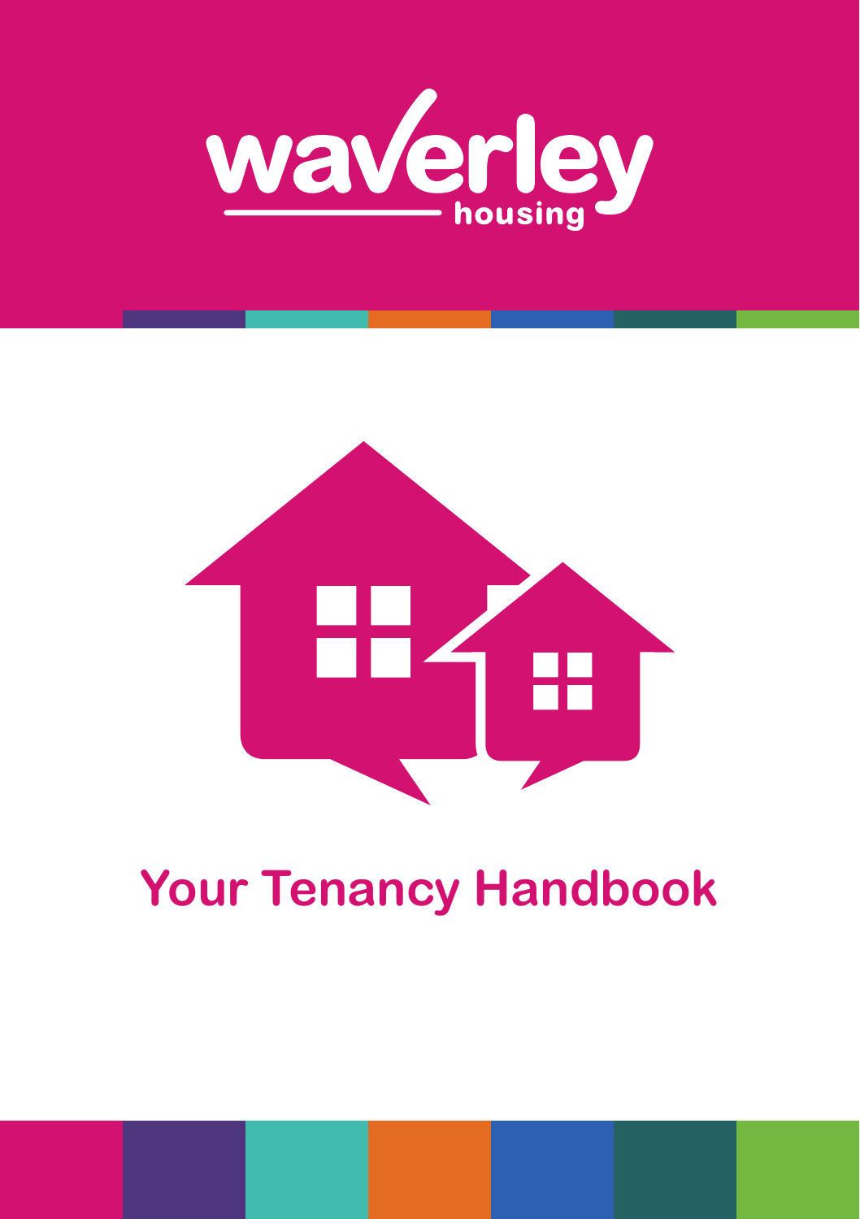waverley housing

# Your Tenancy Handbook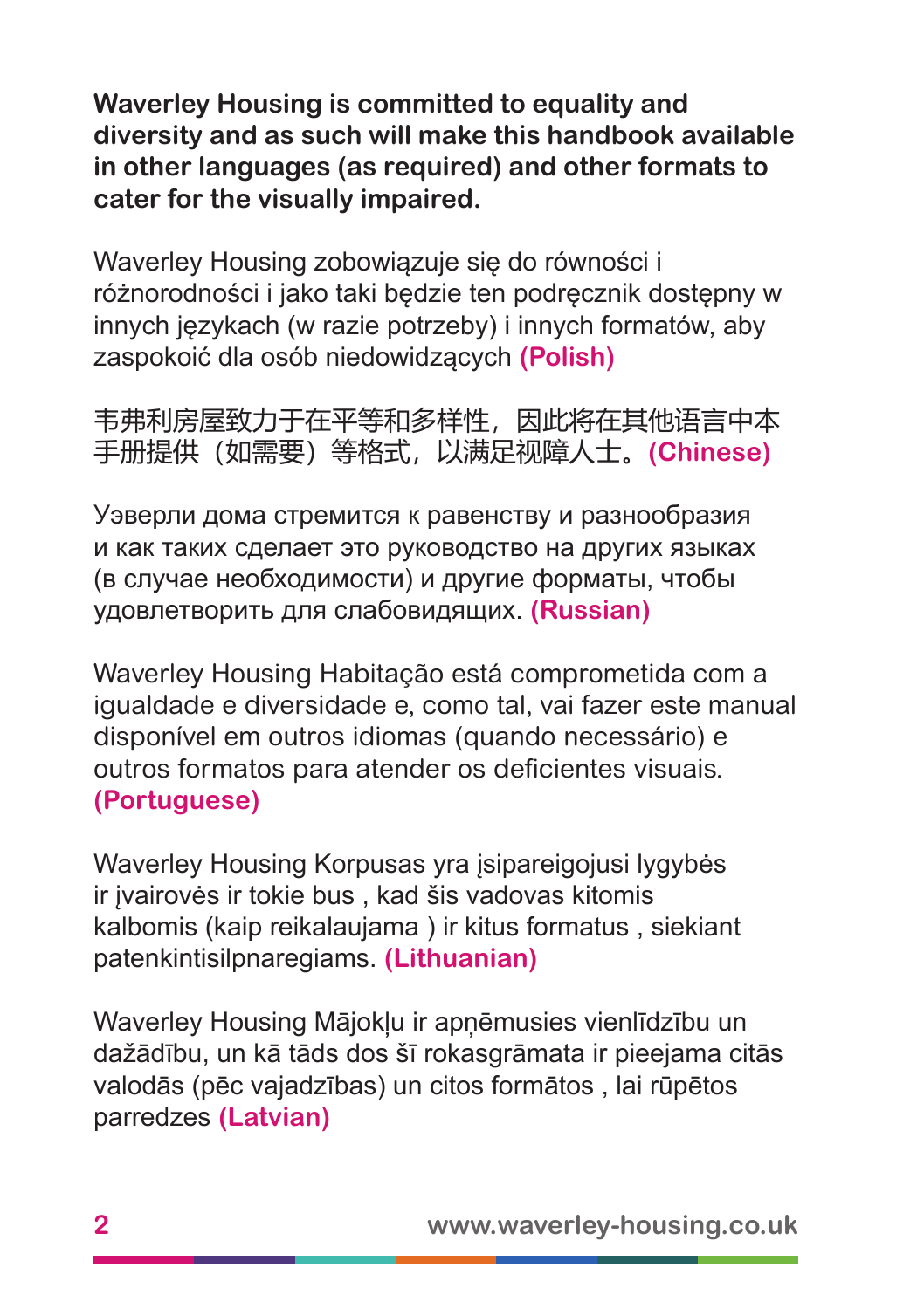**Waverley Housing is committed to equality and diversity and as such will make this handbook available in other languages (as required) and other formats to cater for the visually impaired.**

Waverley Housing zobowiązuje się do równości i różnorodności i jako taki będzie ten podręcznik dostępny w innych językach (w razie potrzeby) i innych formatów, aby zaspokoić dla osób niedowidzących **(Polish)**

韦弗利房屋致力于在平等和多样性，因此将在其他语言中本手册提供（如需要）等格式，以满足视障人士。**(Chinese)**

Уэверли дома стремится к равенству и разнообразия и как таких сделает это руководство на других языках (в случае необходимости) и другие форматы, чтобы удовлетворить для слабовидящих. **(Russian)**

Waverley Housing Habitação está comprometida com a igualdade e diversidade e, como tal, vai fazer este manual disponível em outros idiomas (quando necessário) e outros formatos para atender os deficientes visuais. **(Portuguese)**

Waverley Housing Korpusas yra įsipareigojusi lygybės ir įvairovės ir tokie bus , kad šis vadovas kitomis kalbomis (kaip reikalaujama ) ir kitus formatus , siekiant patenkintisilpnaregiams. **(Lithuanian)**

Waverley Housing Mājokļu ir apņēmusies vienlīdzību un dažādību, un kā tāds dos šī rokasgrāmata ir pieejama citās valodās (pēc vajadzības) un citos formātos , lai rūpētos parredzes **(Latvian)**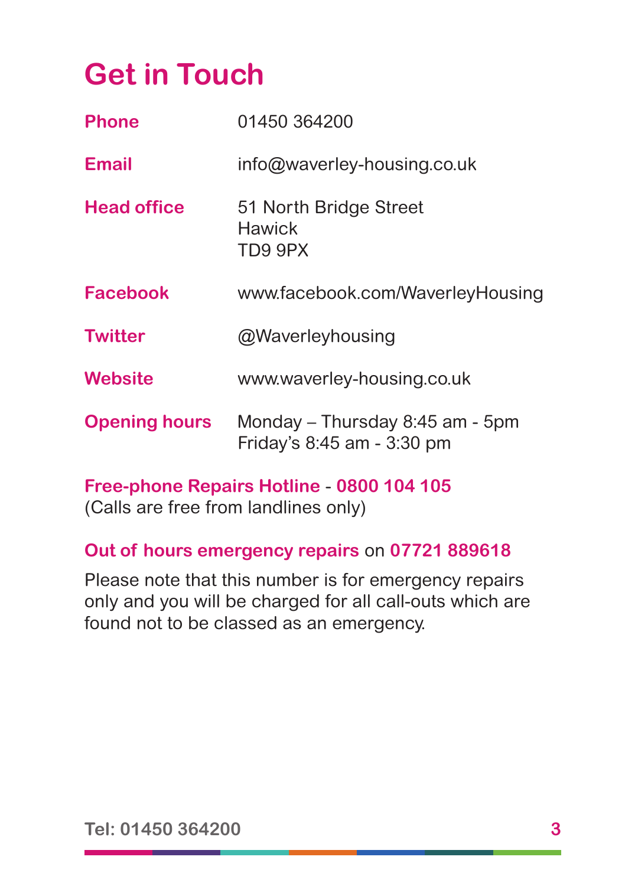# Get in Touch

| | |
|---|---|
| **Phone** | 01450 364200 |
| **Email** | info@waverley-housing.co.uk |
| **Head office** | 51 North Bridge Street<br>Hawick<br>TD9 9PX |
| **Facebook** | www.facebook.com/WaverleyHousing |
| **Twitter** | @Waverleyhousing |
| **Website** | www.waverley-housing.co.uk |
| **Opening hours** | Monday – Thursday 8:45 am - 5pm<br>Friday's 8:45 am - 3:30 pm |

**Free-phone Repairs Hotline** - **0800 104 105**
(Calls are free from landlines only)

**Out of hours emergency repairs** on **07721 889618**

Please note that this number is for emergency repairs only and you will be charged for all call-outs which are found not to be classed as an emergency.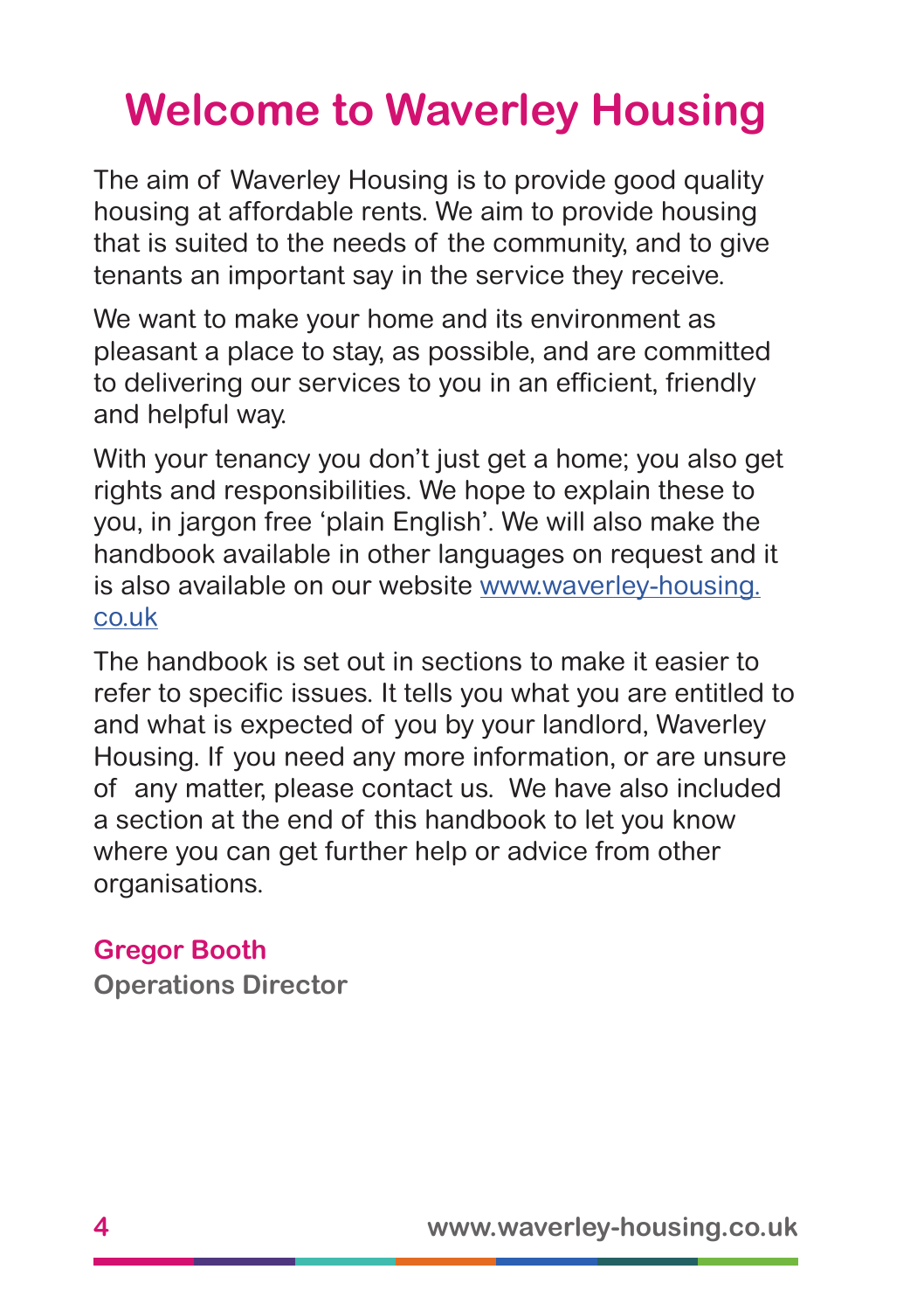# Welcome to Waverley Housing

The aim of Waverley Housing is to provide good quality housing at affordable rents. We aim to provide housing that is suited to the needs of the community, and to give tenants an important say in the service they receive.

We want to make your home and its environment as pleasant a place to stay, as possible, and are committed to delivering our services to you in an efficient, friendly and helpful way.

With your tenancy you don't just get a home; you also get rights and responsibilities. We hope to explain these to you, in jargon free 'plain English'. We will also make the handbook available in other languages on request and it is also available on our website [www.waverley-housing.co.uk](http://www.waverley-housing.co.uk)

The handbook is set out in sections to make it easier to refer to specific issues. It tells you what you are entitled to and what is expected of you by your landlord, Waverley Housing. If you need any more information, or are unsure of any matter, please contact us. We have also included a section at the end of this handbook to let you know where you can get further help or advice from other organisations.

**Gregor Booth**
**Operations Director**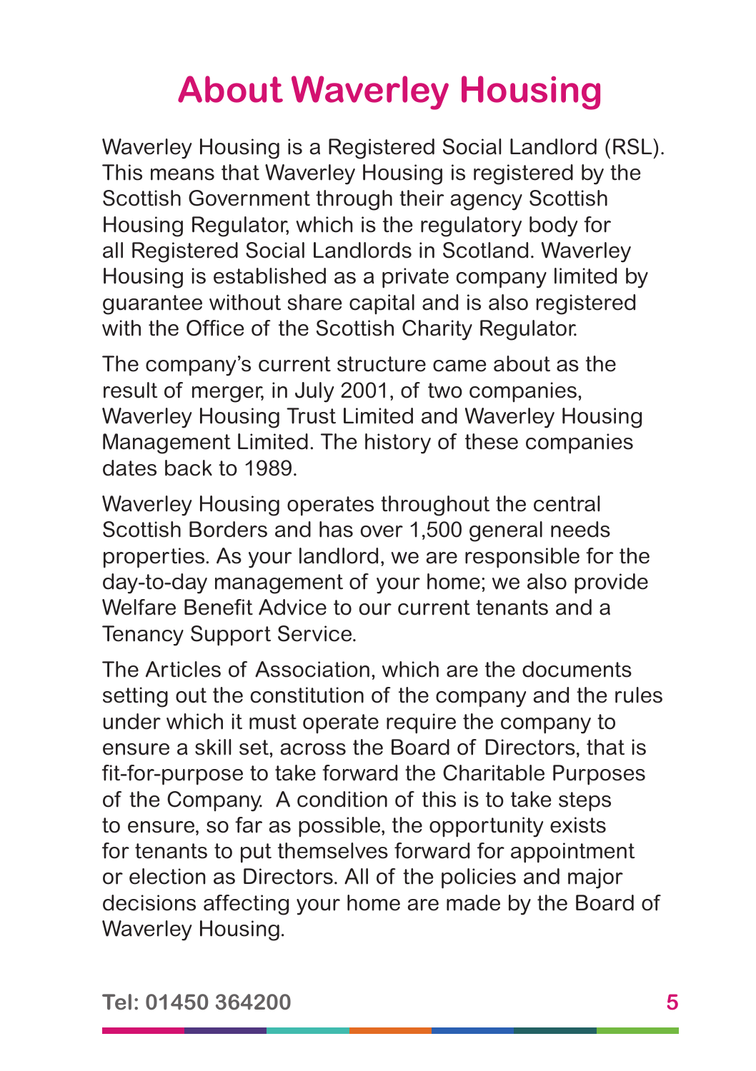# About Waverley Housing

Waverley Housing is a Registered Social Landlord (RSL). This means that Waverley Housing is registered by the Scottish Government through their agency Scottish Housing Regulator, which is the regulatory body for all Registered Social Landlords in Scotland. Waverley Housing is established as a private company limited by guarantee without share capital and is also registered with the Office of the Scottish Charity Regulator.

The company's current structure came about as the result of merger, in July 2001, of two companies, Waverley Housing Trust Limited and Waverley Housing Management Limited. The history of these companies dates back to 1989.

Waverley Housing operates throughout the central Scottish Borders and has over 1,500 general needs properties. As your landlord, we are responsible for the day-to-day management of your home; we also provide Welfare Benefit Advice to our current tenants and a Tenancy Support Service.

The Articles of Association, which are the documents setting out the constitution of the company and the rules under which it must operate require the company to ensure a skill set, across the Board of Directors, that is fit-for-purpose to take forward the Charitable Purposes of the Company. A condition of this is to take steps to ensure, so far as possible, the opportunity exists for tenants to put themselves forward for appointment or election as Directors. All of the policies and major decisions affecting your home are made by the Board of Waverley Housing.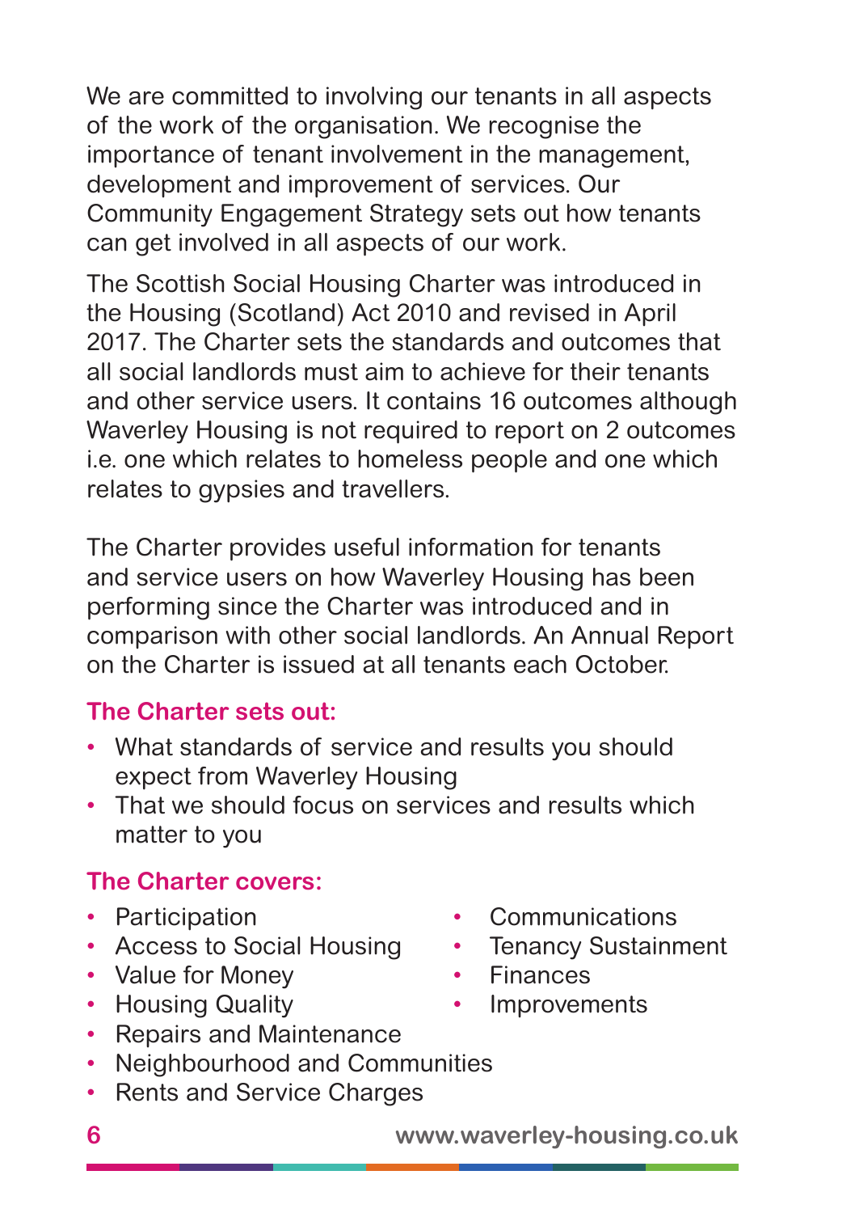We are committed to involving our tenants in all aspects of the work of the organisation. We recognise the importance of tenant involvement in the management, development and improvement of services. Our Community Engagement Strategy sets out how tenants can get involved in all aspects of our work.

The Scottish Social Housing Charter was introduced in the Housing (Scotland) Act 2010 and revised in April 2017. The Charter sets the standards and outcomes that all social landlords must aim to achieve for their tenants and other service users. It contains 16 outcomes although Waverley Housing is not required to report on 2 outcomes i.e. one which relates to homeless people and one which relates to gypsies and travellers.

The Charter provides useful information for tenants and service users on how Waverley Housing has been performing since the Charter was introduced and in comparison with other social landlords. An Annual Report on the Charter is issued at all tenants each October.

### The Charter sets out:

- What standards of service and results you should expect from Waverley Housing
- That we should focus on services and results which matter to you

### The Charter covers:

- Participation
- Access to Social Housing
- Value for Money
- Housing Quality
- Repairs and Maintenance
- Neighbourhood and Communities
- Rents and Service Charges
- Communications
- Tenancy Sustainment
- Finances
- Improvements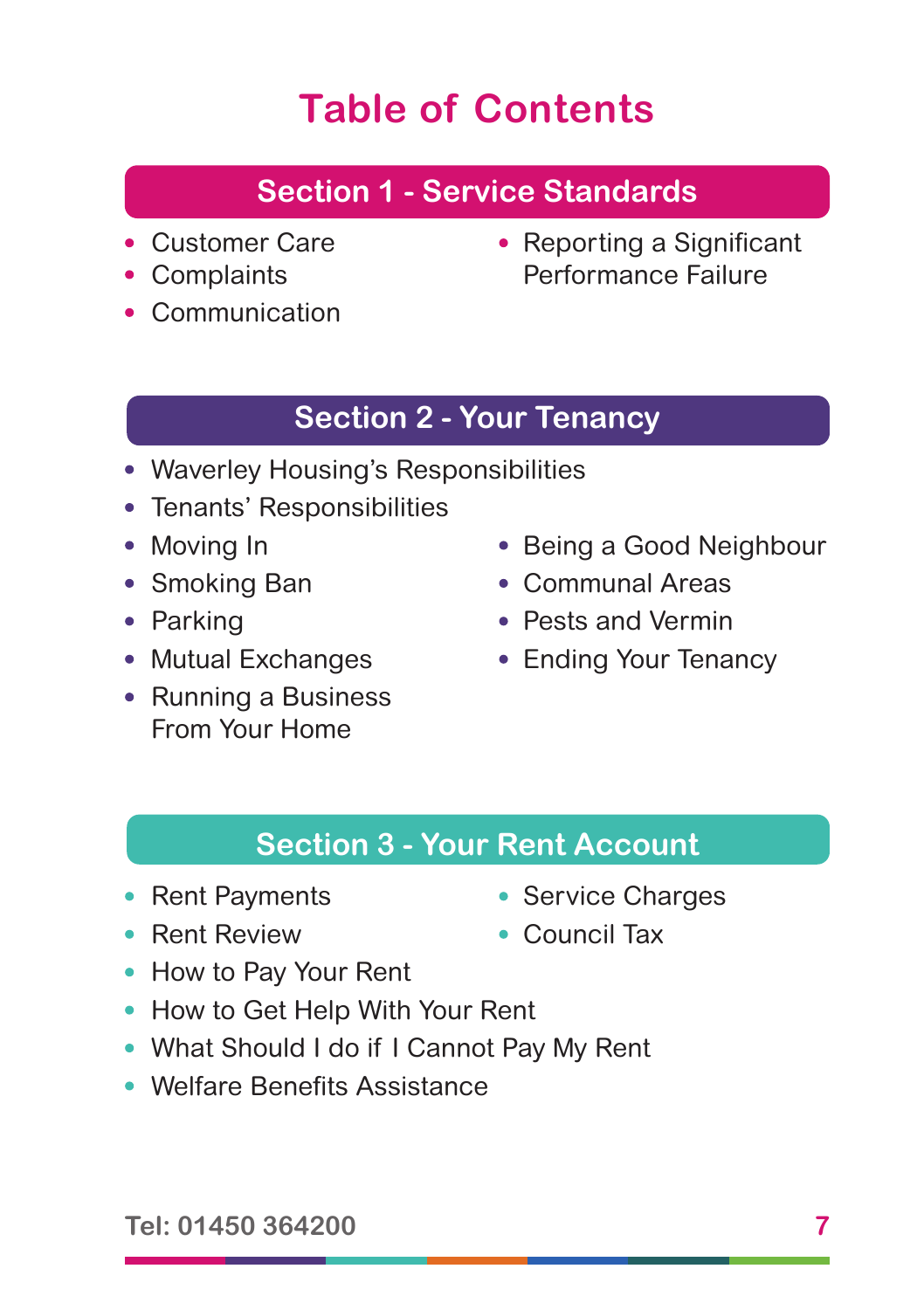# Table of Contents

## Section 1 - Service Standards

- Customer Care
- Complaints
- Communication
- Reporting a Significant Performance Failure

## Section 2 - Your Tenancy

- Waverley Housing's Responsibilities
- Tenants' Responsibilities
- Moving In
- Smoking Ban
- Parking
- Mutual Exchanges
- Running a Business From Your Home
- Being a Good Neighbour
- Communal Areas
- Pests and Vermin
- Ending Your Tenancy

## Section 3 - Your Rent Account

- Rent Payments
- Rent Review
- How to Pay Your Rent
- How to Get Help With Your Rent
- What Should I do if I Cannot Pay My Rent
- Welfare Benefits Assistance
- Service Charges
- Council Tax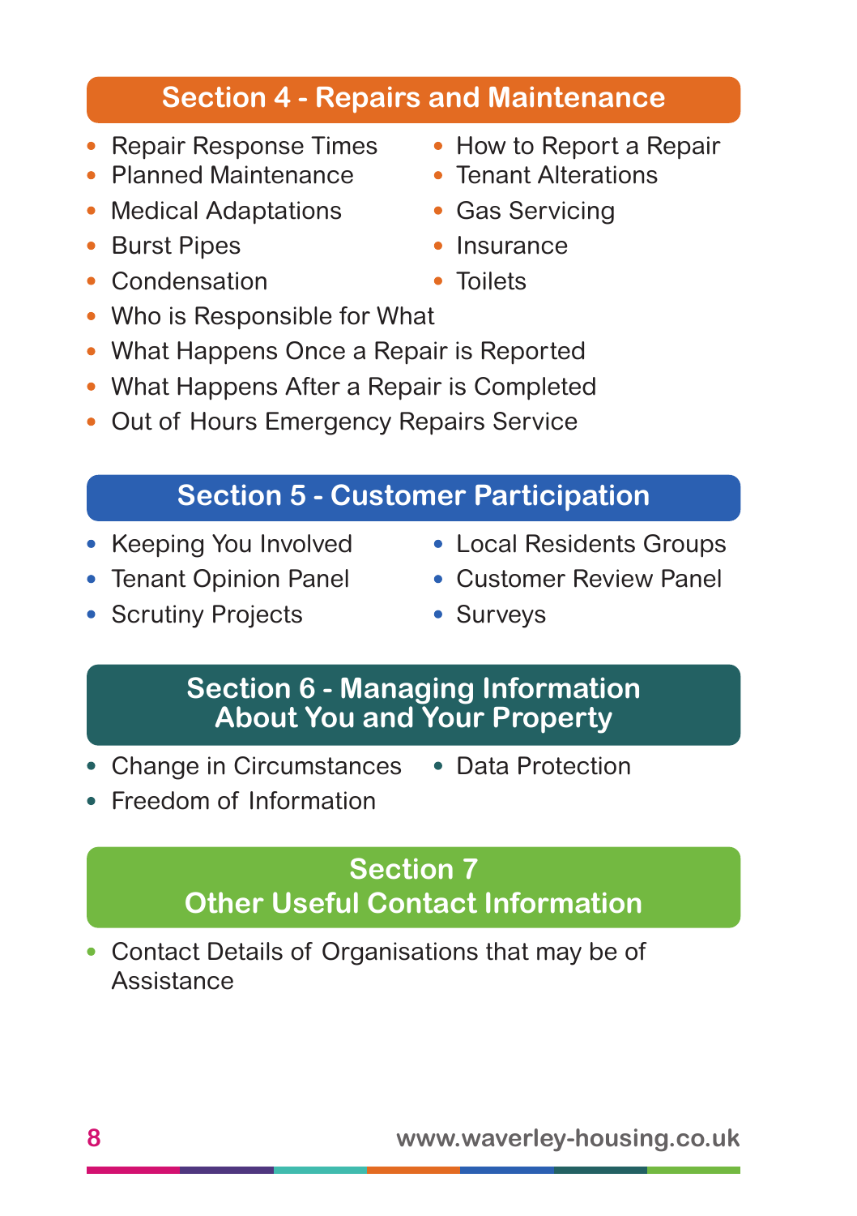## Section 4 - Repairs and Maintenance

- Repair Response Times
- How to Report a Repair
- Planned Maintenance
- Tenant Alterations
- Medical Adaptations
- Gas Servicing
- Burst Pipes
- Insurance
- Condensation
- Toilets
- Who is Responsible for What
- What Happens Once a Repair is Reported
- What Happens After a Repair is Completed
- Out of Hours Emergency Repairs Service

## Section 5 - Customer Participation

- Keeping You Involved
- Local Residents Groups
- Tenant Opinion Panel
- Customer Review Panel
- Scrutiny Projects
- Surveys

## Section 6 - Managing Information About You and Your Property

- Change in Circumstances
- Data Protection
- Freedom of Information

## Section 7 Other Useful Contact Information

- Contact Details of Organisations that may be of Assistance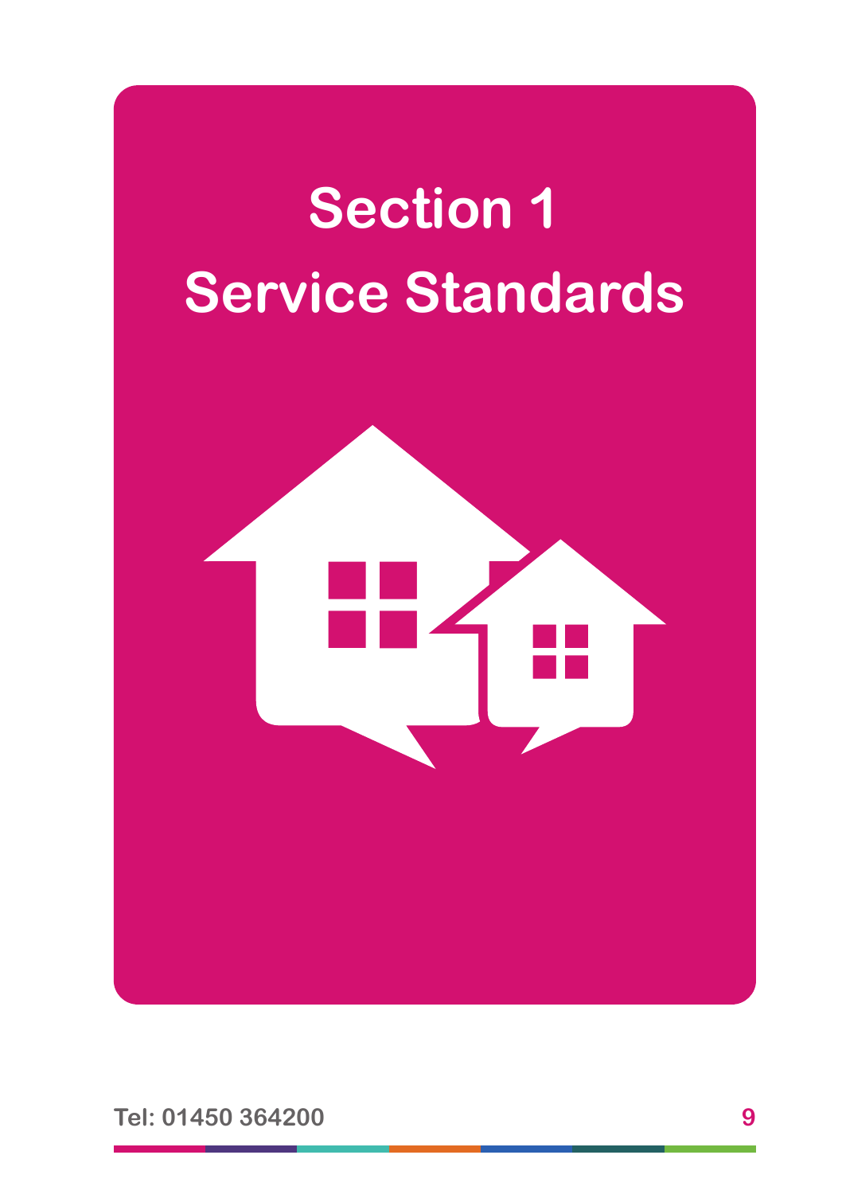# Section 1
# Service Standards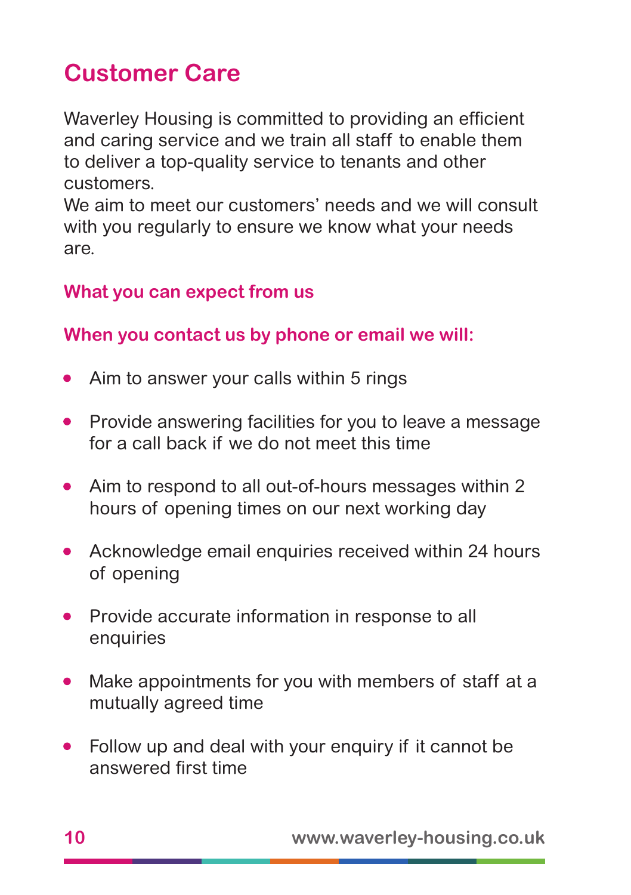# Customer Care

Waverley Housing is committed to providing an efficient and caring service and we train all staff to enable them to deliver a top-quality service to tenants and other customers.
We aim to meet our customers' needs and we will consult with you regularly to ensure we know what your needs are.

## What you can expect from us

### When you contact us by phone or email we will:

- Aim to answer your calls within 5 rings
- Provide answering facilities for you to leave a message for a call back if we do not meet this time
- Aim to respond to all out-of-hours messages within 2 hours of opening times on our next working day
- Acknowledge email enquiries received within 24 hours of opening
- Provide accurate information in response to all enquiries
- Make appointments for you with members of staff at a mutually agreed time
- Follow up and deal with your enquiry if it cannot be answered first time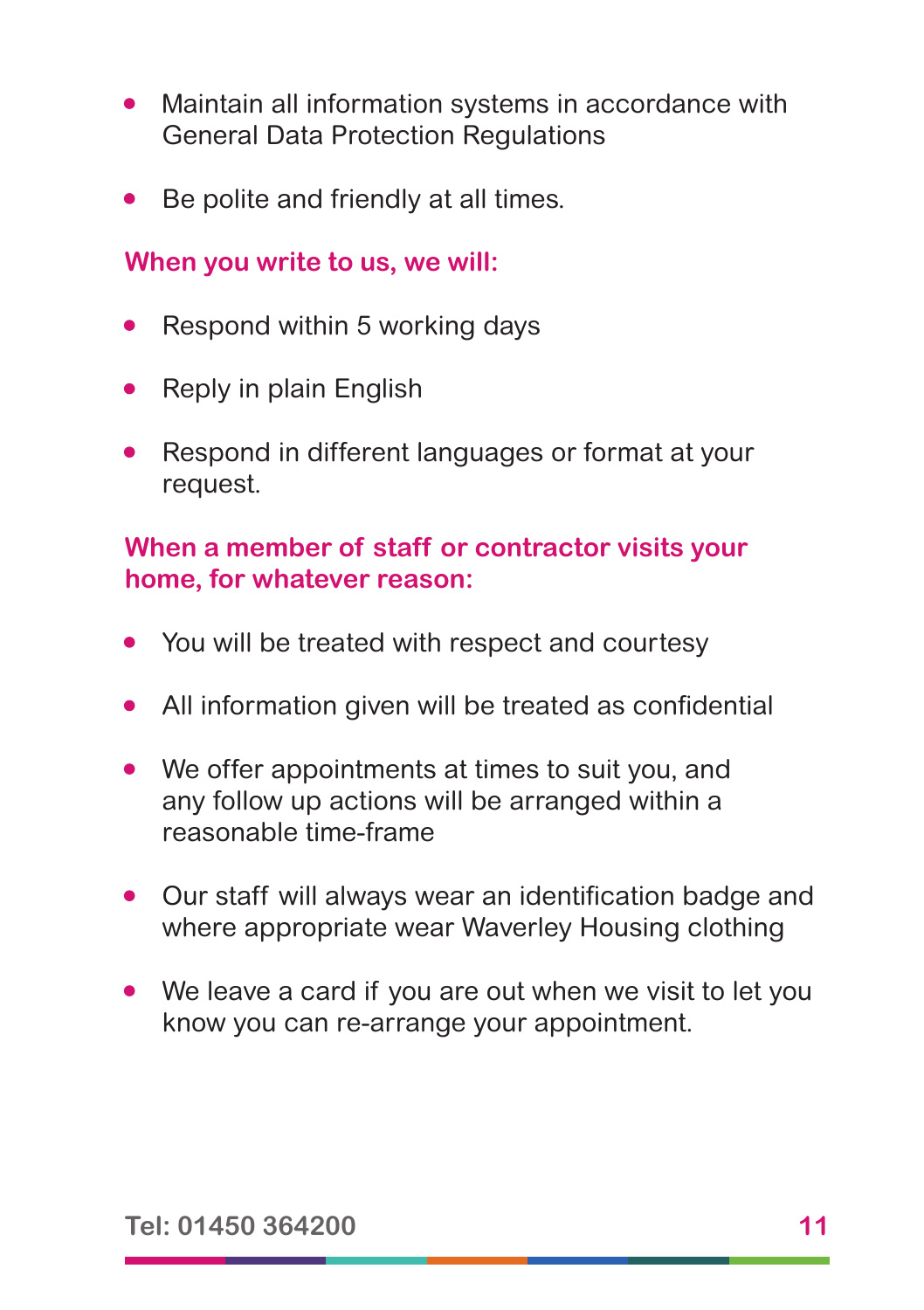- Maintain all information systems in accordance with General Data Protection Regulations
- Be polite and friendly at all times.

### When you write to us, we will:

- Respond within 5 working days
- Reply in plain English
- Respond in different languages or format at your request.

### When a member of staff or contractor visits your home, for whatever reason:

- You will be treated with respect and courtesy
- All information given will be treated as confidential
- We offer appointments at times to suit you, and any follow up actions will be arranged within a reasonable time-frame
- Our staff will always wear an identification badge and where appropriate wear Waverley Housing clothing
- We leave a card if you are out when we visit to let you know you can re-arrange your appointment.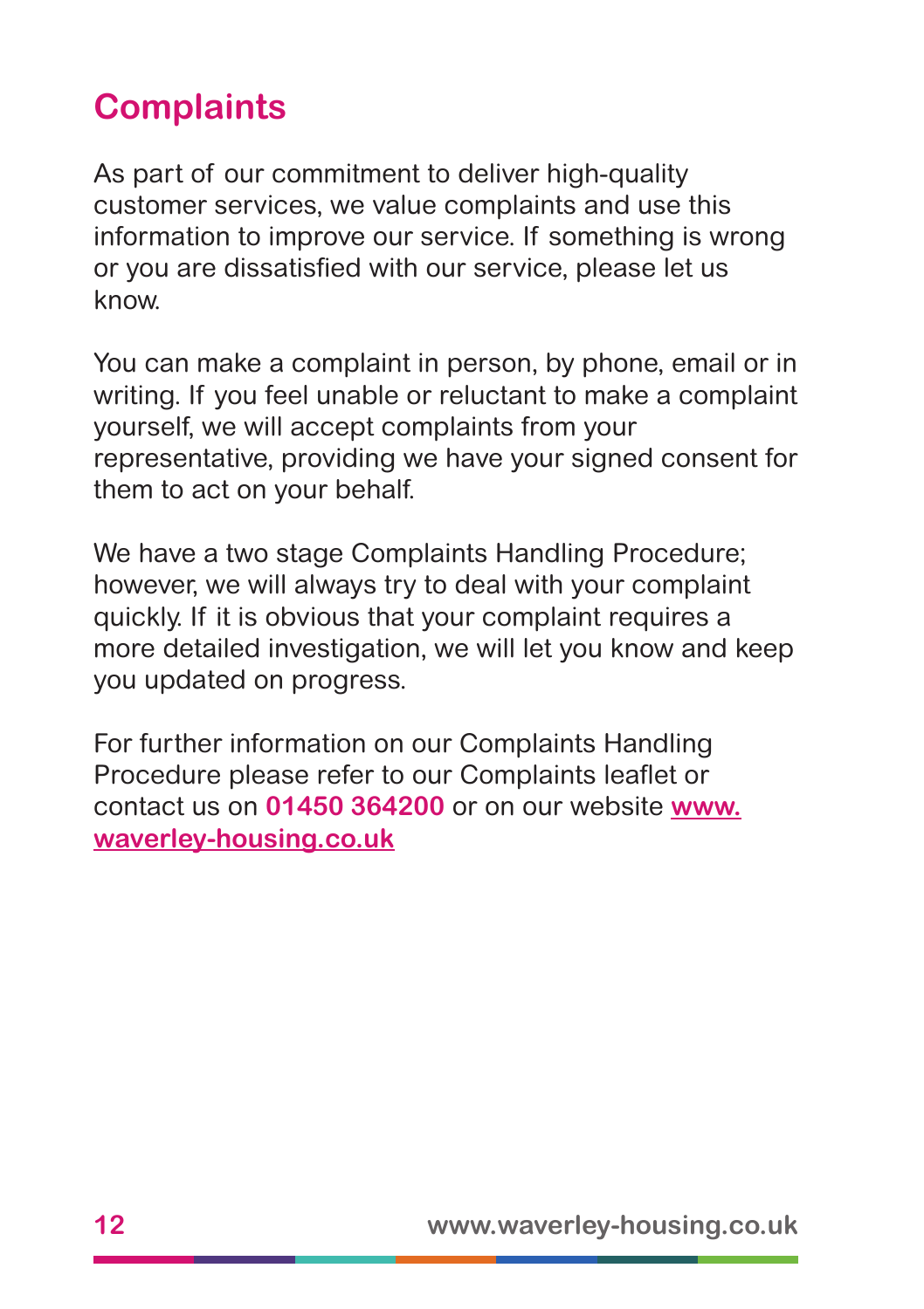## Complaints

As part of our commitment to deliver high-quality customer services, we value complaints and use this information to improve our service. If something is wrong or you are dissatisfied with our service, please let us know.

You can make a complaint in person, by phone, email or in writing. If you feel unable or reluctant to make a complaint yourself, we will accept complaints from your representative, providing we have your signed consent for them to act on your behalf.

We have a two stage Complaints Handling Procedure; however, we will always try to deal with your complaint quickly. If it is obvious that your complaint requires a more detailed investigation, we will let you know and keep you updated on progress.

For further information on our Complaints Handling Procedure please refer to our Complaints leaflet or contact us on **01450 364200** or on our website **www.waverley-housing.co.uk**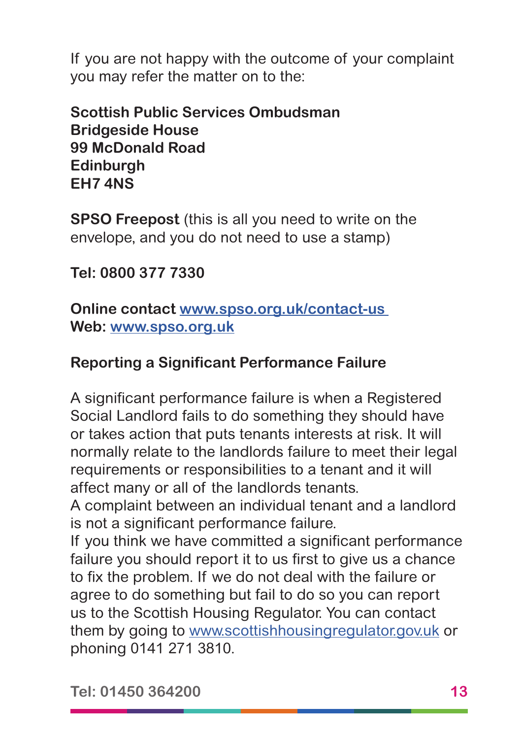If you are not happy with the outcome of your complaint you may refer the matter on to the:

**Scottish Public Services Ombudsman**
**Bridgeside House**
**99 McDonald Road**
**Edinburgh**
**EH7 4NS**

**SPSO Freepost** (this is all you need to write on the envelope, and you do not need to use a stamp)

**Tel: 0800 377 7330**

**Online contact [www.spso.org.uk/contact-us](www.spso.org.uk/contact-us)**
**Web: [www.spso.org.uk](www.spso.org.uk)**

**Reporting a Significant Performance Failure**

A significant performance failure is when a Registered Social Landlord fails to do something they should have or takes action that puts tenants interests at risk. It will normally relate to the landlords failure to meet their legal requirements or responsibilities to a tenant and it will affect many or all of the landlords tenants.
A complaint between an individual tenant and a landlord is not a significant performance failure.
If you think we have committed a significant performance failure you should report it to us first to give us a chance to fix the problem. If we do not deal with the failure or agree to do something but fail to do so you can report us to the Scottish Housing Regulator. You can contact them by going to [www.scottishhousingregulator.gov.uk](www.scottishhousingregulator.gov.uk) or phoning 0141 271 3810.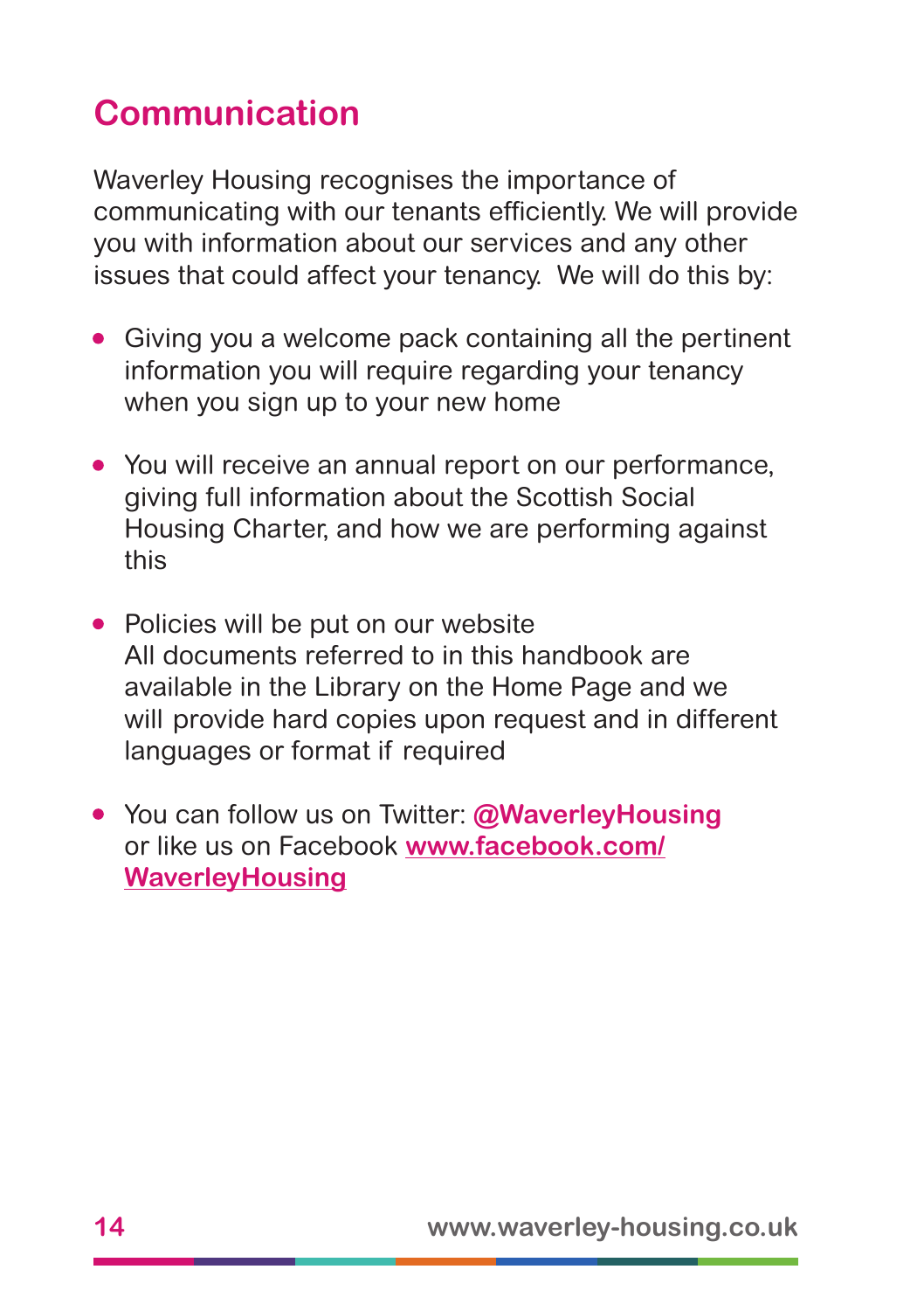# Communication

Waverley Housing recognises the importance of communicating with our tenants efficiently. We will provide you with information about our services and any other issues that could affect your tenancy. We will do this by:

- Giving you a welcome pack containing all the pertinent information you will require regarding your tenancy when you sign up to your new home
- You will receive an annual report on our performance, giving full information about the Scottish Social Housing Charter, and how we are performing against this
- Policies will be put on our website
  All documents referred to in this handbook are available in the Library on the Home Page and we will provide hard copies upon request and in different languages or format if required
- You can follow us on Twitter: **@WaverleyHousing** or like us on Facebook **www.facebook.com/WaverleyHousing**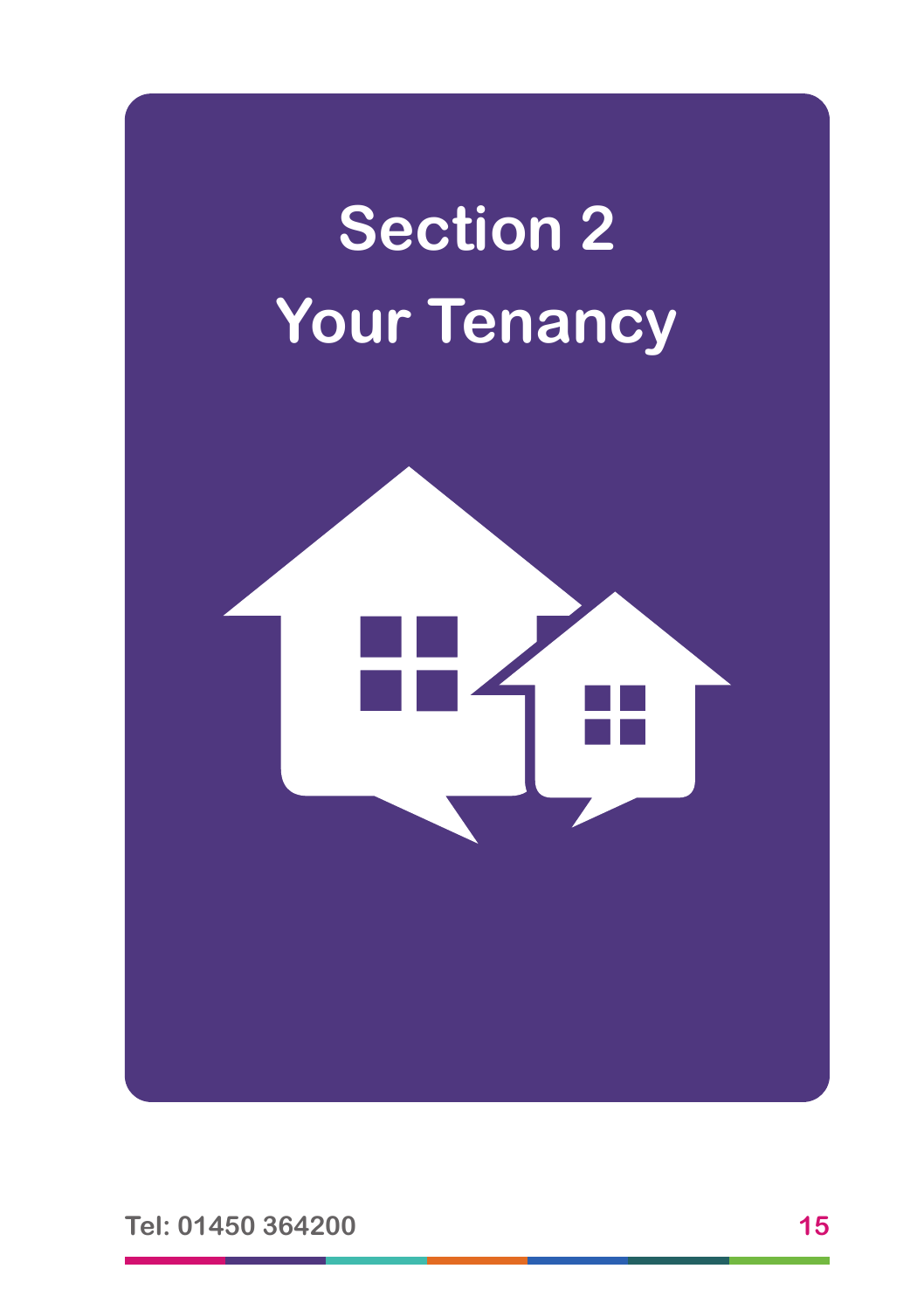# Section 2
# Your Tenancy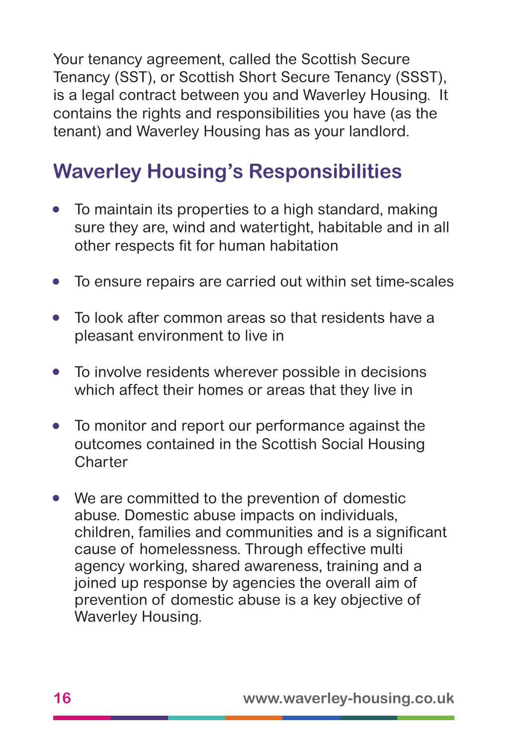Your tenancy agreement, called the Scottish Secure Tenancy (SST), or Scottish Short Secure Tenancy (SSST), is a legal contract between you and Waverley Housing. It contains the rights and responsibilities you have (as the tenant) and Waverley Housing has as your landlord.

## Waverley Housing's Responsibilities

- To maintain its properties to a high standard, making sure they are, wind and watertight, habitable and in all other respects fit for human habitation
- To ensure repairs are carried out within set time-scales
- To look after common areas so that residents have a pleasant environment to live in
- To involve residents wherever possible in decisions which affect their homes or areas that they live in
- To monitor and report our performance against the outcomes contained in the Scottish Social Housing Charter
- We are committed to the prevention of domestic abuse. Domestic abuse impacts on individuals, children, families and communities and is a significant cause of homelessness. Through effective multi agency working, shared awareness, training and a joined up response by agencies the overall aim of prevention of domestic abuse is a key objective of Waverley Housing.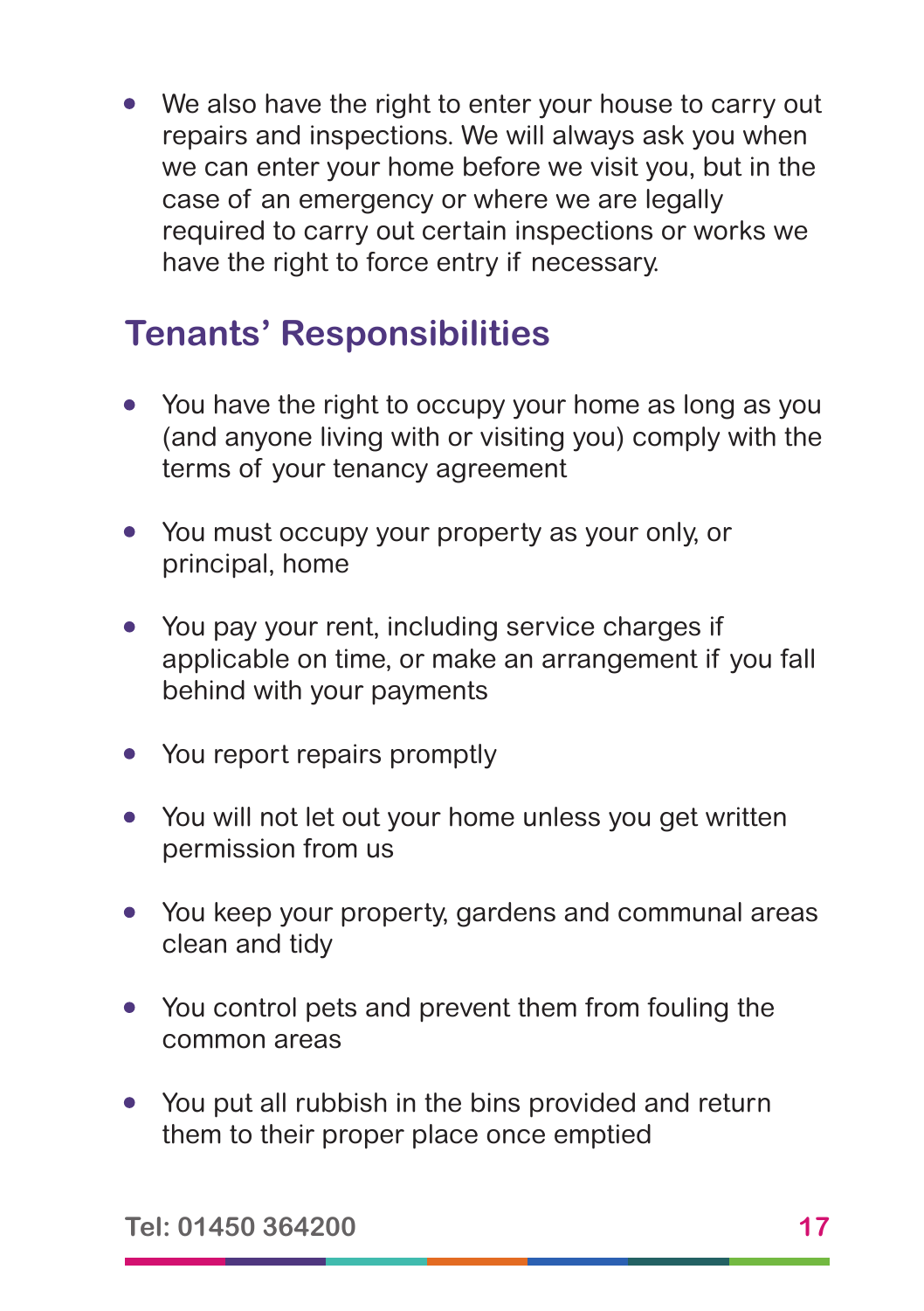- We also have the right to enter your house to carry out repairs and inspections. We will always ask you when we can enter your home before we visit you, but in the case of an emergency or where we are legally required to carry out certain inspections or works we have the right to force entry if necessary.

## Tenants' Responsibilities

- You have the right to occupy your home as long as you (and anyone living with or visiting you) comply with the terms of your tenancy agreement
- You must occupy your property as your only, or principal, home
- You pay your rent, including service charges if applicable on time, or make an arrangement if you fall behind with your payments
- You report repairs promptly
- You will not let out your home unless you get written permission from us
- You keep your property, gardens and communal areas clean and tidy
- You control pets and prevent them from fouling the common areas
- You put all rubbish in the bins provided and return them to their proper place once emptied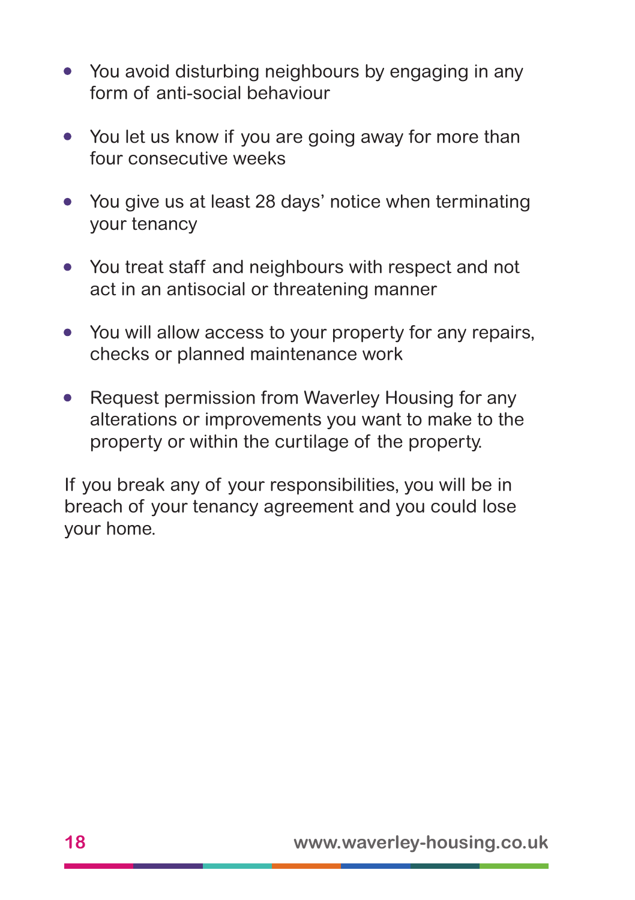- You avoid disturbing neighbours by engaging in any form of anti-social behaviour
- You let us know if you are going away for more than four consecutive weeks
- You give us at least 28 days' notice when terminating your tenancy
- You treat staff and neighbours with respect and not act in an antisocial or threatening manner
- You will allow access to your property for any repairs, checks or planned maintenance work
- Request permission from Waverley Housing for any alterations or improvements you want to make to the property or within the curtilage of the property.

If you break any of your responsibilities, you will be in breach of your tenancy agreement and you could lose your home.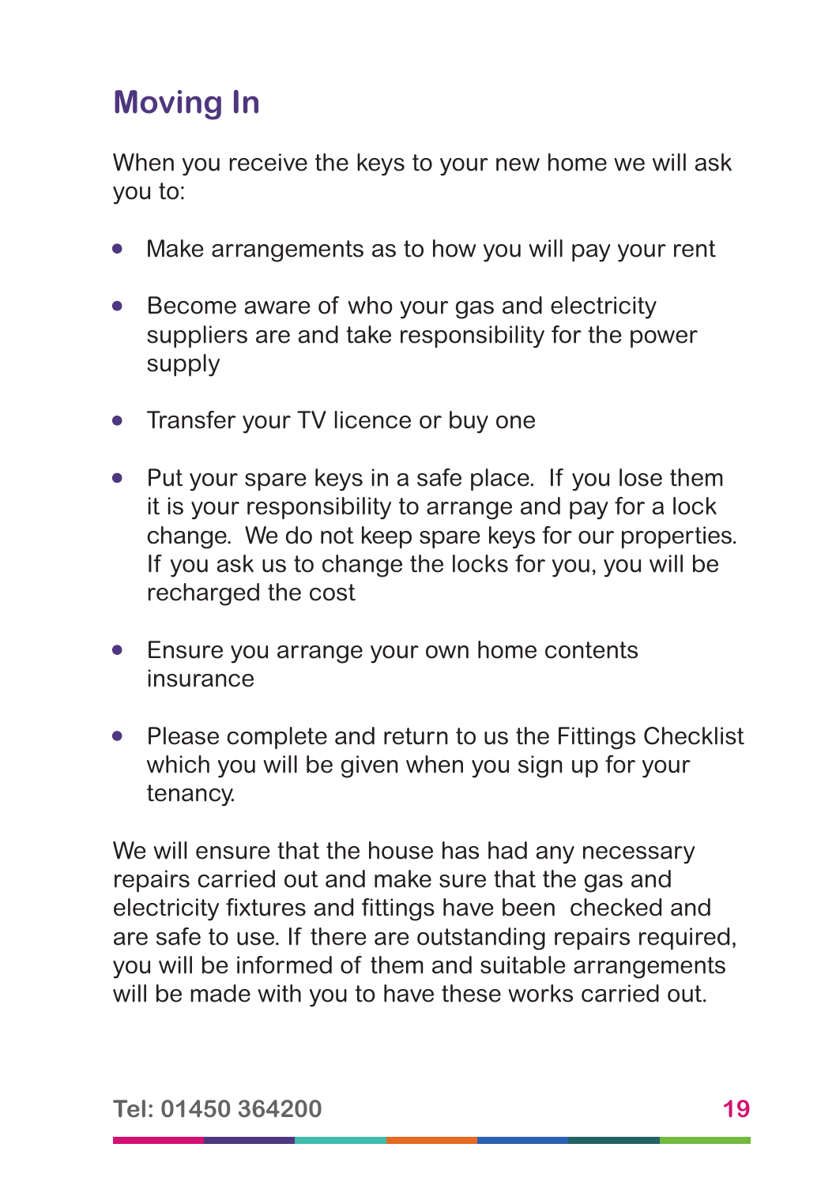# Moving In

When you receive the keys to your new home we will ask you to:

- Make arrangements as to how you will pay your rent
- Become aware of who your gas and electricity suppliers are and take responsibility for the power supply
- Transfer your TV licence or buy one
- Put your spare keys in a safe place. If you lose them it is your responsibility to arrange and pay for a lock change. We do not keep spare keys for our properties. If you ask us to change the locks for you, you will be recharged the cost
- Ensure you arrange your own home contents insurance
- Please complete and return to us the Fittings Checklist which you will be given when you sign up for your tenancy.

We will ensure that the house has had any necessary repairs carried out and make sure that the gas and electricity fixtures and fittings have been checked and are safe to use. If there are outstanding repairs required, you will be informed of them and suitable arrangements will be made with you to have these works carried out.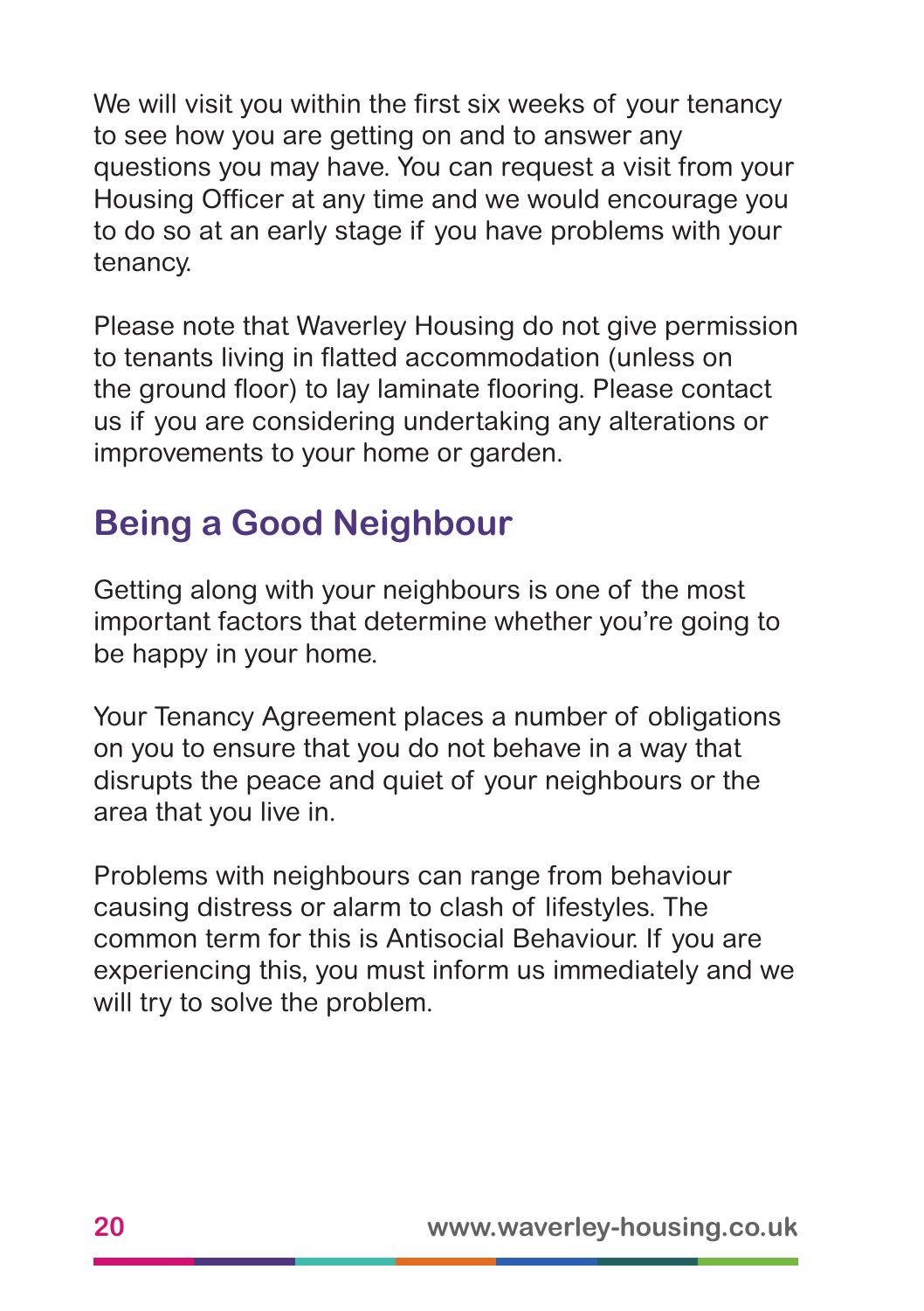We will visit you within the first six weeks of your tenancy to see how you are getting on and to answer any questions you may have. You can request a visit from your Housing Officer at any time and we would encourage you to do so at an early stage if you have problems with your tenancy.

Please note that Waverley Housing do not give permission to tenants living in flatted accommodation (unless on the ground floor) to lay laminate flooring. Please contact us if you are considering undertaking any alterations or improvements to your home or garden.

## Being a Good Neighbour

Getting along with your neighbours is one of the most important factors that determine whether you're going to be happy in your home.

Your Tenancy Agreement places a number of obligations on you to ensure that you do not behave in a way that disrupts the peace and quiet of your neighbours or the area that you live in.

Problems with neighbours can range from behaviour causing distress or alarm to clash of lifestyles. The common term for this is Antisocial Behaviour. If you are experiencing this, you must inform us immediately and we will try to solve the problem.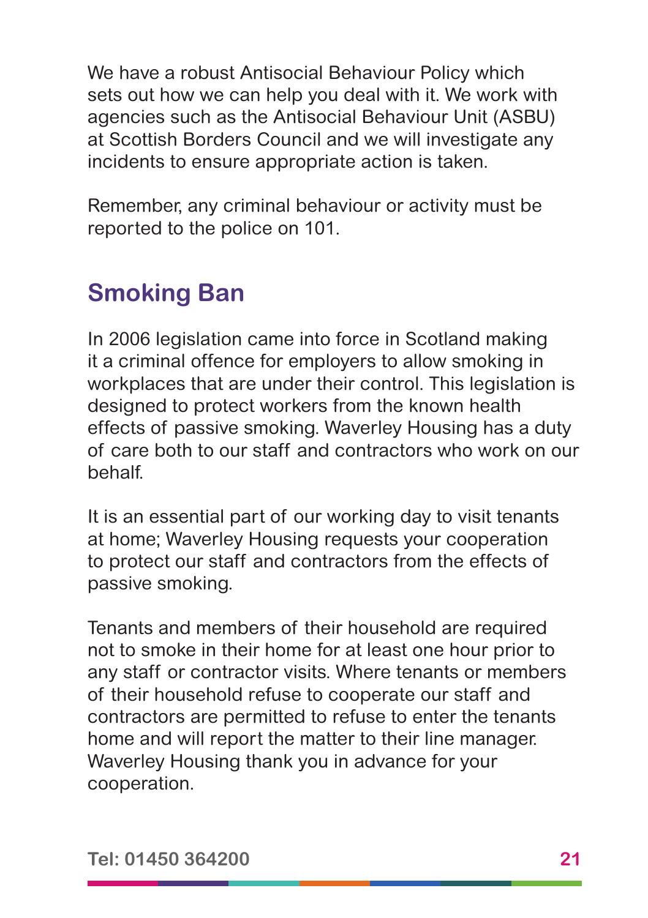We have a robust Antisocial Behaviour Policy which sets out how we can help you deal with it. We work with agencies such as the Antisocial Behaviour Unit (ASBU) at Scottish Borders Council and we will investigate any incidents to ensure appropriate action is taken.

Remember, any criminal behaviour or activity must be reported to the police on 101.

## Smoking Ban

In 2006 legislation came into force in Scotland making it a criminal offence for employers to allow smoking in workplaces that are under their control. This legislation is designed to protect workers from the known health effects of passive smoking. Waverley Housing has a duty of care both to our staff and contractors who work on our behalf.

It is an essential part of our working day to visit tenants at home; Waverley Housing requests your cooperation to protect our staff and contractors from the effects of passive smoking.

Tenants and members of their household are required not to smoke in their home for at least one hour prior to any staff or contractor visits. Where tenants or members of their household refuse to cooperate our staff and contractors are permitted to refuse to enter the tenants home and will report the matter to their line manager. Waverley Housing thank you in advance for your cooperation.

**Tel: 01450 364200**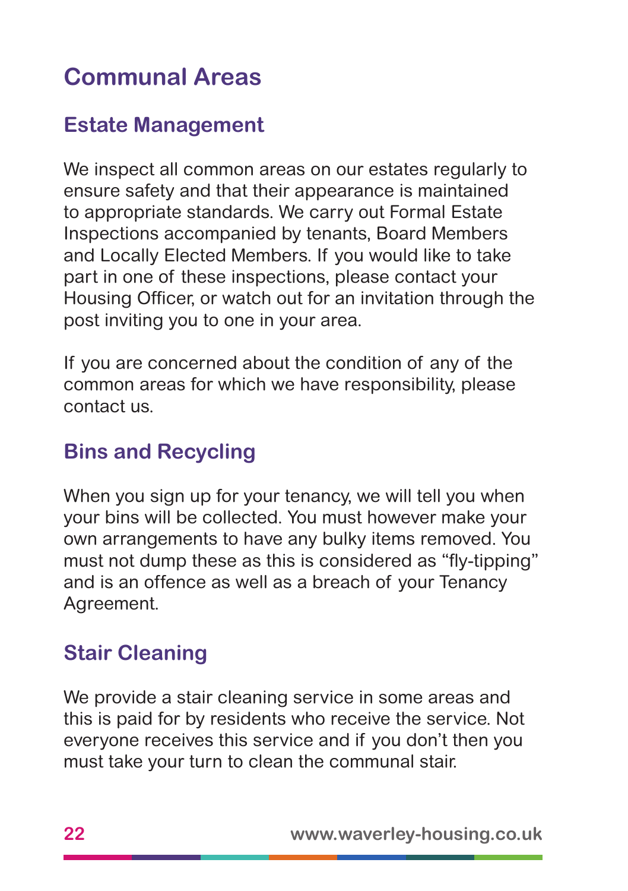# Communal Areas

## Estate Management

We inspect all common areas on our estates regularly to ensure safety and that their appearance is maintained to appropriate standards. We carry out Formal Estate Inspections accompanied by tenants, Board Members and Locally Elected Members. If you would like to take part in one of these inspections, please contact your Housing Officer, or watch out for an invitation through the post inviting you to one in your area.

If you are concerned about the condition of any of the common areas for which we have responsibility, please contact us.

## Bins and Recycling

When you sign up for your tenancy, we will tell you when your bins will be collected. You must however make your own arrangements to have any bulky items removed. You must not dump these as this is considered as "fly-tipping" and is an offence as well as a breach of your Tenancy Agreement.

## Stair Cleaning

We provide a stair cleaning service in some areas and this is paid for by residents who receive the service. Not everyone receives this service and if you don't then you must take your turn to clean the communal stair.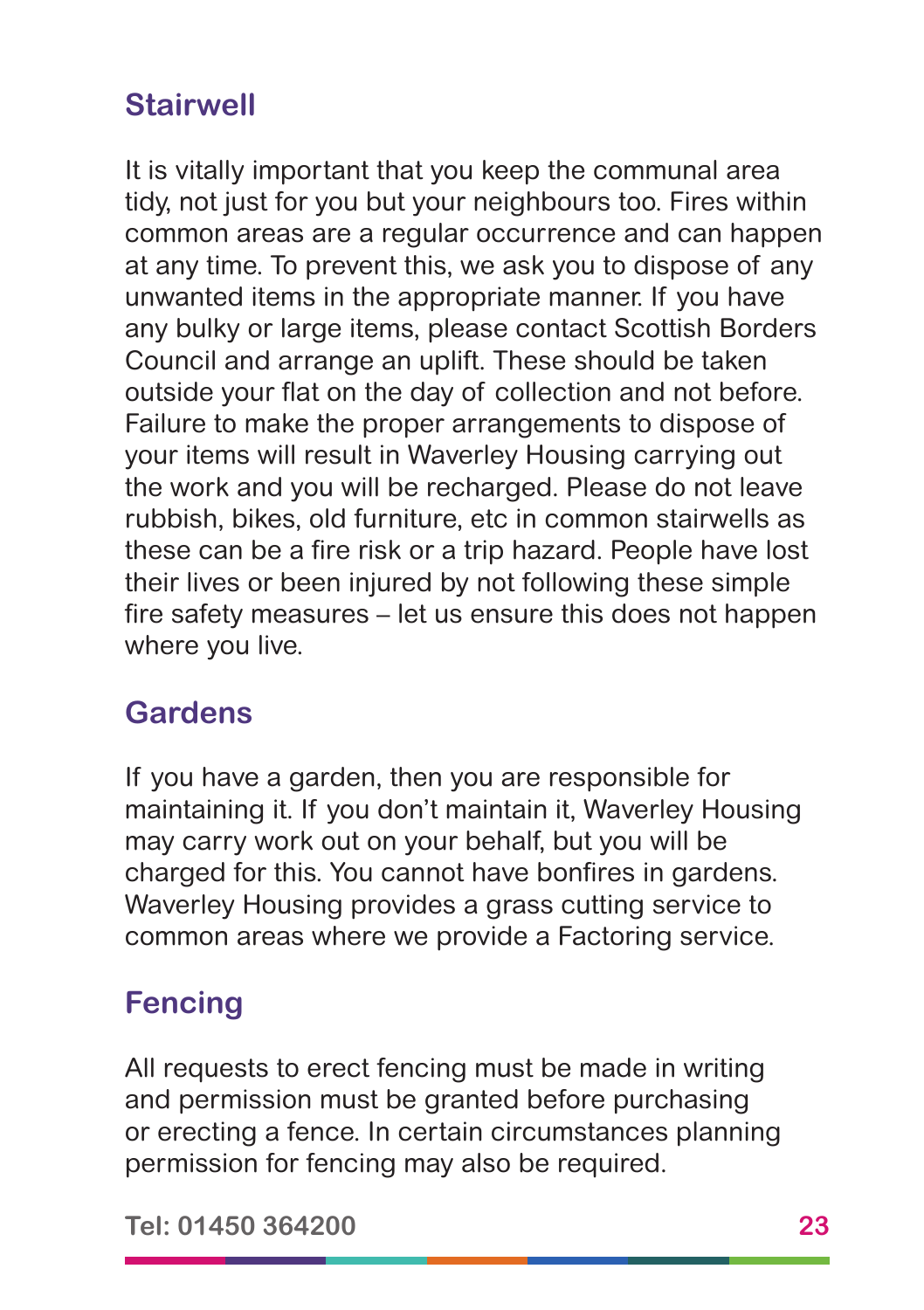## Stairwell

It is vitally important that you keep the communal area tidy, not just for you but your neighbours too. Fires within common areas are a regular occurrence and can happen at any time. To prevent this, we ask you to dispose of any unwanted items in the appropriate manner. If you have any bulky or large items, please contact Scottish Borders Council and arrange an uplift. These should be taken outside your flat on the day of collection and not before. Failure to make the proper arrangements to dispose of your items will result in Waverley Housing carrying out the work and you will be recharged. Please do not leave rubbish, bikes, old furniture, etc in common stairwells as these can be a fire risk or a trip hazard. People have lost their lives or been injured by not following these simple fire safety measures – let us ensure this does not happen where you live.

## Gardens

If you have a garden, then you are responsible for maintaining it. If you don't maintain it, Waverley Housing may carry work out on your behalf, but you will be charged for this. You cannot have bonfires in gardens. Waverley Housing provides a grass cutting service to common areas where we provide a Factoring service.

## Fencing

All requests to erect fencing must be made in writing and permission must be granted before purchasing or erecting a fence. In certain circumstances planning permission for fencing may also be required.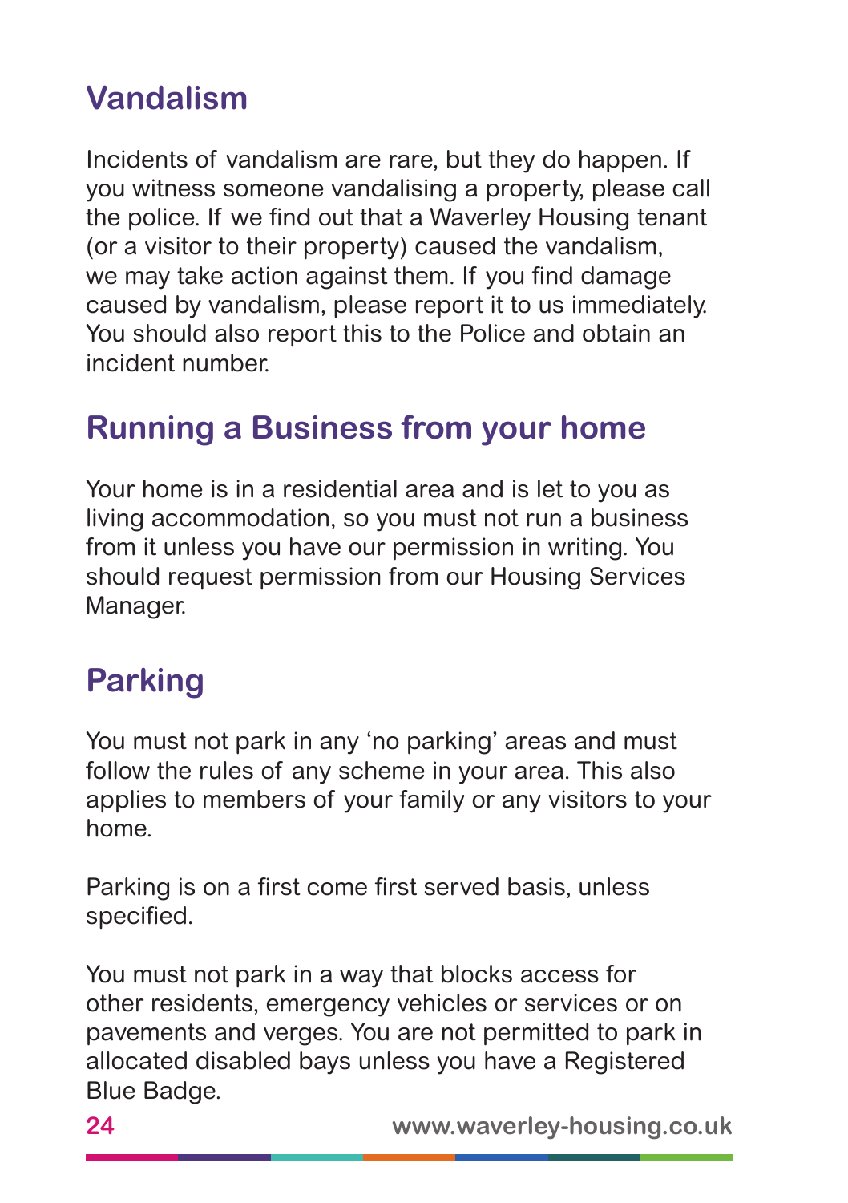## Vandalism

Incidents of vandalism are rare, but they do happen. If you witness someone vandalising a property, please call the police. If we find out that a Waverley Housing tenant (or a visitor to their property) caused the vandalism, we may take action against them. If you find damage caused by vandalism, please report it to us immediately. You should also report this to the Police and obtain an incident number.

## Running a Business from your home

Your home is in a residential area and is let to you as living accommodation, so you must not run a business from it unless you have our permission in writing. You should request permission from our Housing Services Manager.

## Parking

You must not park in any 'no parking' areas and must follow the rules of any scheme in your area. This also applies to members of your family or any visitors to your home.

Parking is on a first come first served basis, unless specified.

You must not park in a way that blocks access for other residents, emergency vehicles or services or on pavements and verges. You are not permitted to park in allocated disabled bays unless you have a Registered Blue Badge.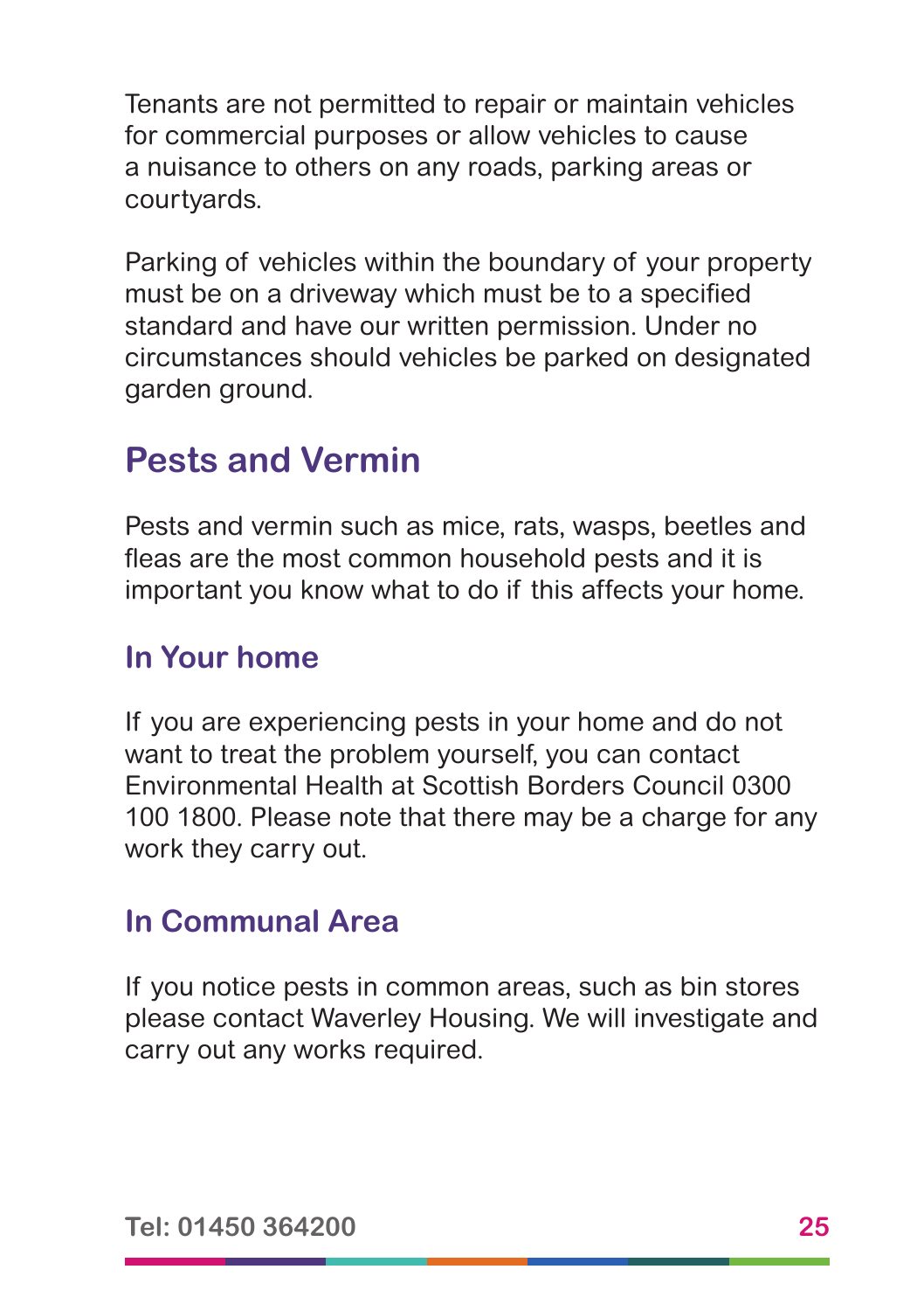Tenants are not permitted to repair or maintain vehicles for commercial purposes or allow vehicles to cause a nuisance to others on any roads, parking areas or courtyards.

Parking of vehicles within the boundary of your property must be on a driveway which must be to a specified standard and have our written permission. Under no circumstances should vehicles be parked on designated garden ground.

## Pests and Vermin

Pests and vermin such as mice, rats, wasps, beetles and fleas are the most common household pests and it is important you know what to do if this affects your home.

### In Your home

If you are experiencing pests in your home and do not want to treat the problem yourself, you can contact Environmental Health at Scottish Borders Council 0300 100 1800. Please note that there may be a charge for any work they carry out.

### In Communal Area

If you notice pests in common areas, such as bin stores please contact Waverley Housing. We will investigate and carry out any works required.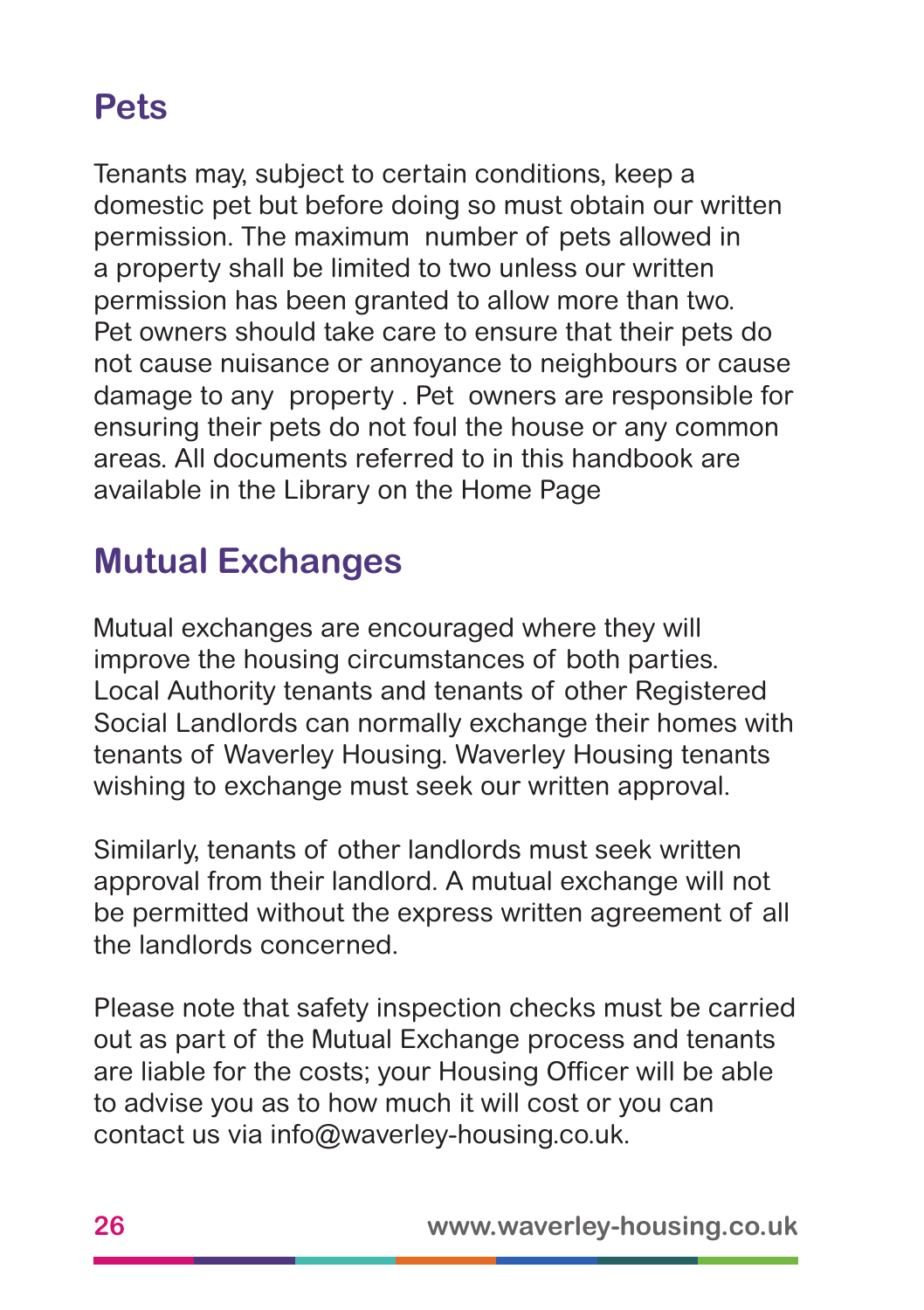## Pets

Tenants may, subject to certain conditions, keep a domestic pet but before doing so must obtain our written permission. The maximum number of pets allowed in a property shall be limited to two unless our written permission has been granted to allow more than two. Pet owners should take care to ensure that their pets do not cause nuisance or annoyance to neighbours or cause damage to any property . Pet owners are responsible for ensuring their pets do not foul the house or any common areas. All documents referred to in this handbook are available in the Library on the Home Page

## Mutual Exchanges

Mutual exchanges are encouraged where they will improve the housing circumstances of both parties. Local Authority tenants and tenants of other Registered Social Landlords can normally exchange their homes with tenants of Waverley Housing. Waverley Housing tenants wishing to exchange must seek our written approval.

Similarly, tenants of other landlords must seek written approval from their landlord. A mutual exchange will not be permitted without the express written agreement of all the landlords concerned.

Please note that safety inspection checks must be carried out as part of the Mutual Exchange process and tenants are liable for the costs; your Housing Officer will be able to advise you as to how much it will cost or you can contact us via info@waverley-housing.co.uk.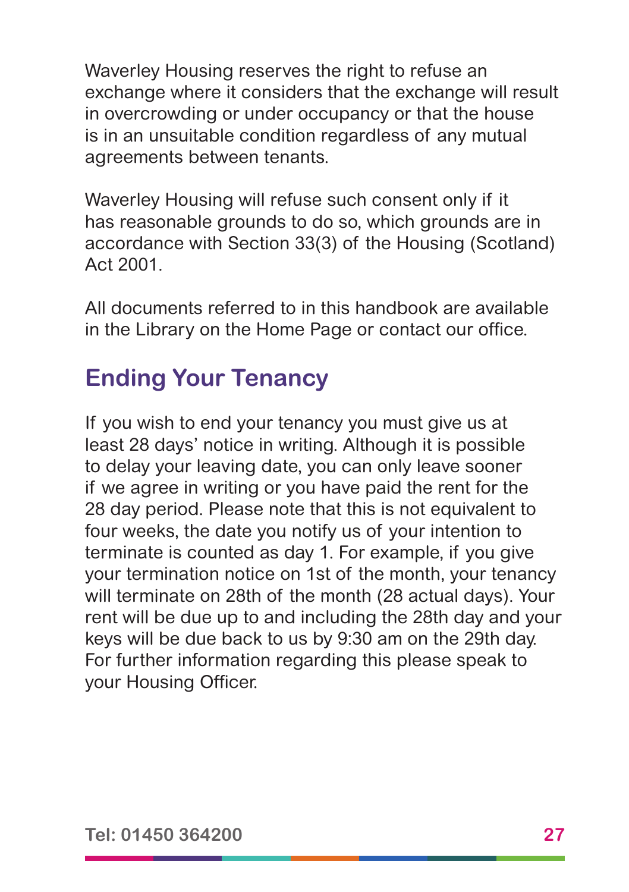Waverley Housing reserves the right to refuse an exchange where it considers that the exchange will result in overcrowding or under occupancy or that the house is in an unsuitable condition regardless of any mutual agreements between tenants.

Waverley Housing will refuse such consent only if it has reasonable grounds to do so, which grounds are in accordance with Section 33(3) of the Housing (Scotland) Act 2001.

All documents referred to in this handbook are available in the Library on the Home Page or contact our office.

## Ending Your Tenancy

If you wish to end your tenancy you must give us at least 28 days' notice in writing. Although it is possible to delay your leaving date, you can only leave sooner if we agree in writing or you have paid the rent for the 28 day period. Please note that this is not equivalent to four weeks, the date you notify us of your intention to terminate is counted as day 1. For example, if you give your termination notice on 1st of the month, your tenancy will terminate on 28th of the month (28 actual days). Your rent will be due up to and including the 28th day and your keys will be due back to us by 9:30 am on the 29th day. For further information regarding this please speak to your Housing Officer.

Tel: 01450 364200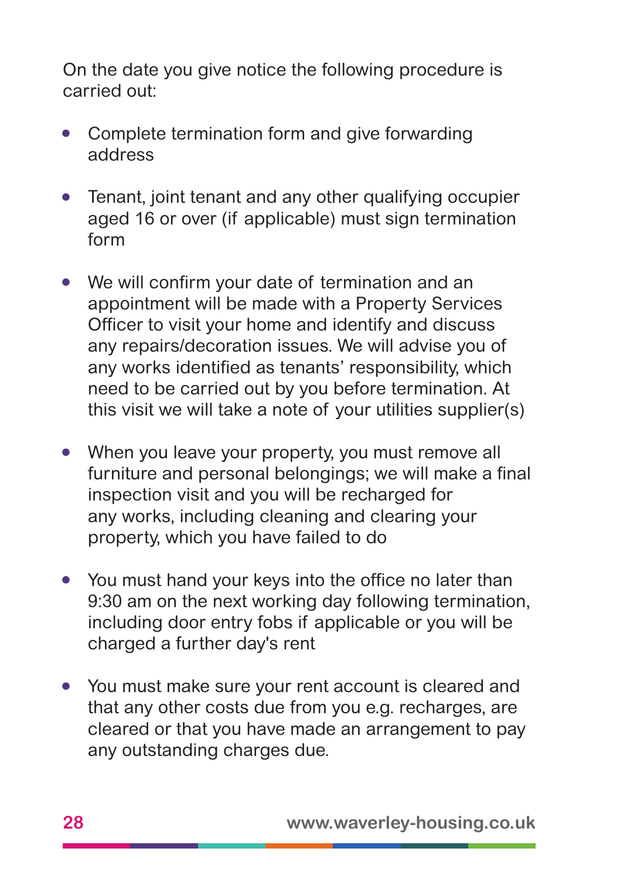On the date you give notice the following procedure is carried out:

- Complete termination form and give forwarding address
- Tenant, joint tenant and any other qualifying occupier aged 16 or over (if applicable) must sign termination form
- We will confirm your date of termination and an appointment will be made with a Property Services Officer to visit your home and identify and discuss any repairs/decoration issues. We will advise you of any works identified as tenants' responsibility, which need to be carried out by you before termination. At this visit we will take a note of your utilities supplier(s)
- When you leave your property, you must remove all furniture and personal belongings; we will make a final inspection visit and you will be recharged for any works, including cleaning and clearing your property, which you have failed to do
- You must hand your keys into the office no later than 9:30 am on the next working day following termination, including door entry fobs if applicable or you will be charged a further day's rent
- You must make sure your rent account is cleared and that any other costs due from you e.g. recharges, are cleared or that you have made an arrangement to pay any outstanding charges due.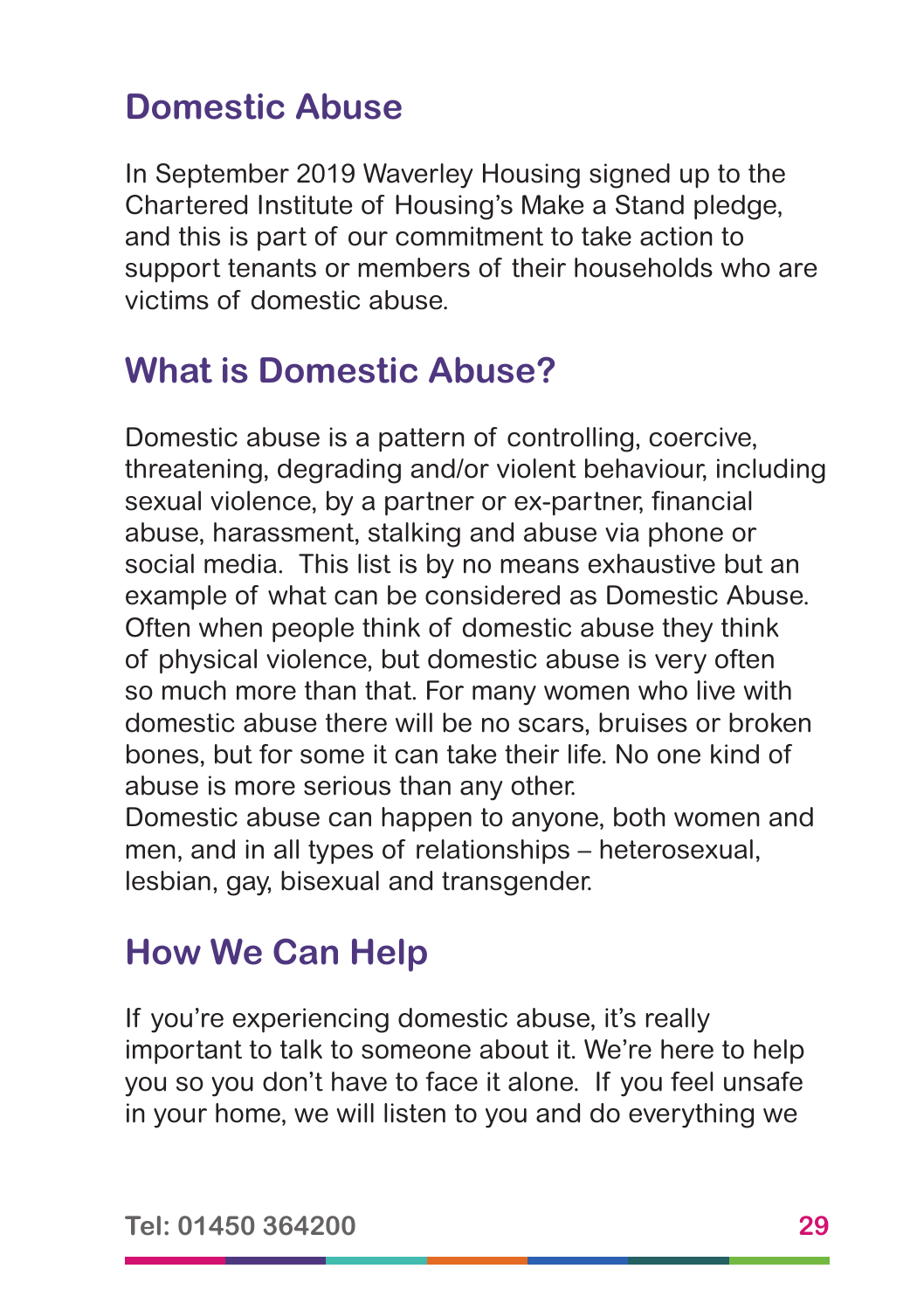## Domestic Abuse

In September 2019 Waverley Housing signed up to the Chartered Institute of Housing's Make a Stand pledge, and this is part of our commitment to take action to support tenants or members of their households who are victims of domestic abuse.

## What is Domestic Abuse?

Domestic abuse is a pattern of controlling, coercive, threatening, degrading and/or violent behaviour, including sexual violence, by a partner or ex-partner, financial abuse, harassment, stalking and abuse via phone or social media. This list is by no means exhaustive but an example of what can be considered as Domestic Abuse. Often when people think of domestic abuse they think of physical violence, but domestic abuse is very often so much more than that. For many women who live with domestic abuse there will be no scars, bruises or broken bones, but for some it can take their life. No one kind of abuse is more serious than any other.
Domestic abuse can happen to anyone, both women and men, and in all types of relationships – heterosexual, lesbian, gay, bisexual and transgender.

## How We Can Help

If you're experiencing domestic abuse, it's really important to talk to someone about it. We're here to help you so you don't have to face it alone. If you feel unsafe in your home, we will listen to you and do everything we

Tel: 01450 364200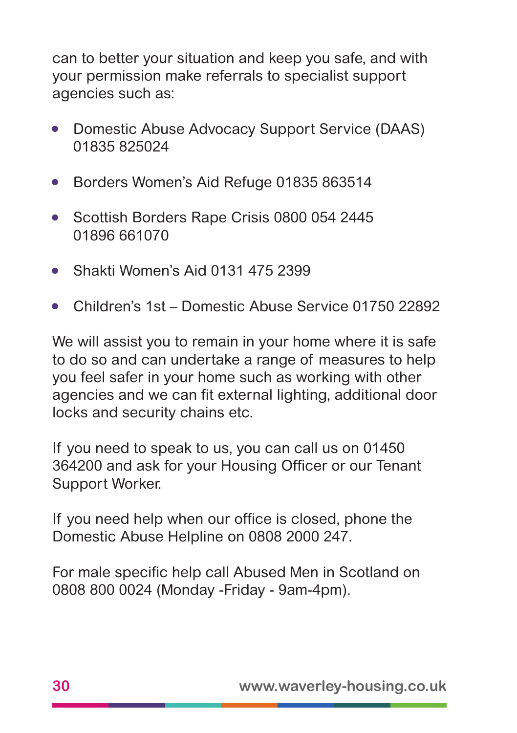can to better your situation and keep you safe, and with your permission make referrals to specialist support agencies such as:

- Domestic Abuse Advocacy Support Service (DAAS) 01835 825024
- Borders Women's Aid Refuge 01835 863514
- Scottish Borders Rape Crisis 0800 054 2445 01896 661070
- Shakti Women's Aid 0131 475 2399
- Children's 1st – Domestic Abuse Service 01750 22892

We will assist you to remain in your home where it is safe to do so and can undertake a range of measures to help you feel safer in your home such as working with other agencies and we can fit external lighting, additional door locks and security chains etc.

If you need to speak to us, you can call us on 01450 364200 and ask for your Housing Officer or our Tenant Support Worker.

If you need help when our office is closed, phone the Domestic Abuse Helpline on 0808 2000 247.

For male specific help call Abused Men in Scotland on 0808 800 0024 (Monday -Friday - 9am-4pm).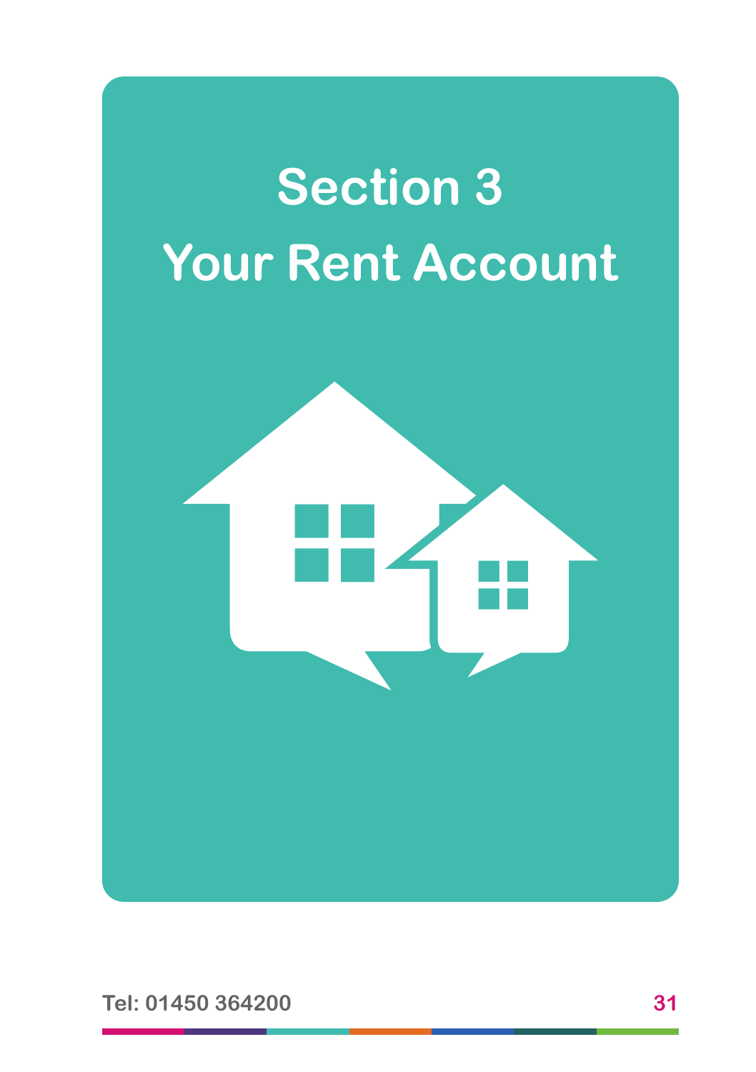# Section 3
# Your Rent Account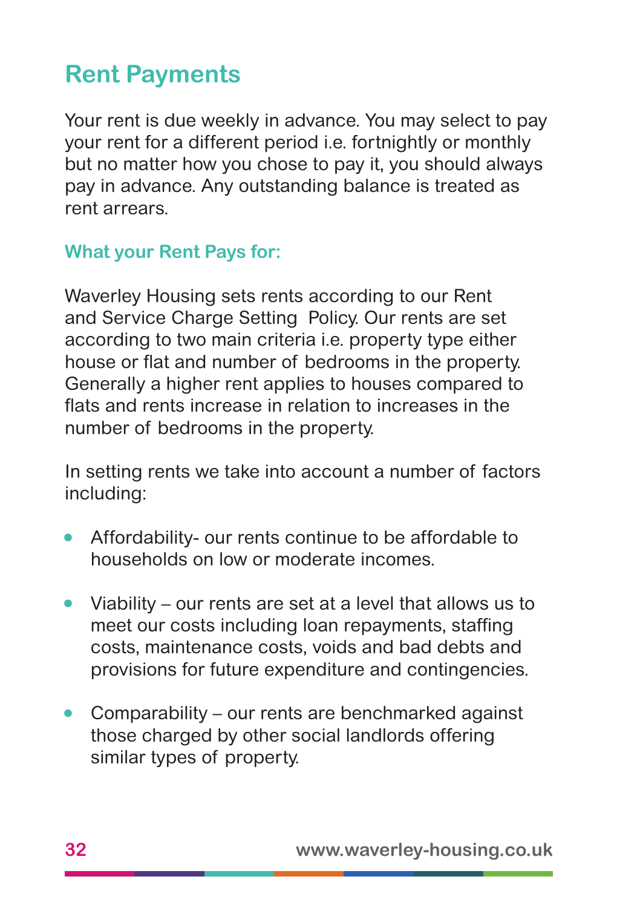## Rent Payments

Your rent is due weekly in advance. You may select to pay your rent for a different period i.e. fortnightly or monthly but no matter how you chose to pay it, you should always pay in advance. Any outstanding balance is treated as rent arrears.

### What your Rent Pays for:

Waverley Housing sets rents according to our Rent and Service Charge Setting Policy. Our rents are set according to two main criteria i.e. property type either house or flat and number of bedrooms in the property. Generally a higher rent applies to houses compared to flats and rents increase in relation to increases in the number of bedrooms in the property.

In setting rents we take into account a number of factors including:

- Affordability- our rents continue to be affordable to households on low or moderate incomes.
- Viability – our rents are set at a level that allows us to meet our costs including loan repayments, staffing costs, maintenance costs, voids and bad debts and provisions for future expenditure and contingencies.
- Comparability – our rents are benchmarked against those charged by other social landlords offering similar types of property.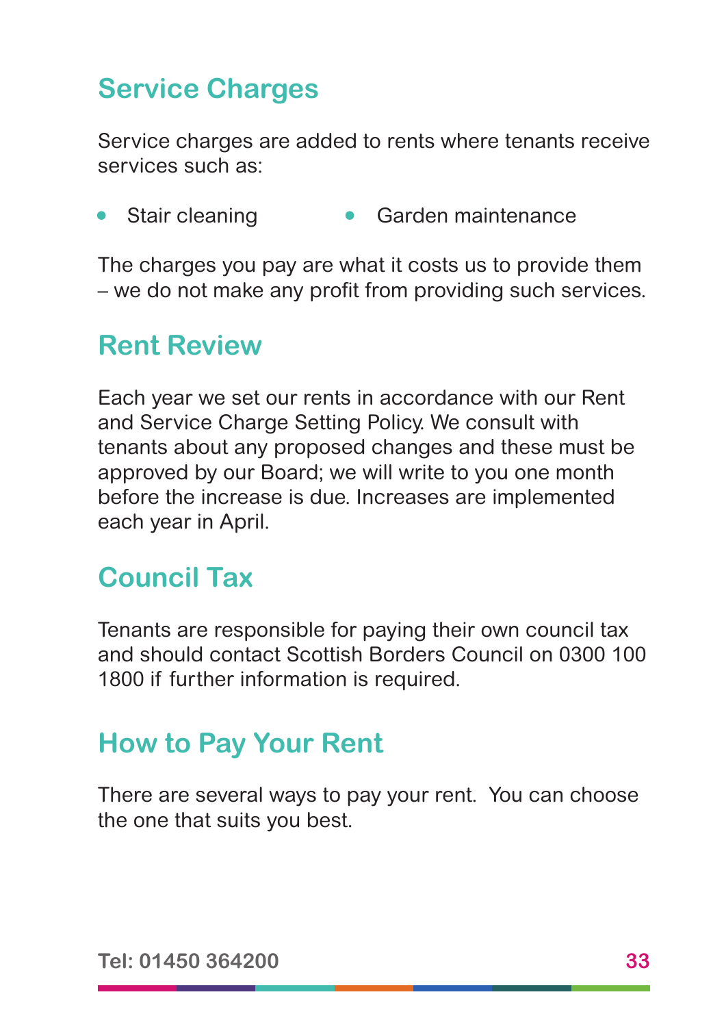## Service Charges

Service charges are added to rents where tenants receive services such as:

- Stair cleaning
- Garden maintenance

The charges you pay are what it costs us to provide them – we do not make any profit from providing such services.

## Rent Review

Each year we set our rents in accordance with our Rent and Service Charge Setting Policy. We consult with tenants about any proposed changes and these must be approved by our Board; we will write to you one month before the increase is due. Increases are implemented each year in April.

## Council Tax

Tenants are responsible for paying their own council tax and should contact Scottish Borders Council on 0300 100 1800 if further information is required.

## How to Pay Your Rent

There are several ways to pay your rent. You can choose the one that suits you best.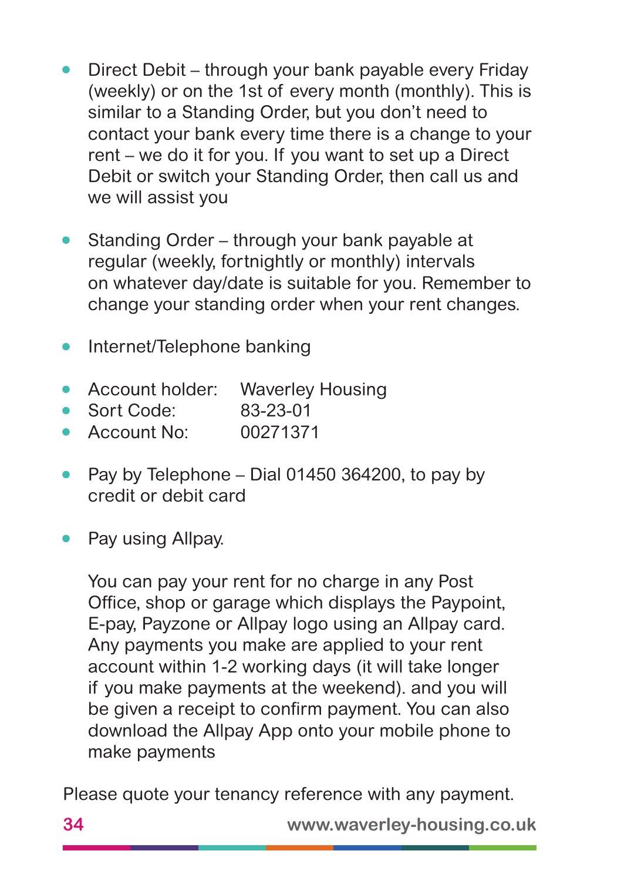- Direct Debit – through your bank payable every Friday (weekly) or on the 1st of every month (monthly). This is similar to a Standing Order, but you don't need to contact your bank every time there is a change to your rent – we do it for you. If you want to set up a Direct Debit or switch your Standing Order, then call us and we will assist you

- Standing Order – through your bank payable at regular (weekly, fortnightly or monthly) intervals on whatever day/date is suitable for you. Remember to change your standing order when your rent changes.

- Internet/Telephone banking

- Account holder: Waverley Housing
- Sort Code: 83-23-01
- Account No: 00271371

- Pay by Telephone – Dial 01450 364200, to pay by credit or debit card

- Pay using Allpay.

  You can pay your rent for no charge in any Post Office, shop or garage which displays the Paypoint, E-pay, Payzone or Allpay logo using an Allpay card. Any payments you make are applied to your rent account within 1-2 working days (it will take longer if you make payments at the weekend). and you will be given a receipt to confirm payment. You can also download the Allpay App onto your mobile phone to make payments

Please quote your tenancy reference with any payment.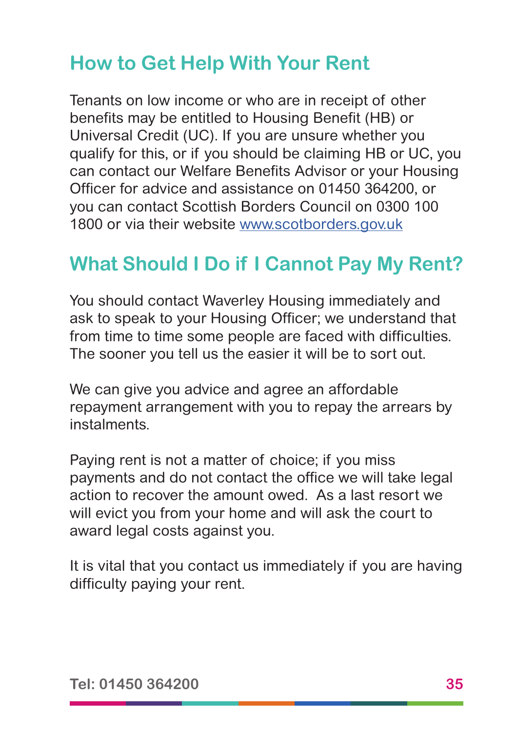## How to Get Help With Your Rent

Tenants on low income or who are in receipt of other benefits may be entitled to Housing Benefit (HB) or Universal Credit (UC). If you are unsure whether you qualify for this, or if you should be claiming HB or UC, you can contact our Welfare Benefits Advisor or your Housing Officer for advice and assistance on 01450 364200, or you can contact Scottish Borders Council on 0300 100 1800 or via their website [www.scotborders.gov.uk](http://www.scotborders.gov.uk)

## What Should I Do if I Cannot Pay My Rent?

You should contact Waverley Housing immediately and ask to speak to your Housing Officer; we understand that from time to time some people are faced with difficulties. The sooner you tell us the easier it will be to sort out.

We can give you advice and agree an affordable repayment arrangement with you to repay the arrears by instalments.

Paying rent is not a matter of choice; if you miss payments and do not contact the office we will take legal action to recover the amount owed. As a last resort we will evict you from your home and will ask the court to award legal costs against you.

It is vital that you contact us immediately if you are having difficulty paying your rent.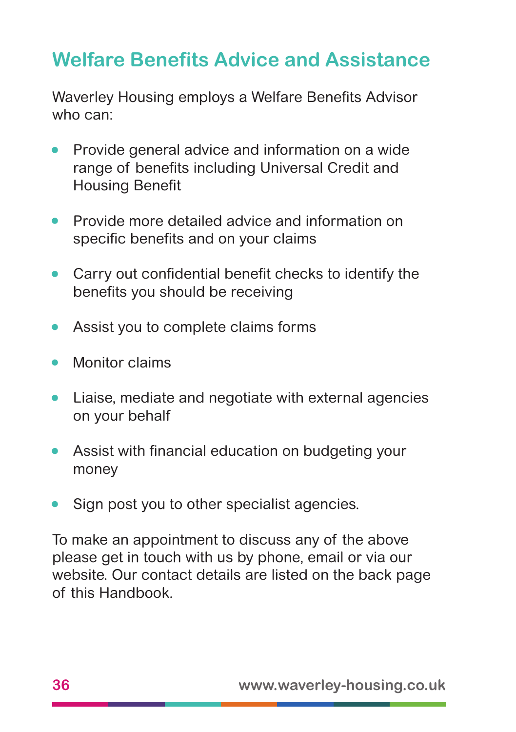# Welfare Benefits Advice and Assistance

Waverley Housing employs a Welfare Benefits Advisor who can:

- Provide general advice and information on a wide range of benefits including Universal Credit and Housing Benefit
- Provide more detailed advice and information on specific benefits and on your claims
- Carry out confidential benefit checks to identify the benefits you should be receiving
- Assist you to complete claims forms
- Monitor claims
- Liaise, mediate and negotiate with external agencies on your behalf
- Assist with financial education on budgeting your money
- Sign post you to other specialist agencies.

To make an appointment to discuss any of the above please get in touch with us by phone, email or via our website. Our contact details are listed on the back page of this Handbook.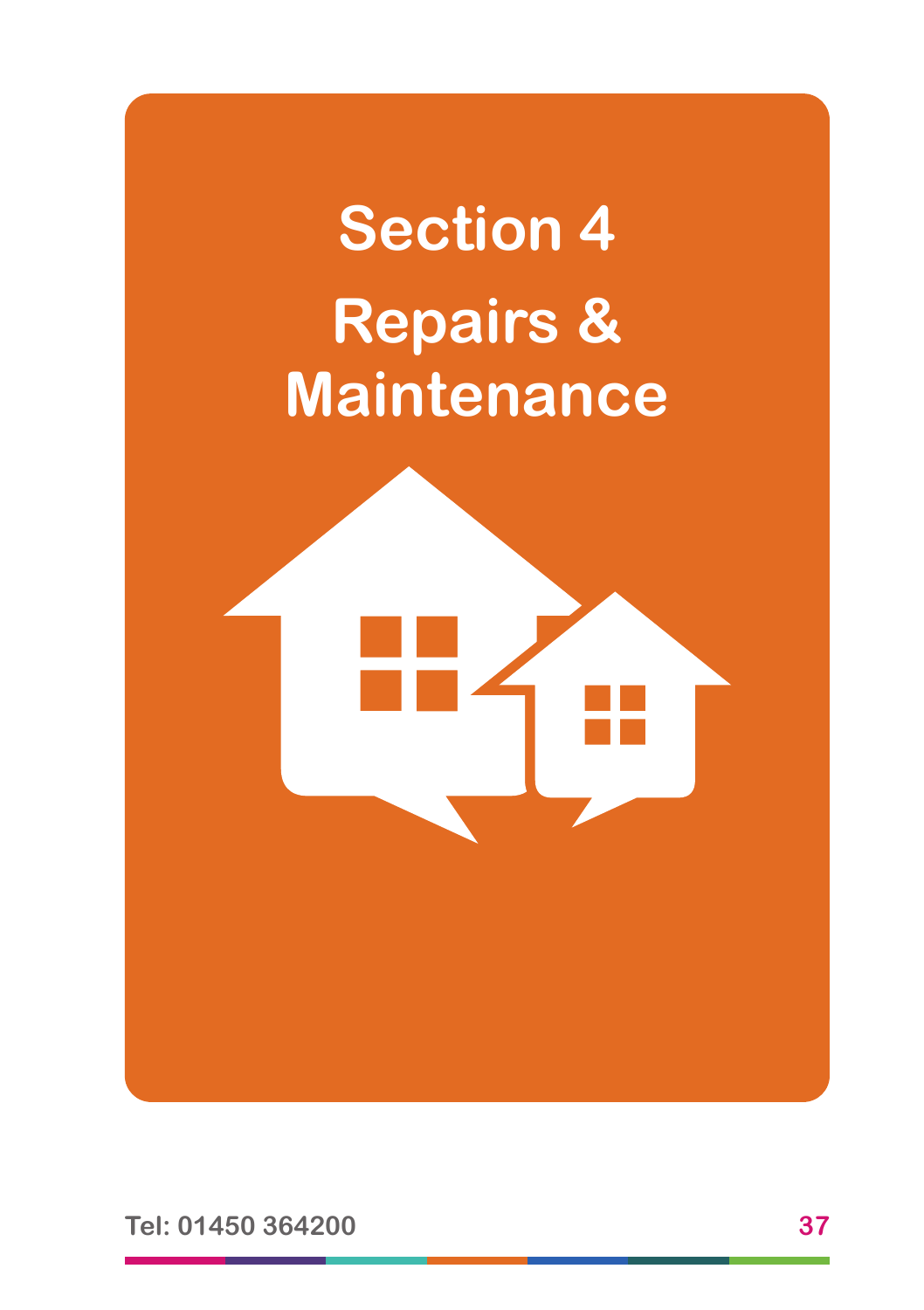# Section 4

# Repairs & Maintenance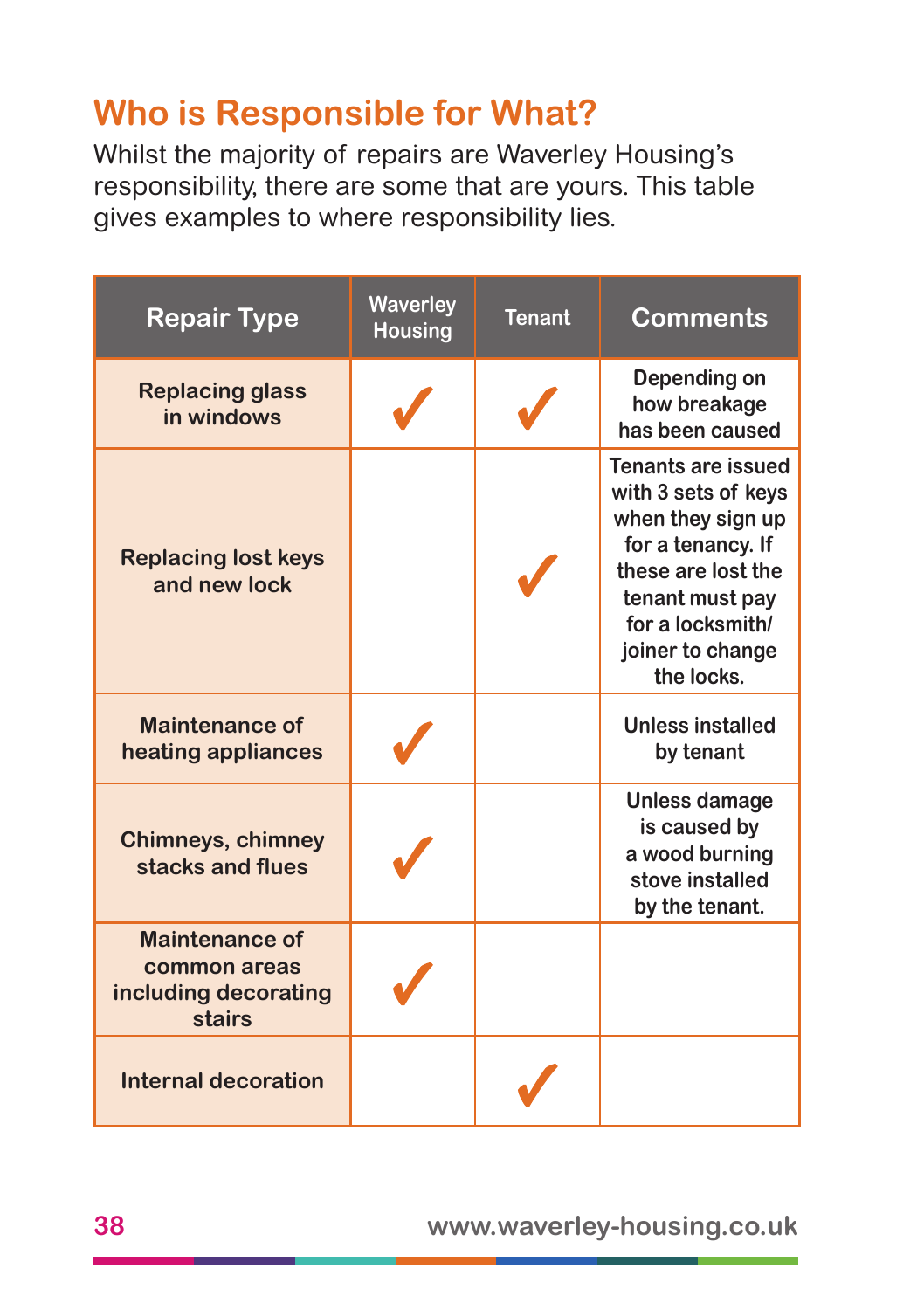## Who is Responsible for What?

Whilst the majority of repairs are Waverley Housing's responsibility, there are some that are yours. This table gives examples to where responsibility lies.

| Repair Type | Waverley Housing | Tenant | Comments |
|---|---|---|---|
| Replacing glass in windows | ✓ | ✓ | Depending on how breakage has been caused |
| Replacing lost keys and new lock | | ✓ | Tenants are issued with 3 sets of keys when they sign up for a tenancy. If these are lost the tenant must pay for a locksmith/ joiner to change the locks. |
| Maintenance of heating appliances | ✓ | | Unless installed by tenant |
| Chimneys, chimney stacks and flues | ✓ | | Unless damage is caused by a wood burning stove installed by the tenant. |
| Maintenance of common areas including decorating stairs | ✓ | | |
| Internal decoration | | ✓ | |

www.waverley-housing.co.uk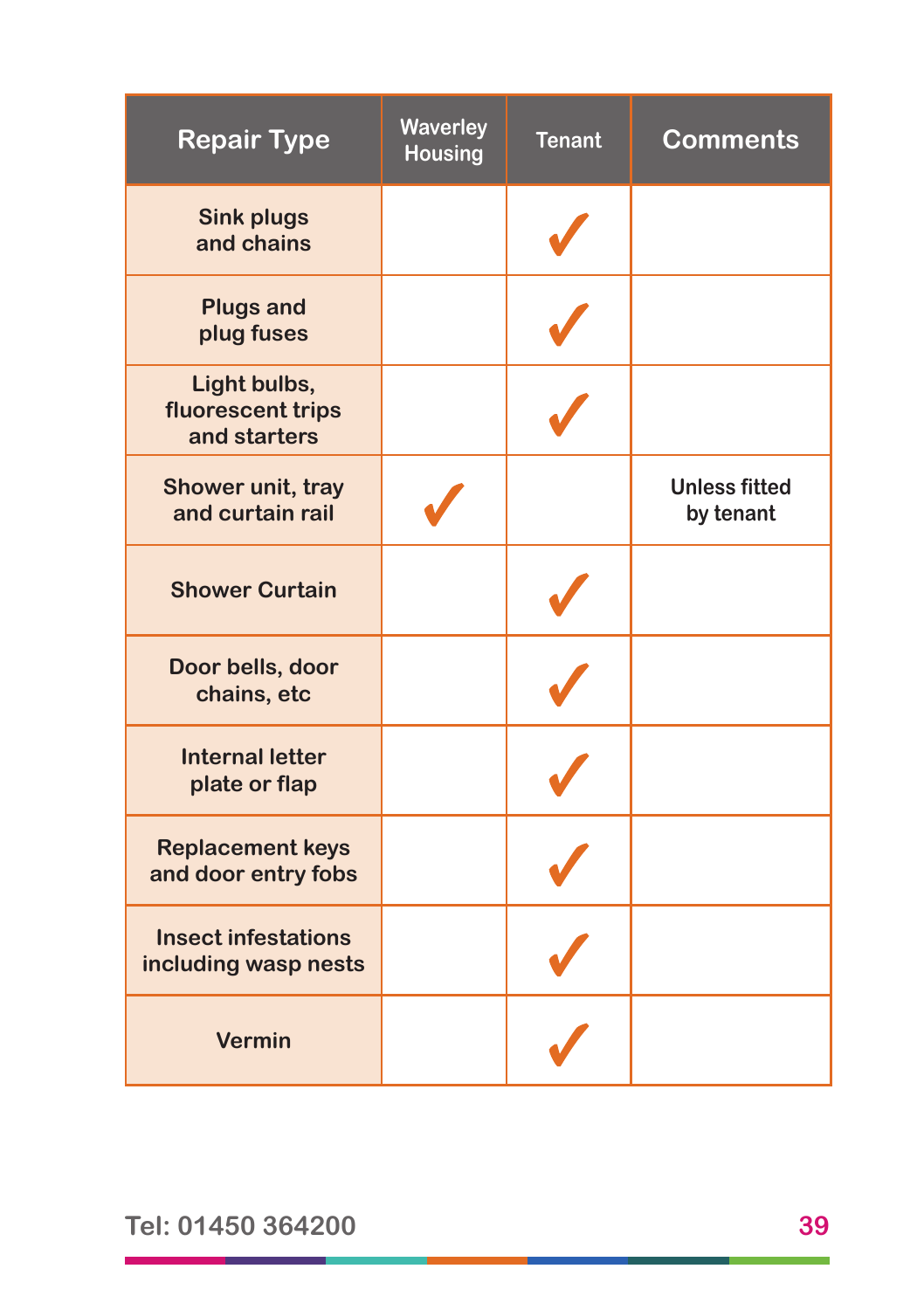| Repair Type | Waverley Housing | Tenant | Comments |
|---|---|---|---|
| Sink plugs and chains | | ✓ | |
| Plugs and plug fuses | | ✓ | |
| Light bulbs, fluorescent trips and starters | | ✓ | |
| Shower unit, tray and curtain rail | ✓ | | Unless fitted by tenant |
| Shower Curtain | | ✓ | |
| Door bells, door chains, etc | | ✓ | |
| Internal letter plate or flap | | ✓ | |
| Replacement keys and door entry fobs | | ✓ | |
| Insect infestations including wasp nests | | ✓ | |
| Vermin | | ✓ | |

Tel: 01450 364200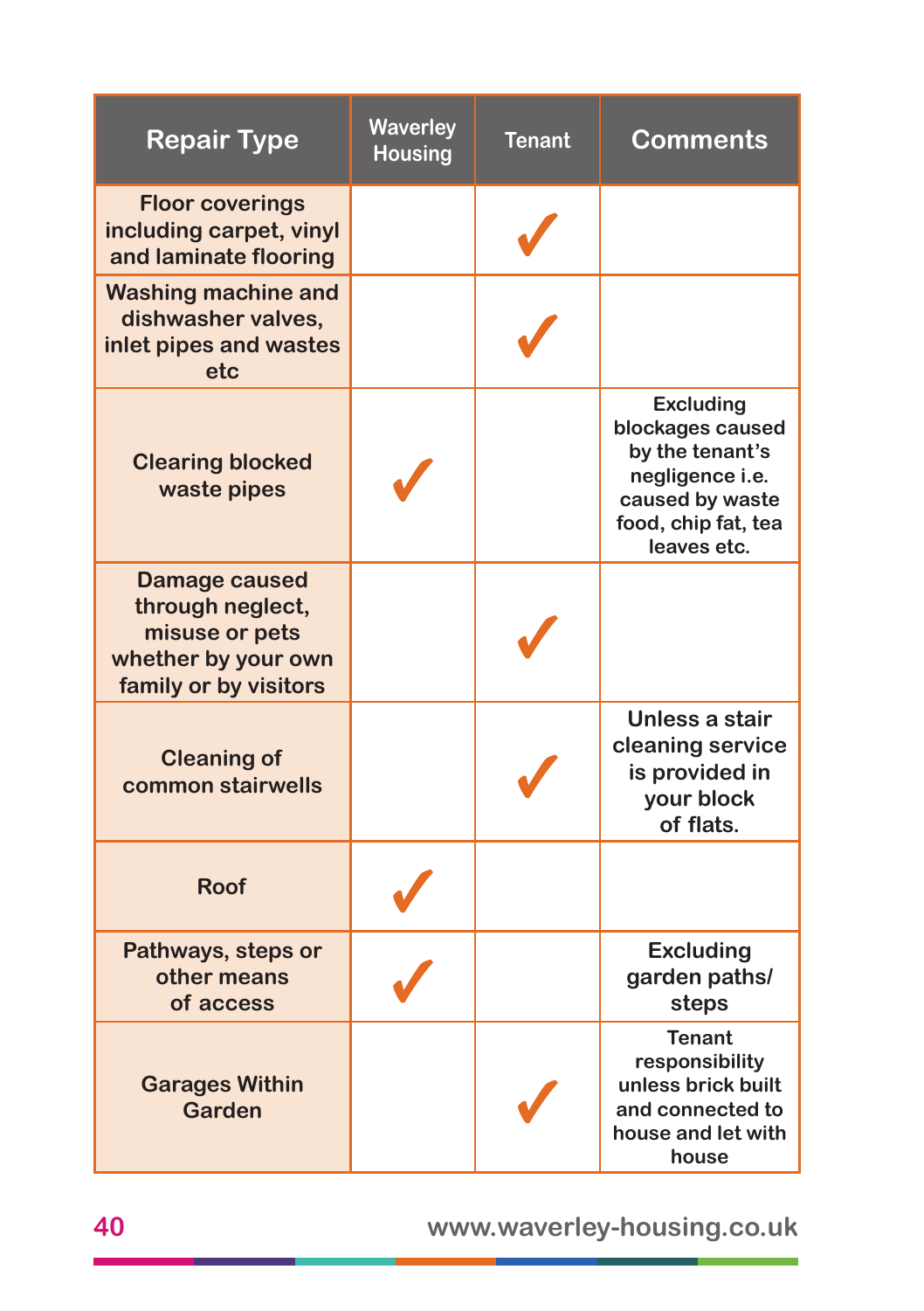| Repair Type | Waverley Housing | Tenant | Comments |
|---|---|---|---|
| Floor coverings including carpet, vinyl and laminate flooring | | ✓ | |
| Washing machine and dishwasher valves, inlet pipes and wastes etc | | ✓ | |
| Clearing blocked waste pipes | ✓ | | Excluding blockages caused by the tenant's negligence i.e. caused by waste food, chip fat, tea leaves etc. |
| Damage caused through neglect, misuse or pets whether by your own family or by visitors | | ✓ | |
| Cleaning of common stairwells | | ✓ | Unless a stair cleaning service is provided in your block of flats. |
| Roof | ✓ | | |
| Pathways, steps or other means of access | ✓ | | Excluding garden paths/ steps |
| Garages Within Garden | | ✓ | Tenant responsibility unless brick built and connected to house and let with house |

www.waverley-housing.co.uk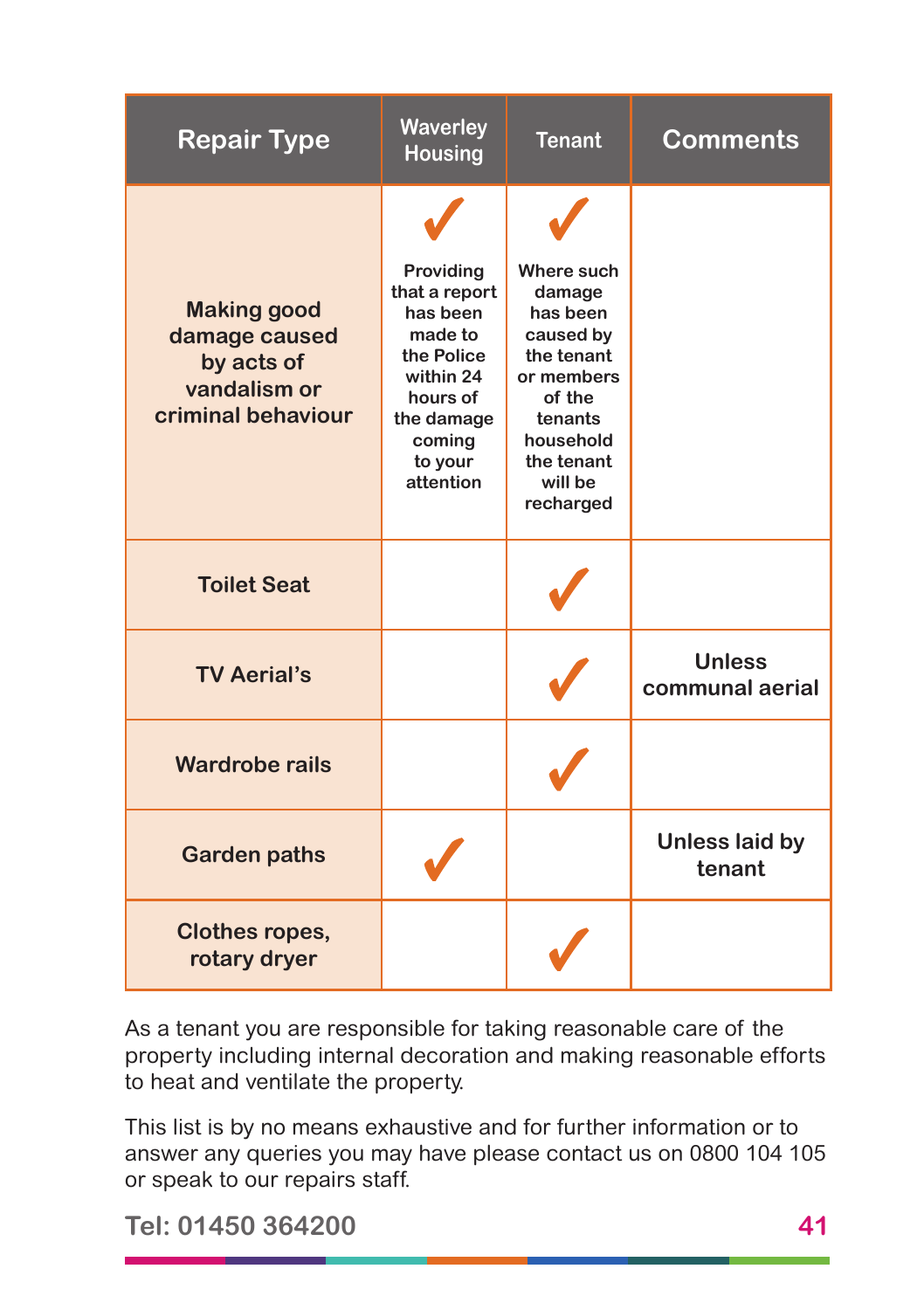| Repair Type | Waverley Housing | Tenant | Comments |
|---|---|---|---|
| Making good damage caused by acts of vandalism or criminal behaviour | ✓ Providing that a report has been made to the Police within 24 hours of the damage coming to your attention | ✓ Where such damage has been caused by the tenant or members of the tenants household the tenant will be recharged | |
| Toilet Seat | | ✓ | |
| TV Aerial's | | ✓ | Unless communal aerial |
| Wardrobe rails | | ✓ | |
| Garden paths | ✓ | | Unless laid by tenant |
| Clothes ropes, rotary dryer | | ✓ | |

As a tenant you are responsible for taking reasonable care of the property including internal decoration and making reasonable efforts to heat and ventilate the property.

This list is by no means exhaustive and for further information or to answer any queries you may have please contact us on 0800 104 105 or speak to our repairs staff.

Tel: 01450 364200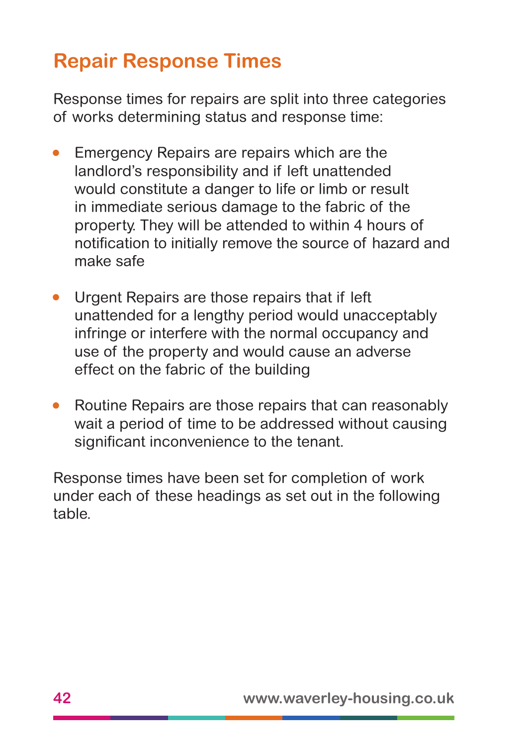## Repair Response Times

Response times for repairs are split into three categories of works determining status and response time:

- Emergency Repairs are repairs which are the landlord's responsibility and if left unattended would constitute a danger to life or limb or result in immediate serious damage to the fabric of the property. They will be attended to within 4 hours of notification to initially remove the source of hazard and make safe

- Urgent Repairs are those repairs that if left unattended for a lengthy period would unacceptably infringe or interfere with the normal occupancy and use of the property and would cause an adverse effect on the fabric of the building

- Routine Repairs are those repairs that can reasonably wait a period of time to be addressed without causing significant inconvenience to the tenant.

Response times have been set for completion of work under each of these headings as set out in the following table.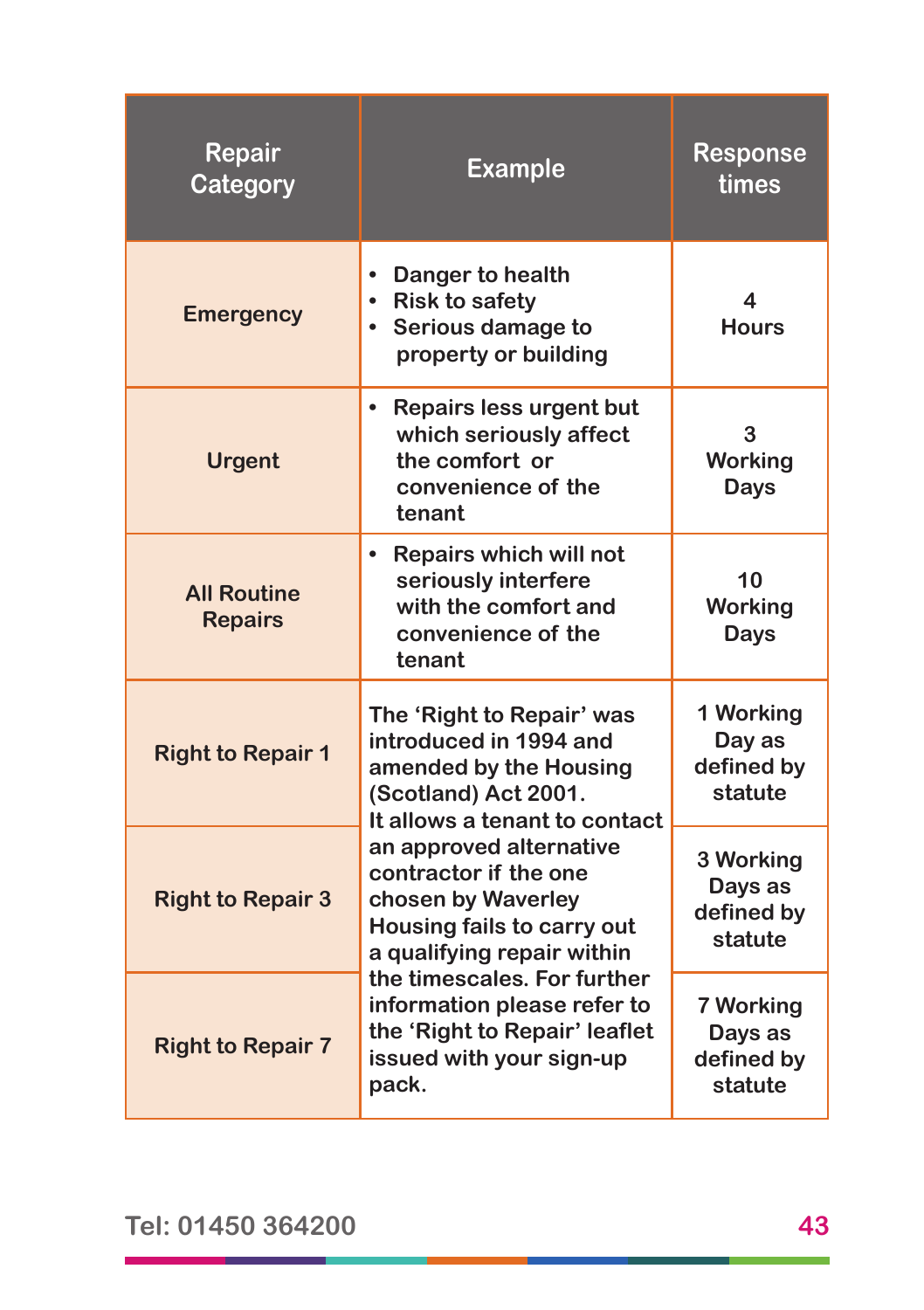| Repair Category | Example | Response times |
|---|---|---|
| Emergency | • Danger to health<br>• Risk to safety<br>• Serious damage to property or building | 4 Hours |
| Urgent | • Repairs less urgent but which seriously affect the comfort or convenience of the tenant | 3 Working Days |
| All Routine Repairs | • Repairs which will not seriously interfere with the comfort and convenience of the tenant | 10 Working Days |
| Right to Repair 1 | The ‘Right to Repair’ was introduced in 1994 and amended by the Housing (Scotland) Act 2001. It allows a tenant to contact an approved alternative contractor if the one chosen by Waverley Housing fails to carry out a qualifying repair within the timescales. For further information please refer to the ‘Right to Repair’ leaflet issued with your sign-up pack. | 1 Working Day as defined by statute |
| Right to Repair 3 | | 3 Working Days as defined by statute |
| Right to Repair 7 | | 7 Working Days as defined by statute |

Tel: 01450 364200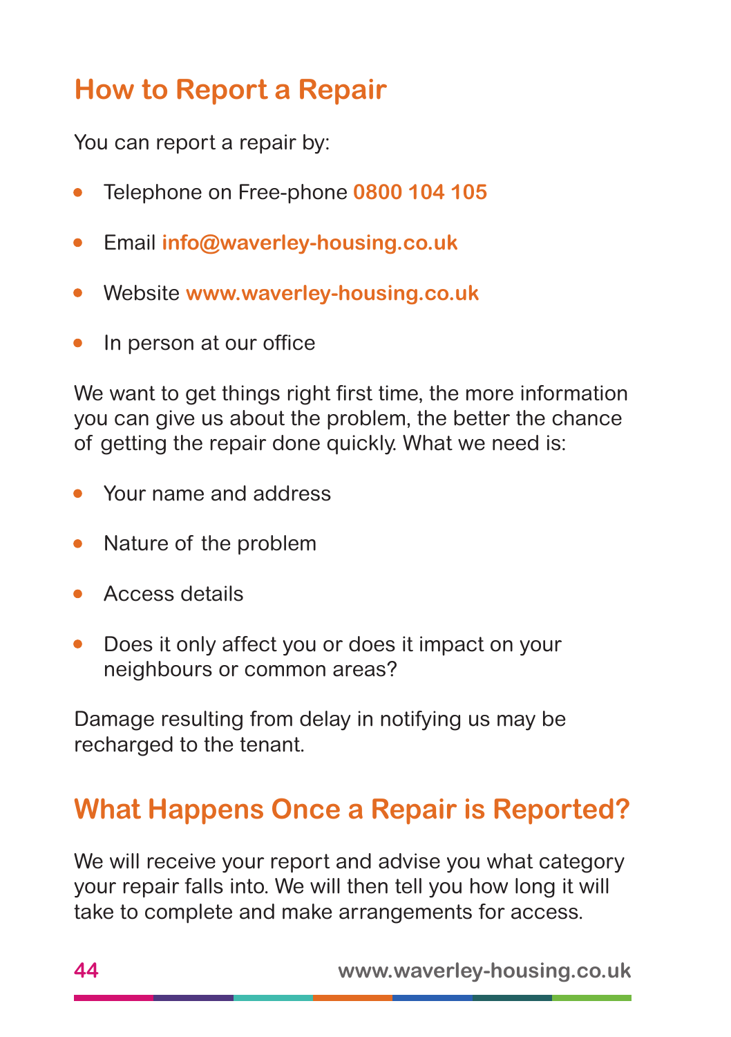## How to Report a Repair

You can report a repair by:

- Telephone on Free-phone **0800 104 105**
- Email **info@waverley-housing.co.uk**
- Website **www.waverley-housing.co.uk**
- In person at our office

We want to get things right first time, the more information you can give us about the problem, the better the chance of getting the repair done quickly. What we need is:

- Your name and address
- Nature of the problem
- Access details
- Does it only affect you or does it impact on your neighbours or common areas?

Damage resulting from delay in notifying us may be recharged to the tenant.

## What Happens Once a Repair is Reported?

We will receive your report and advise you what category your repair falls into. We will then tell you how long it will take to complete and make arrangements for access.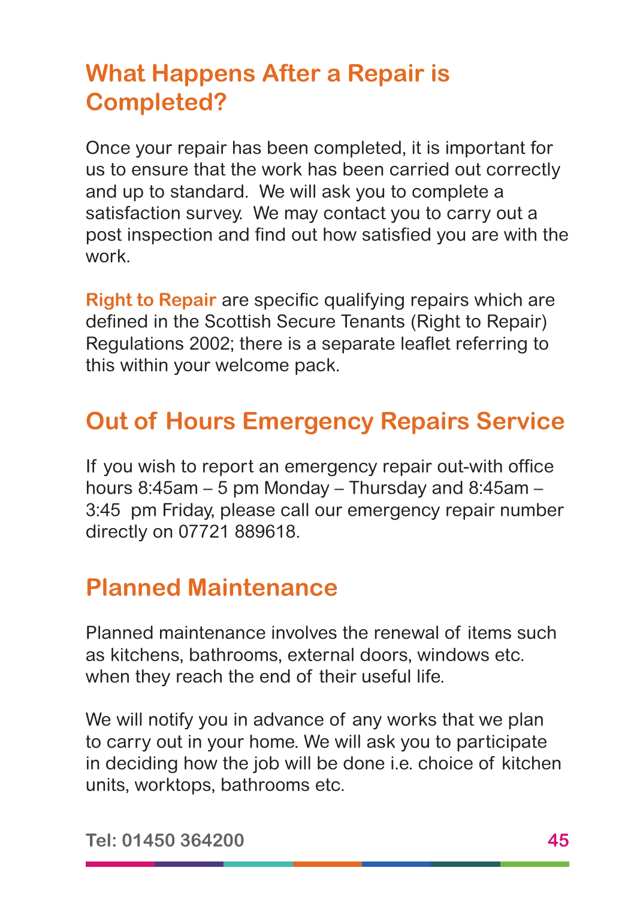## What Happens After a Repair is Completed?

Once your repair has been completed, it is important for us to ensure that the work has been carried out correctly and up to standard. We will ask you to complete a satisfaction survey. We may contact you to carry out a post inspection and find out how satisfied you are with the work.

**Right to Repair** are specific qualifying repairs which are defined in the Scottish Secure Tenants (Right to Repair) Regulations 2002; there is a separate leaflet referring to this within your welcome pack.

## Out of Hours Emergency Repairs Service

If you wish to report an emergency repair out-with office hours 8:45am – 5 pm Monday – Thursday and 8:45am – 3:45 pm Friday, please call our emergency repair number directly on 07721 889618.

## Planned Maintenance

Planned maintenance involves the renewal of items such as kitchens, bathrooms, external doors, windows etc. when they reach the end of their useful life.

We will notify you in advance of any works that we plan to carry out in your home. We will ask you to participate in deciding how the job will be done i.e. choice of kitchen units, worktops, bathrooms etc.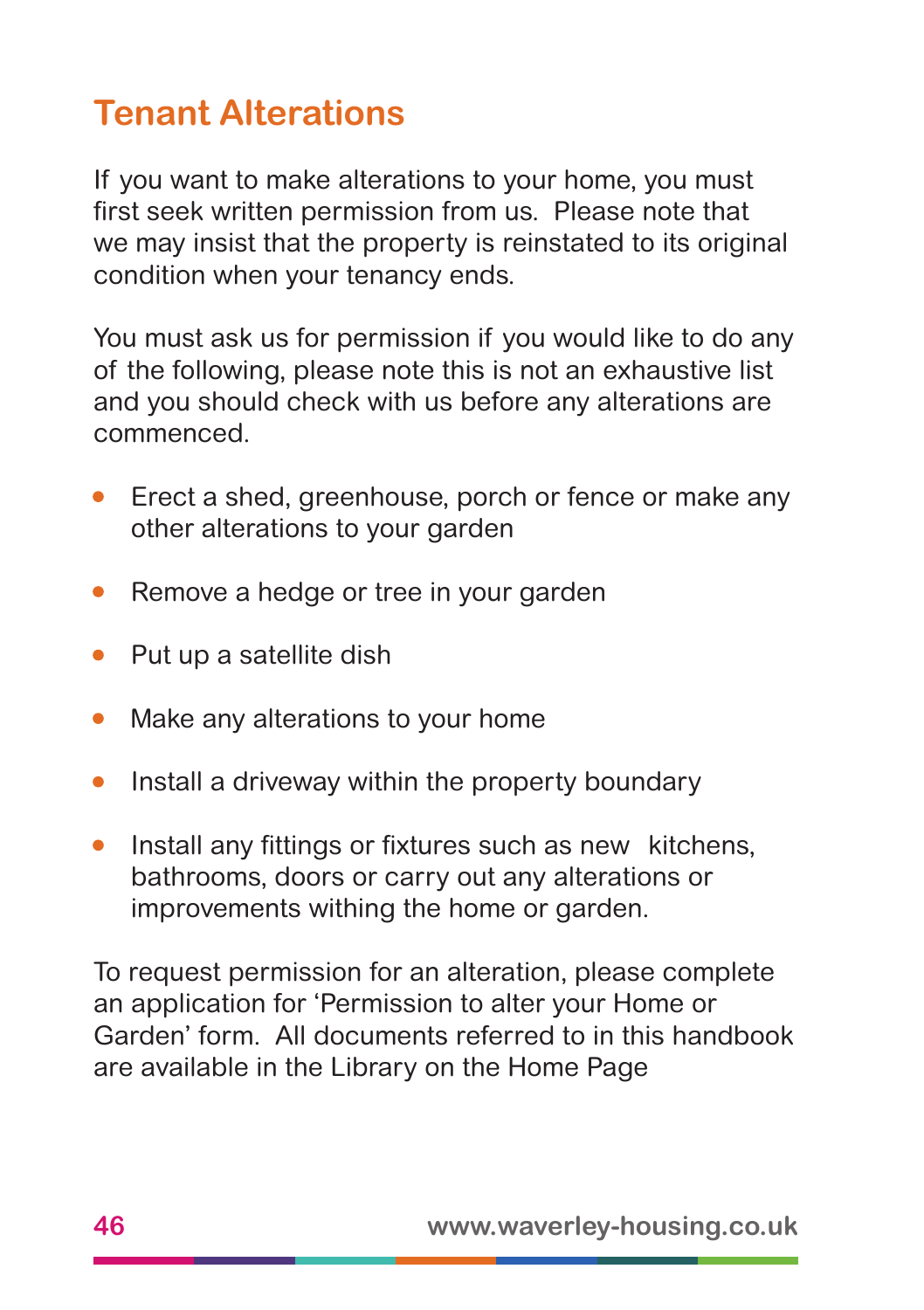# Tenant Alterations

If you want to make alterations to your home, you must first seek written permission from us. Please note that we may insist that the property is reinstated to its original condition when your tenancy ends.

You must ask us for permission if you would like to do any of the following, please note this is not an exhaustive list and you should check with us before any alterations are commenced.

- Erect a shed, greenhouse, porch or fence or make any other alterations to your garden
- Remove a hedge or tree in your garden
- Put up a satellite dish
- Make any alterations to your home
- Install a driveway within the property boundary
- Install any fittings or fixtures such as new kitchens, bathrooms, doors or carry out any alterations or improvements withing the home or garden.

To request permission for an alteration, please complete an application for 'Permission to alter your Home or Garden' form. All documents referred to in this handbook are available in the Library on the Home Page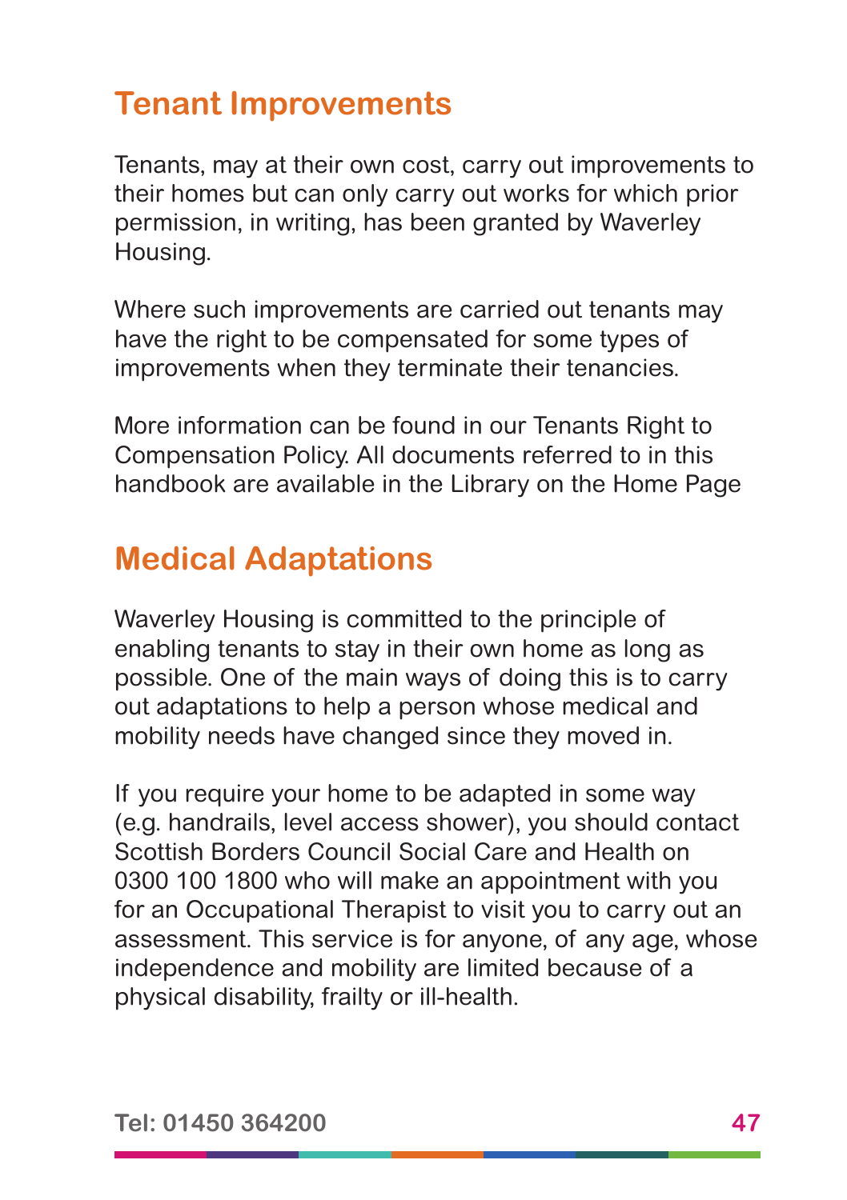## Tenant Improvements

Tenants, may at their own cost, carry out improvements to their homes but can only carry out works for which prior permission, in writing, has been granted by Waverley Housing.

Where such improvements are carried out tenants may have the right to be compensated for some types of improvements when they terminate their tenancies.

More information can be found in our Tenants Right to Compensation Policy. All documents referred to in this handbook are available in the Library on the Home Page

## Medical Adaptations

Waverley Housing is committed to the principle of enabling tenants to stay in their own home as long as possible. One of the main ways of doing this is to carry out adaptations to help a person whose medical and mobility needs have changed since they moved in.

If you require your home to be adapted in some way (e.g. handrails, level access shower), you should contact Scottish Borders Council Social Care and Health on 0300 100 1800 who will make an appointment with you for an Occupational Therapist to visit you to carry out an assessment. This service is for anyone, of any age, whose independence and mobility are limited because of a physical disability, frailty or ill-health.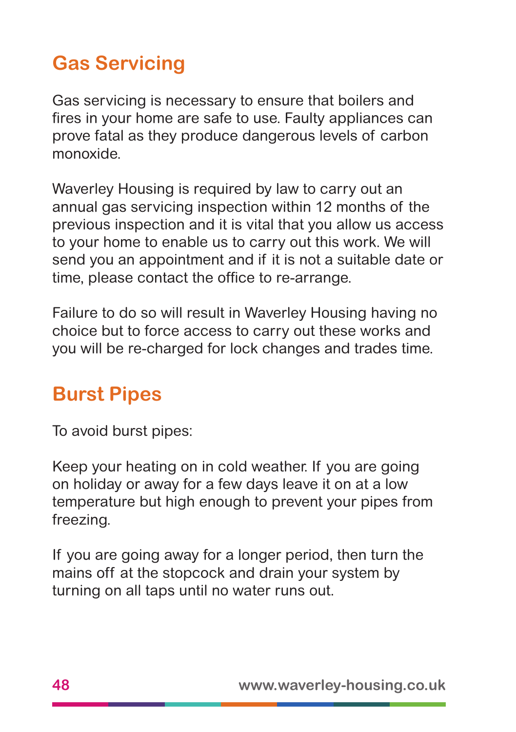## Gas Servicing

Gas servicing is necessary to ensure that boilers and fires in your home are safe to use. Faulty appliances can prove fatal as they produce dangerous levels of carbon monoxide.

Waverley Housing is required by law to carry out an annual gas servicing inspection within 12 months of the previous inspection and it is vital that you allow us access to your home to enable us to carry out this work. We will send you an appointment and if it is not a suitable date or time, please contact the office to re-arrange.

Failure to do so will result in Waverley Housing having no choice but to force access to carry out these works and you will be re-charged for lock changes and trades time.

## Burst Pipes

To avoid burst pipes:

Keep your heating on in cold weather. If you are going on holiday or away for a few days leave it on at a low temperature but high enough to prevent your pipes from freezing.

If you are going away for a longer period, then turn the mains off at the stopcock and drain your system by turning on all taps until no water runs out.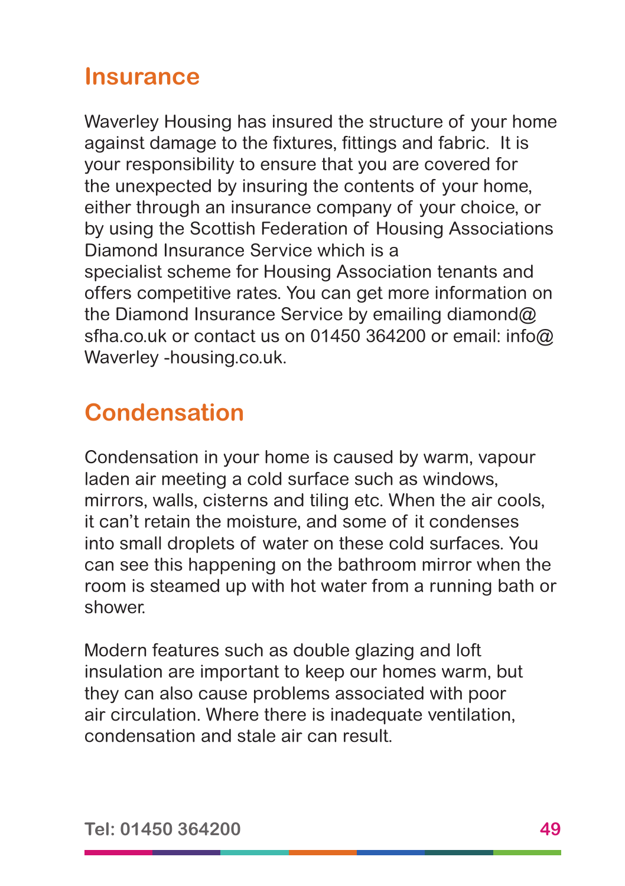## Insurance

Waverley Housing has insured the structure of your home against damage to the fixtures, fittings and fabric. It is your responsibility to ensure that you are covered for the unexpected by insuring the contents of your home, either through an insurance company of your choice, or by using the Scottish Federation of Housing Associations Diamond Insurance Service which is a specialist scheme for Housing Association tenants and offers competitive rates. You can get more information on the Diamond Insurance Service by emailing diamond@sfha.co.uk or contact us on 01450 364200 or email: info@Waverley -housing.co.uk.

## Condensation

Condensation in your home is caused by warm, vapour laden air meeting a cold surface such as windows, mirrors, walls, cisterns and tiling etc. When the air cools, it can't retain the moisture, and some of it condenses into small droplets of water on these cold surfaces. You can see this happening on the bathroom mirror when the room is steamed up with hot water from a running bath or shower.

Modern features such as double glazing and loft insulation are important to keep our homes warm, but they can also cause problems associated with poor air circulation. Where there is inadequate ventilation, condensation and stale air can result.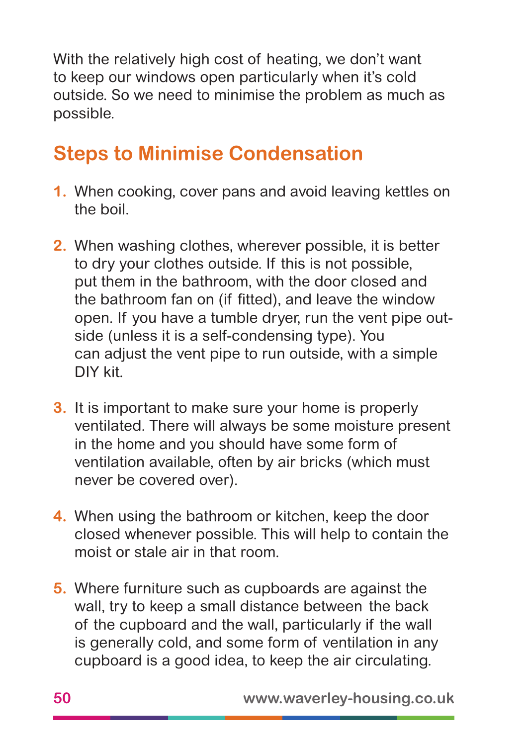With the relatively high cost of heating, we don't want to keep our windows open particularly when it's cold outside. So we need to minimise the problem as much as possible.

## Steps to Minimise Condensation

1. When cooking, cover pans and avoid leaving kettles on the boil.
2. When washing clothes, wherever possible, it is better to dry your clothes outside. If this is not possible, put them in the bathroom, with the door closed and the bathroom fan on (if fitted), and leave the window open. If you have a tumble dryer, run the vent pipe outside (unless it is a self-condensing type). You can adjust the vent pipe to run outside, with a simple DIY kit.
3. It is important to make sure your home is properly ventilated. There will always be some moisture present in the home and you should have some form of ventilation available, often by air bricks (which must never be covered over).
4. When using the bathroom or kitchen, keep the door closed whenever possible. This will help to contain the moist or stale air in that room.
5. Where furniture such as cupboards are against the wall, try to keep a small distance between the back of the cupboard and the wall, particularly if the wall is generally cold, and some form of ventilation in any cupboard is a good idea, to keep the air circulating.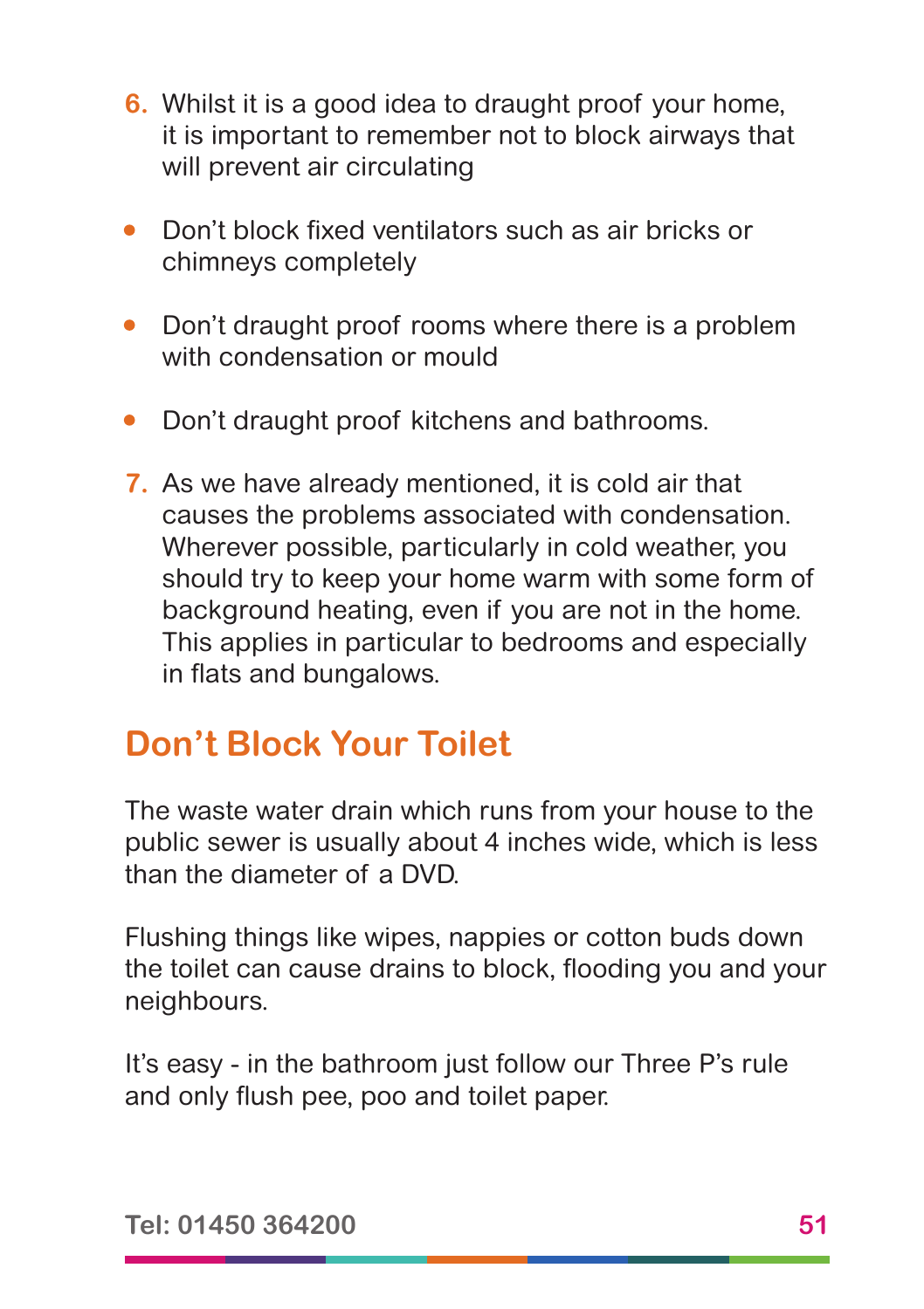6. Whilst it is a good idea to draught proof your home, it is important to remember not to block airways that will prevent air circulating

- Don't block fixed ventilators such as air bricks or chimneys completely
- Don't draught proof rooms where there is a problem with condensation or mould
- Don't draught proof kitchens and bathrooms.

7. As we have already mentioned, it is cold air that causes the problems associated with condensation. Wherever possible, particularly in cold weather, you should try to keep your home warm with some form of background heating, even if you are not in the home. This applies in particular to bedrooms and especially in flats and bungalows.

## Don't Block Your Toilet

The waste water drain which runs from your house to the public sewer is usually about 4 inches wide, which is less than the diameter of a DVD.

Flushing things like wipes, nappies or cotton buds down the toilet can cause drains to block, flooding you and your neighbours.

It's easy - in the bathroom just follow our Three P's rule and only flush pee, poo and toilet paper.

Tel: 01450 364200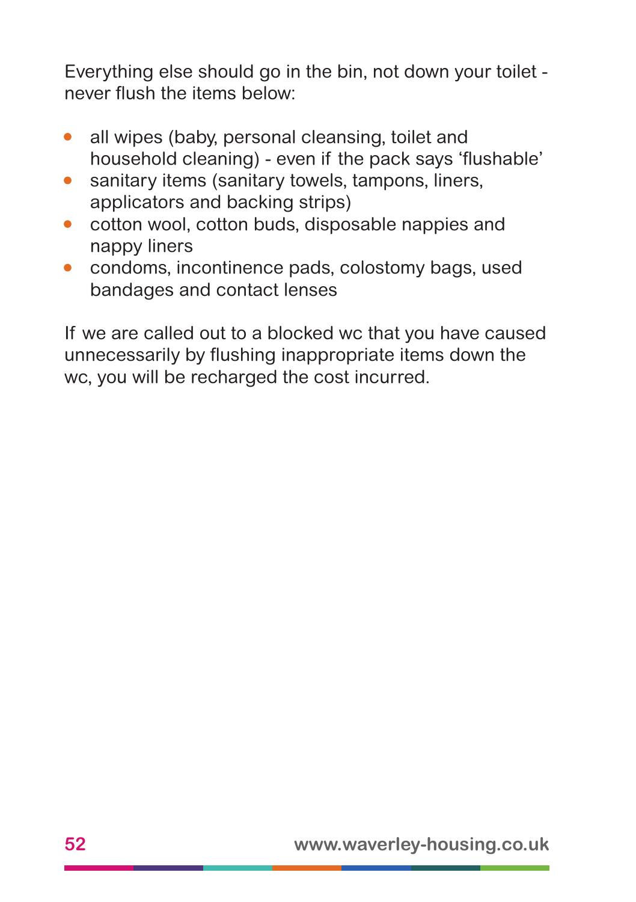Everything else should go in the bin, not down your toilet - never flush the items below:

- all wipes (baby, personal cleansing, toilet and household cleaning) - even if the pack says 'flushable'
- sanitary items (sanitary towels, tampons, liners, applicators and backing strips)
- cotton wool, cotton buds, disposable nappies and nappy liners
- condoms, incontinence pads, colostomy bags, used bandages and contact lenses

If we are called out to a blocked wc that you have caused unnecessarily by flushing inappropriate items down the wc, you will be recharged the cost incurred.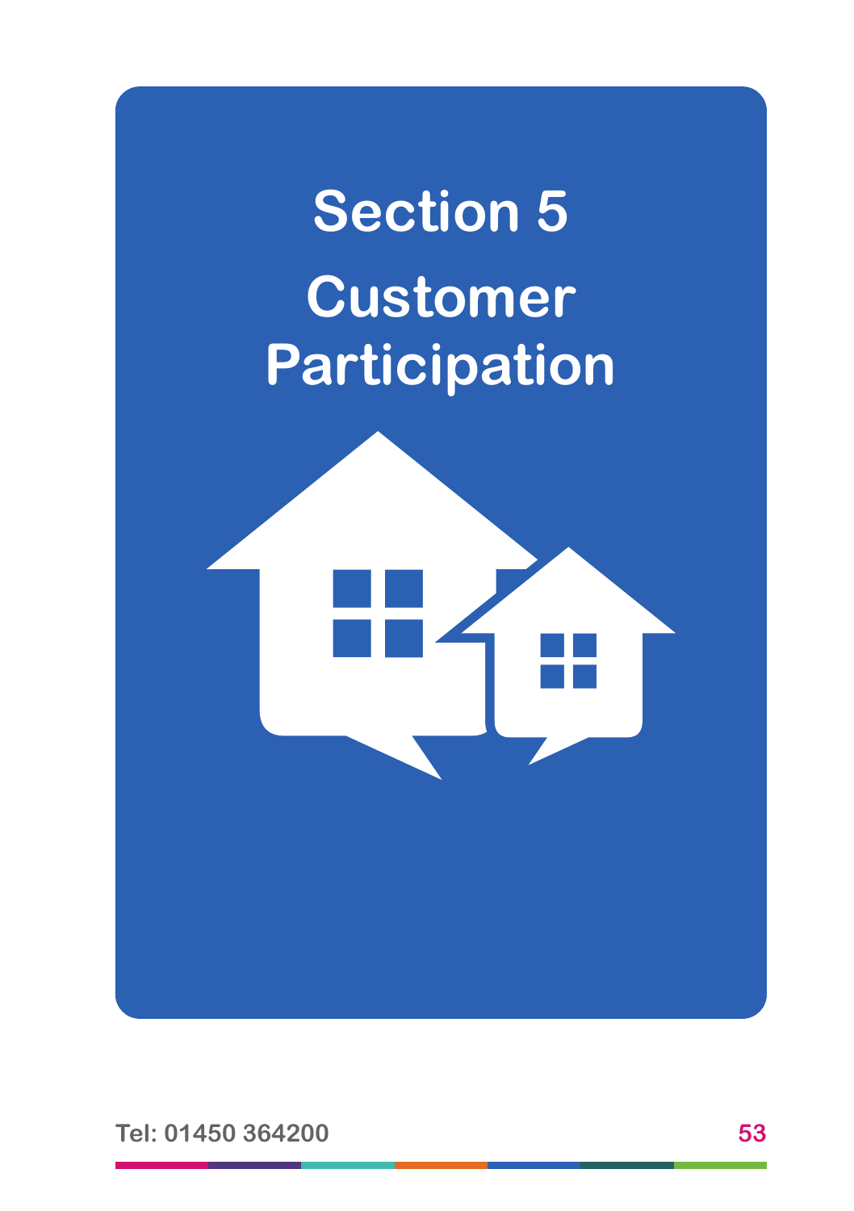# Section 5
# Customer Participation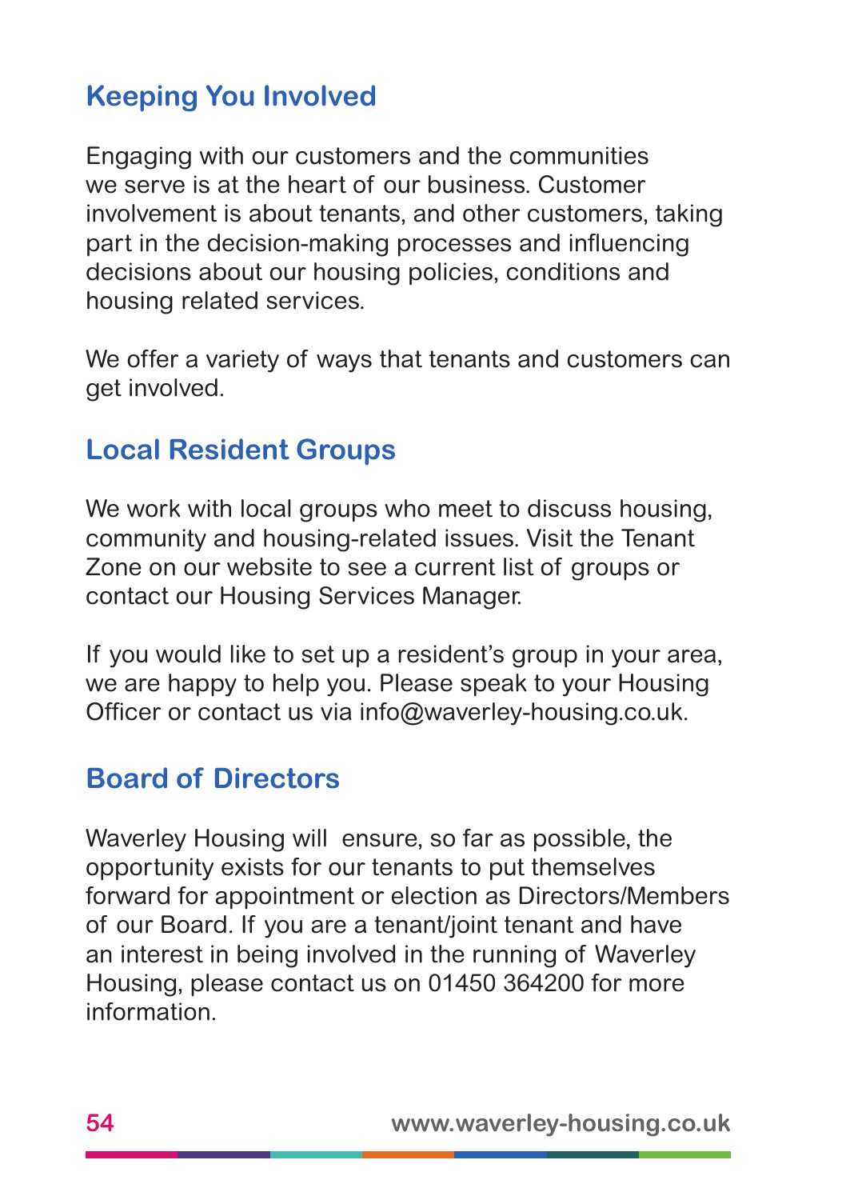## Keeping You Involved

Engaging with our customers and the communities we serve is at the heart of our business. Customer involvement is about tenants, and other customers, taking part in the decision-making processes and influencing decisions about our housing policies, conditions and housing related services.

We offer a variety of ways that tenants and customers can get involved.

## Local Resident Groups

We work with local groups who meet to discuss housing, community and housing-related issues. Visit the Tenant Zone on our website to see a current list of groups or contact our Housing Services Manager.

If you would like to set up a resident's group in your area, we are happy to help you. Please speak to your Housing Officer or contact us via info@waverley-housing.co.uk.

## Board of Directors

Waverley Housing will ensure, so far as possible, the opportunity exists for our tenants to put themselves forward for appointment or election as Directors/Members of our Board. If you are a tenant/joint tenant and have an interest in being involved in the running of Waverley Housing, please contact us on 01450 364200 for more information.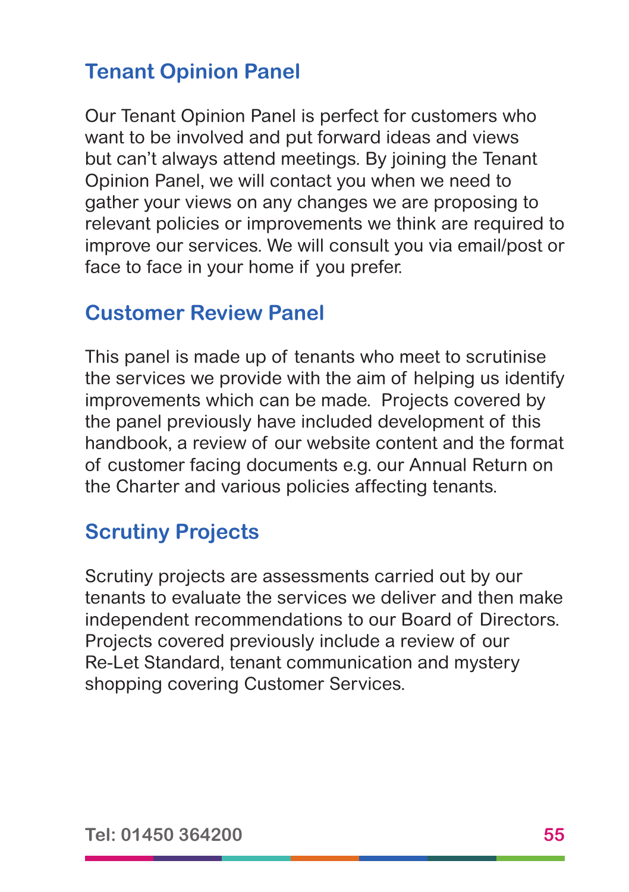## Tenant Opinion Panel

Our Tenant Opinion Panel is perfect for customers who want to be involved and put forward ideas and views but can't always attend meetings. By joining the Tenant Opinion Panel, we will contact you when we need to gather your views on any changes we are proposing to relevant policies or improvements we think are required to improve our services. We will consult you via email/post or face to face in your home if you prefer.

## Customer Review Panel

This panel is made up of tenants who meet to scrutinise the services we provide with the aim of helping us identify improvements which can be made. Projects covered by the panel previously have included development of this handbook, a review of our website content and the format of customer facing documents e.g. our Annual Return on the Charter and various policies affecting tenants.

## Scrutiny Projects

Scrutiny projects are assessments carried out by our tenants to evaluate the services we deliver and then make independent recommendations to our Board of Directors. Projects covered previously include a review of our Re-Let Standard, tenant communication and mystery shopping covering Customer Services.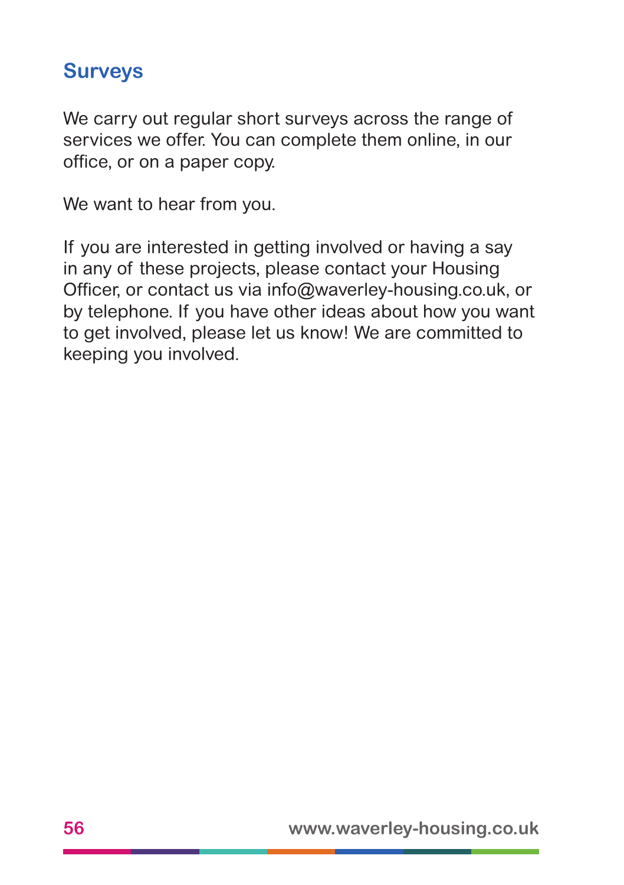## Surveys

We carry out regular short surveys across the range of services we offer. You can complete them online, in our office, or on a paper copy.

We want to hear from you.

If you are interested in getting involved or having a say in any of these projects, please contact your Housing Officer, or contact us via info@waverley-housing.co.uk, or by telephone. If you have other ideas about how you want to get involved, please let us know! We are committed to keeping you involved.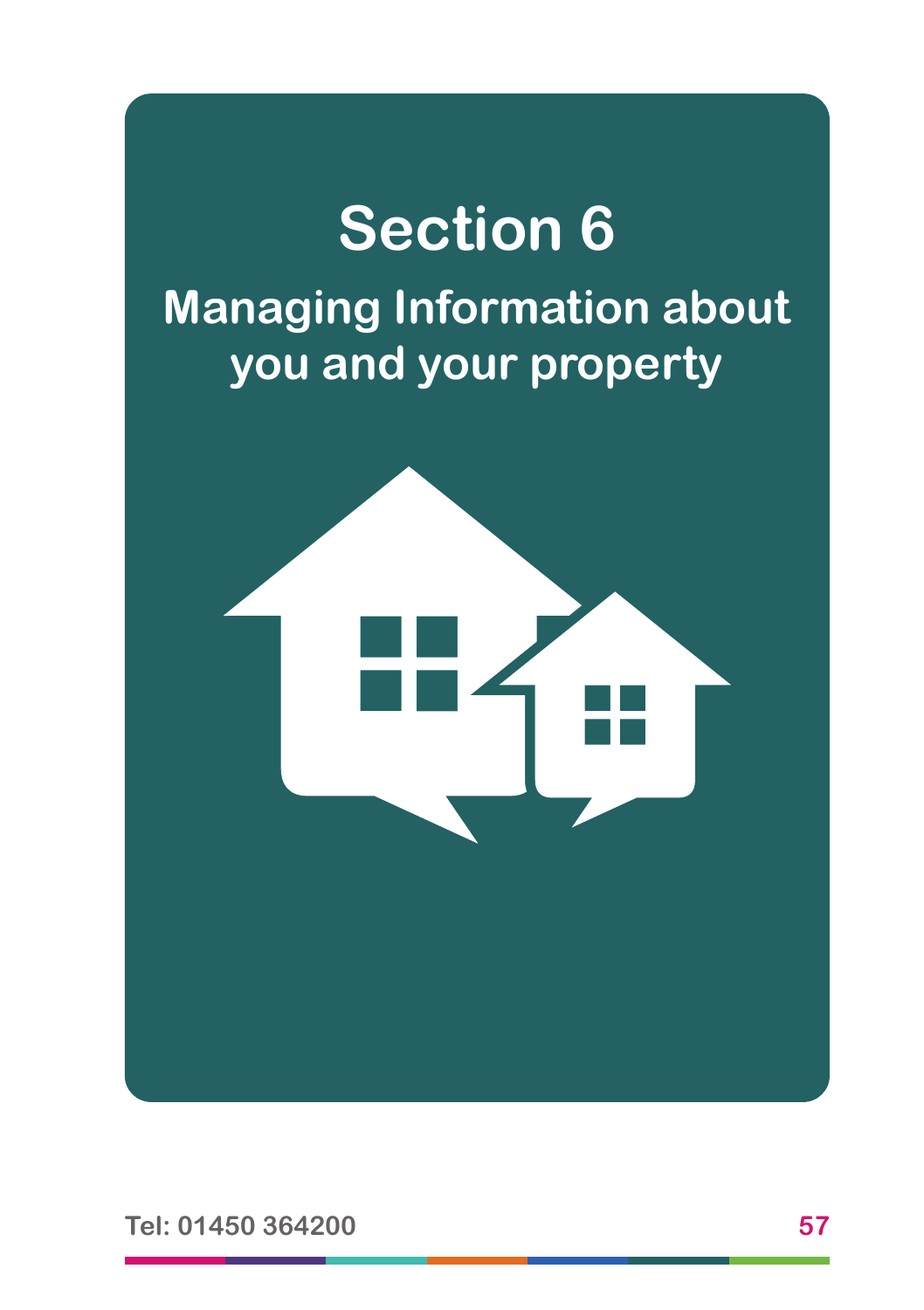# Section 6

## Managing Information about you and your property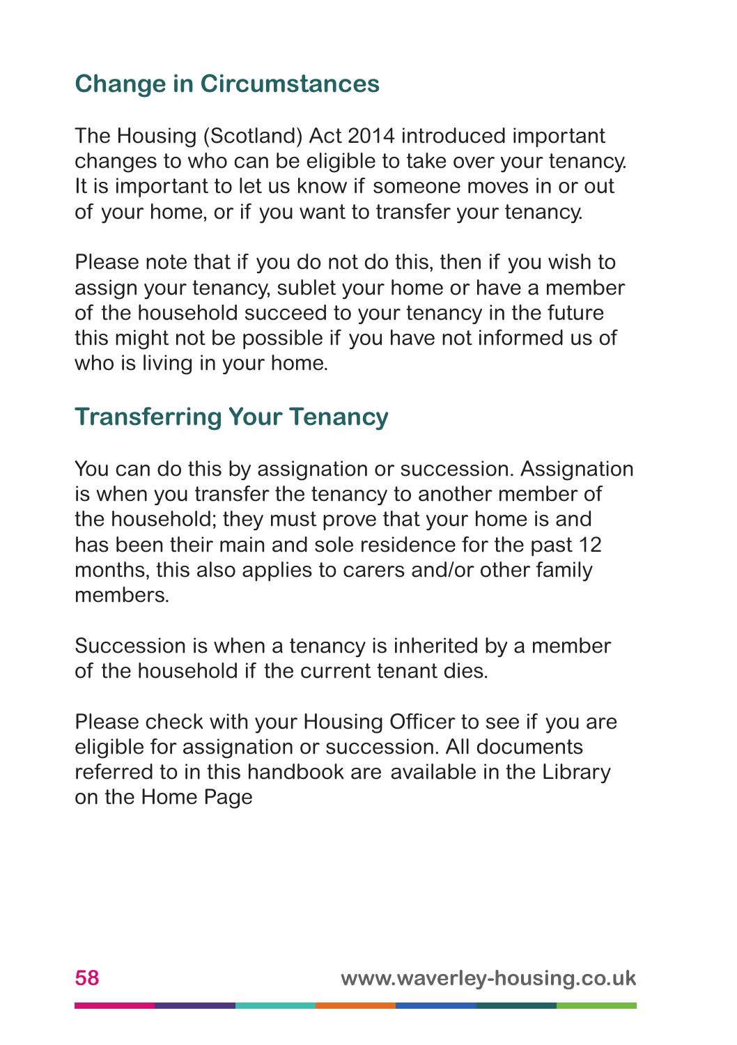## Change in Circumstances

The Housing (Scotland) Act 2014 introduced important changes to who can be eligible to take over your tenancy. It is important to let us know if someone moves in or out of your home, or if you want to transfer your tenancy.

Please note that if you do not do this, then if you wish to assign your tenancy, sublet your home or have a member of the household succeed to your tenancy in the future this might not be possible if you have not informed us of who is living in your home.

## Transferring Your Tenancy

You can do this by assignation or succession. Assignation is when you transfer the tenancy to another member of the household; they must prove that your home is and has been their main and sole residence for the past 12 months, this also applies to carers and/or other family members.

Succession is when a tenancy is inherited by a member of the household if the current tenant dies.

Please check with your Housing Officer to see if you are eligible for assignation or succession. All documents referred to in this handbook are available in the Library on the Home Page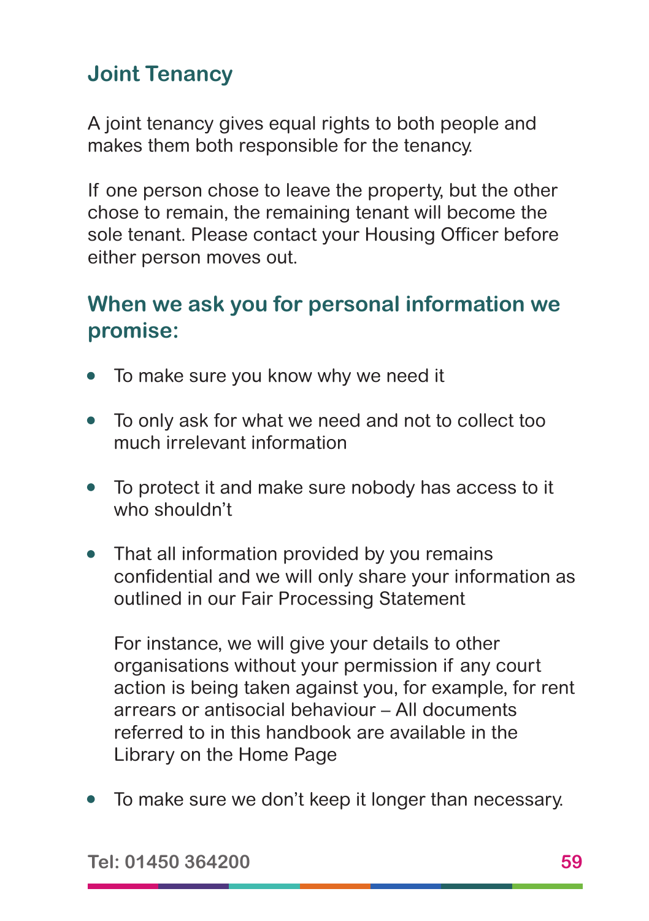## Joint Tenancy

A joint tenancy gives equal rights to both people and makes them both responsible for the tenancy.

If one person chose to leave the property, but the other chose to remain, the remaining tenant will become the sole tenant. Please contact your Housing Officer before either person moves out.

## When we ask you for personal information we promise:

- To make sure you know why we need it
- To only ask for what we need and not to collect too much irrelevant information
- To protect it and make sure nobody has access to it who shouldn't
- That all information provided by you remains confidential and we will only share your information as outlined in our Fair Processing Statement

  For instance, we will give your details to other organisations without your permission if any court action is being taken against you, for example, for rent arrears or antisocial behaviour – All documents referred to in this handbook are available in the Library on the Home Page
- To make sure we don't keep it longer than necessary.

Tel: 01450 364200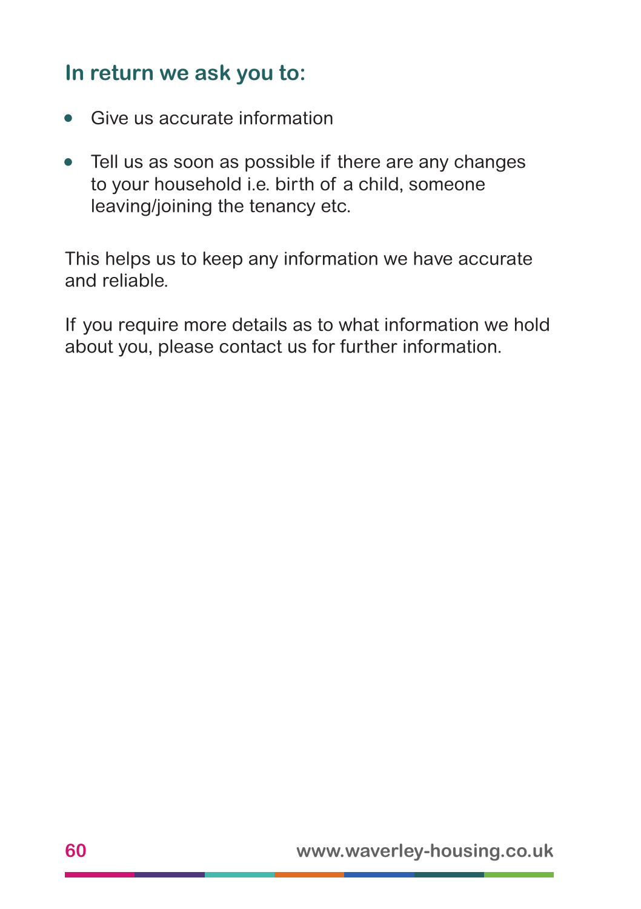## In return we ask you to:

- Give us accurate information
- Tell us as soon as possible if there are any changes to your household i.e. birth of a child, someone leaving/joining the tenancy etc.

This helps us to keep any information we have accurate and reliable.

If you require more details as to what information we hold about you, please contact us for further information.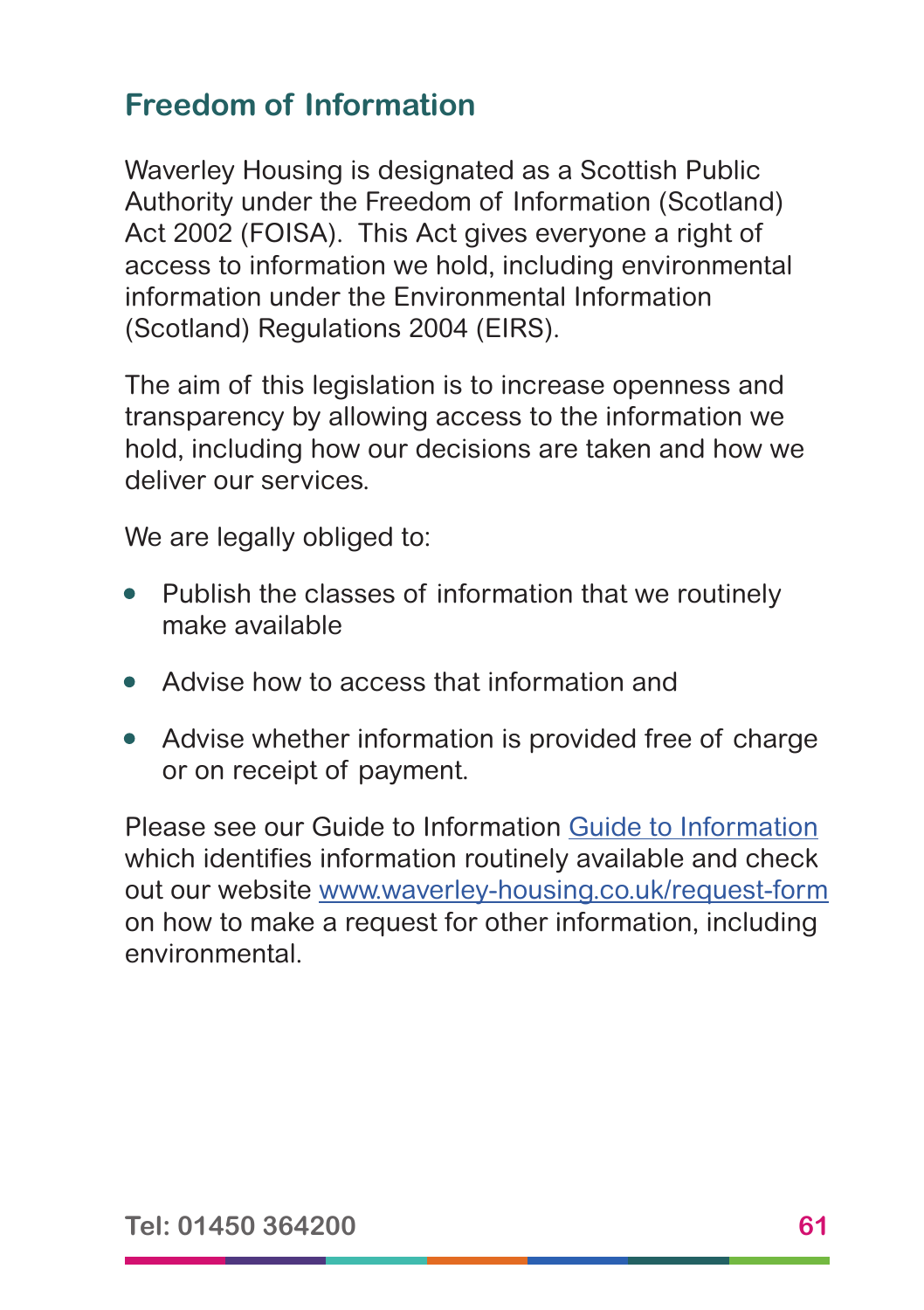## Freedom of Information

Waverley Housing is designated as a Scottish Public Authority under the Freedom of Information (Scotland) Act 2002 (FOISA). This Act gives everyone a right of access to information we hold, including environmental information under the Environmental Information (Scotland) Regulations 2004 (EIRS).

The aim of this legislation is to increase openness and transparency by allowing access to the information we hold, including how our decisions are taken and how we deliver our services.

We are legally obliged to:

- Publish the classes of information that we routinely make available
- Advise how to access that information and
- Advise whether information is provided free of charge or on receipt of payment.

Please see our Guide to Information [Guide to Information](Guide to Information) which identifies information routinely available and check out our website [www.waverley-housing.co.uk/request-form](www.waverley-housing.co.uk/request-form) on how to make a request for other information, including environmental.

Tel: 01450 364200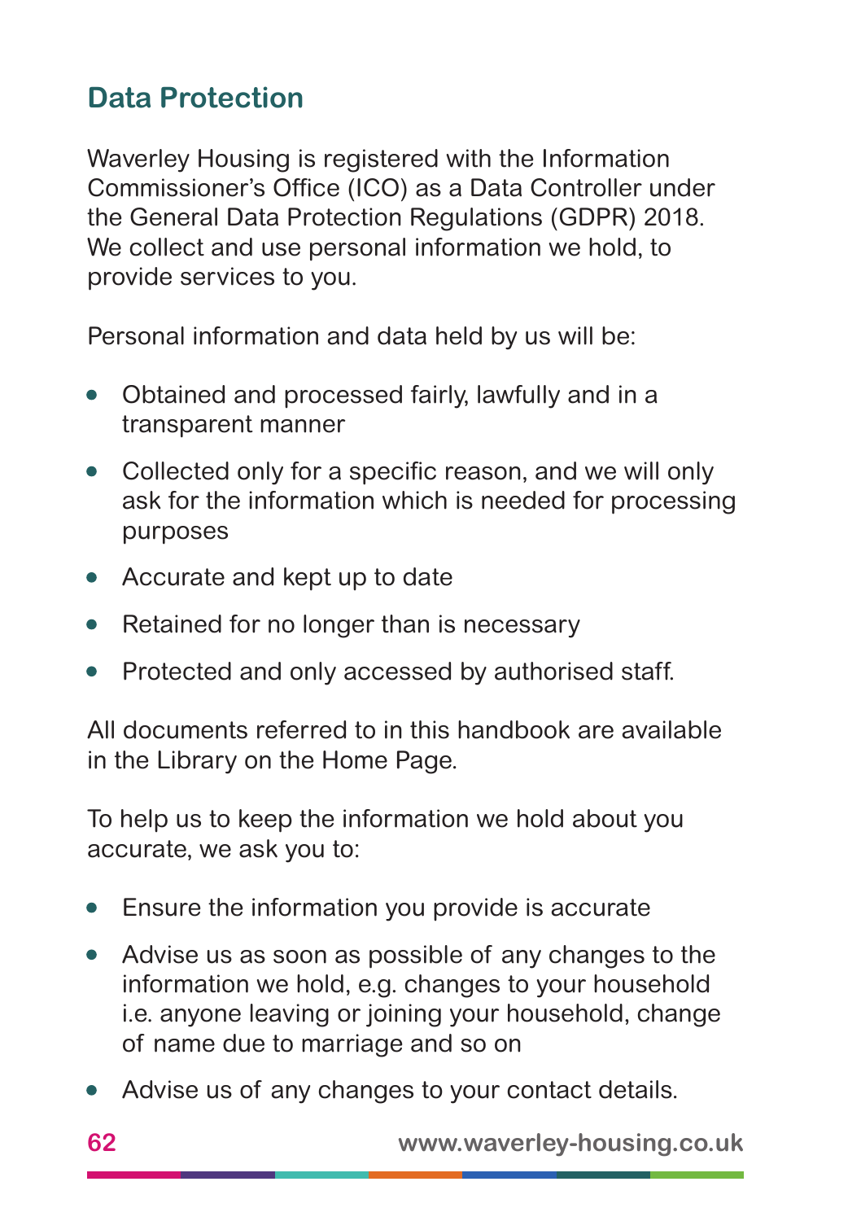## Data Protection

Waverley Housing is registered with the Information Commissioner's Office (ICO) as a Data Controller under the General Data Protection Regulations (GDPR) 2018. We collect and use personal information we hold, to provide services to you.

Personal information and data held by us will be:

- Obtained and processed fairly, lawfully and in a transparent manner
- Collected only for a specific reason, and we will only ask for the information which is needed for processing purposes
- Accurate and kept up to date
- Retained for no longer than is necessary
- Protected and only accessed by authorised staff.

All documents referred to in this handbook are available in the Library on the Home Page.

To help us to keep the information we hold about you accurate, we ask you to:

- Ensure the information you provide is accurate
- Advise us as soon as possible of any changes to the information we hold, e.g. changes to your household i.e. anyone leaving or joining your household, change of name due to marriage and so on
- Advise us of any changes to your contact details.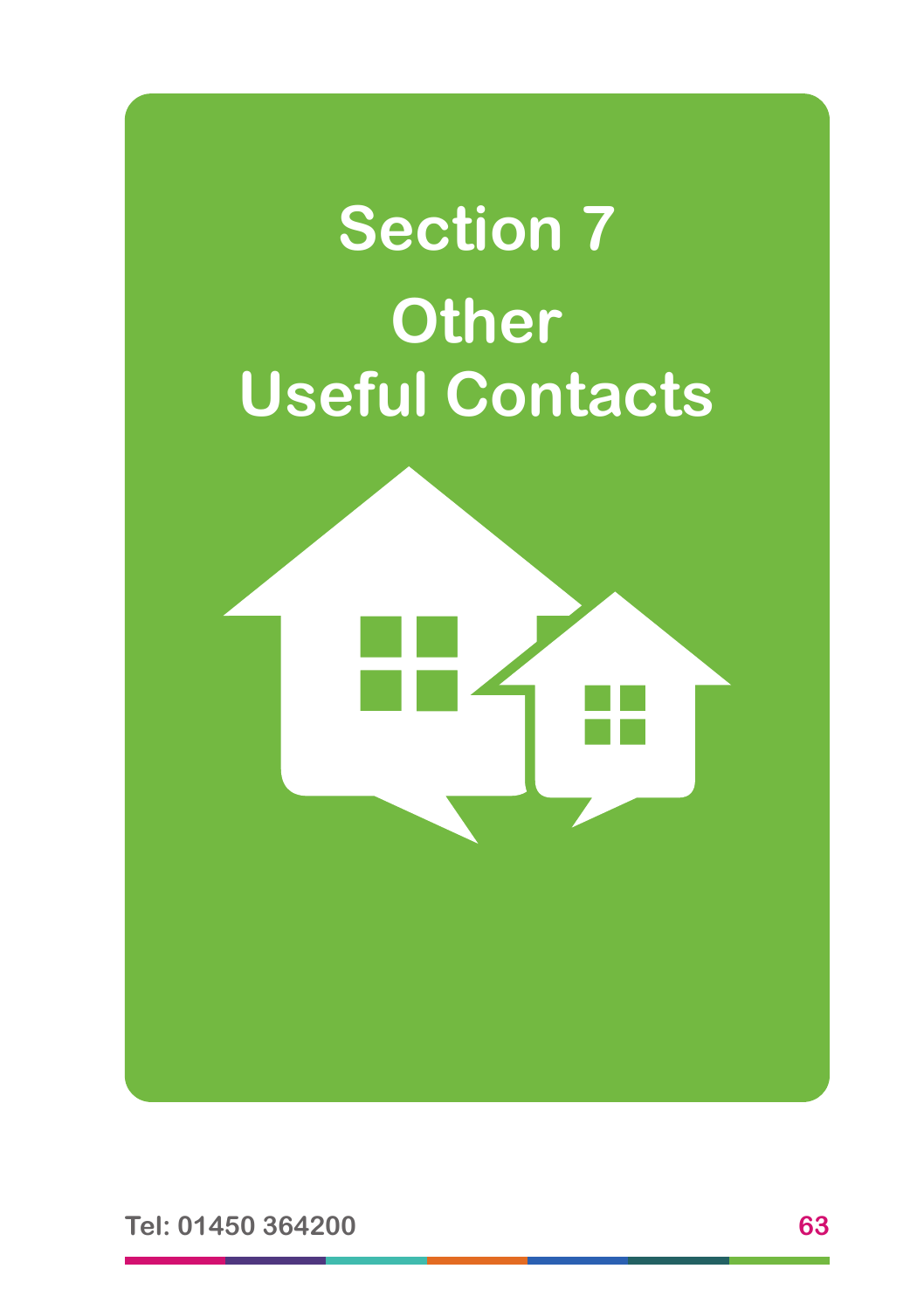# Section 7

# Other Useful Contacts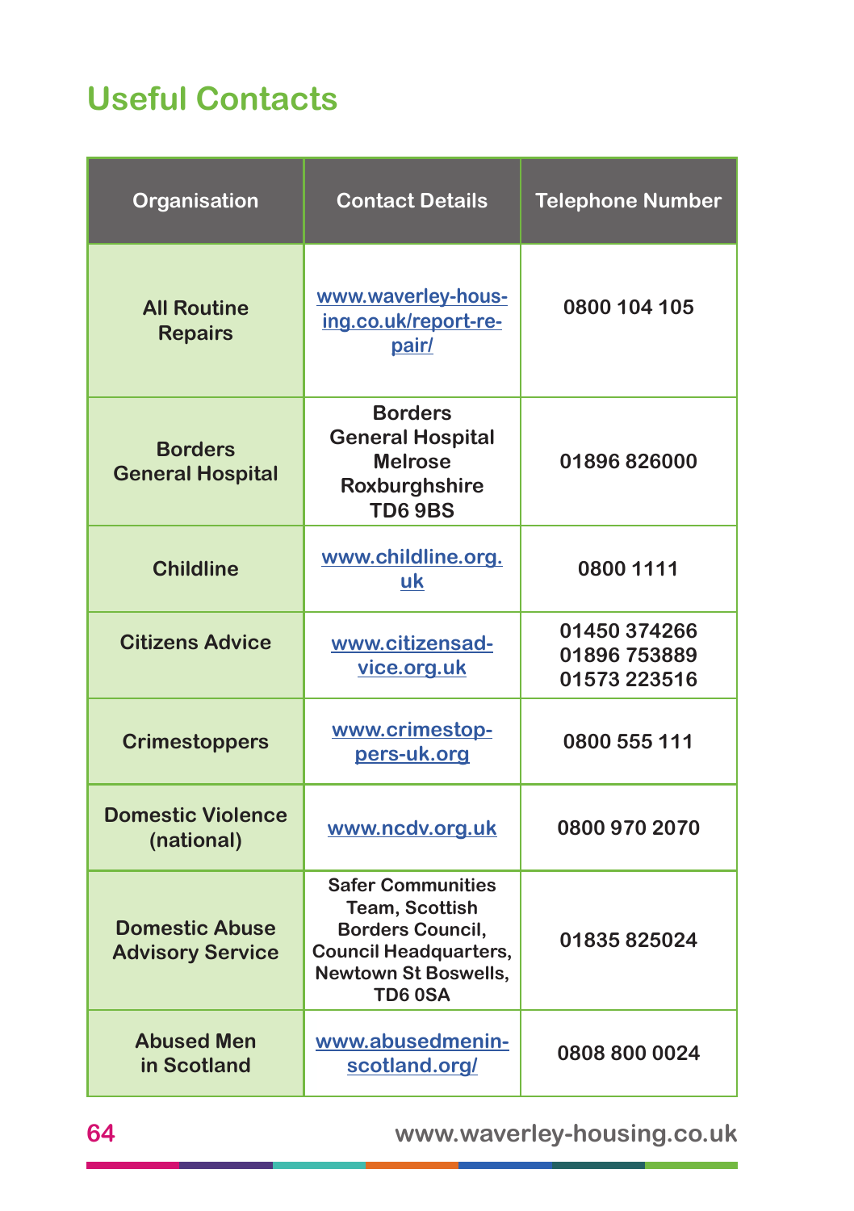## Useful Contacts

| Organisation | Contact Details | Telephone Number |
|---|---|---|
| All Routine Repairs | www.waverley-housing.co.uk/report-repair/ | 0800 104 105 |
| Borders General Hospital | Borders General Hospital Melrose Roxburghshire TD6 9BS | 01896 826000 |
| Childline | www.childline.org.uk | 0800 1111 |
| Citizens Advice | www.citizensadvice.org.uk | 01450 374266 01896 753889 01573 223516 |
| Crimestoppers | www.crimestoppers-uk.org | 0800 555 111 |
| Domestic Violence (national) | www.ncdv.org.uk | 0800 970 2070 |
| Domestic Abuse Advisory Service | Safer Communities Team, Scottish Borders Council, Council Headquarters, Newtown St Boswells, TD6 0SA | 01835 825024 |
| Abused Men in Scotland | www.abusedmeninscotland.org/ | 0808 800 0024 |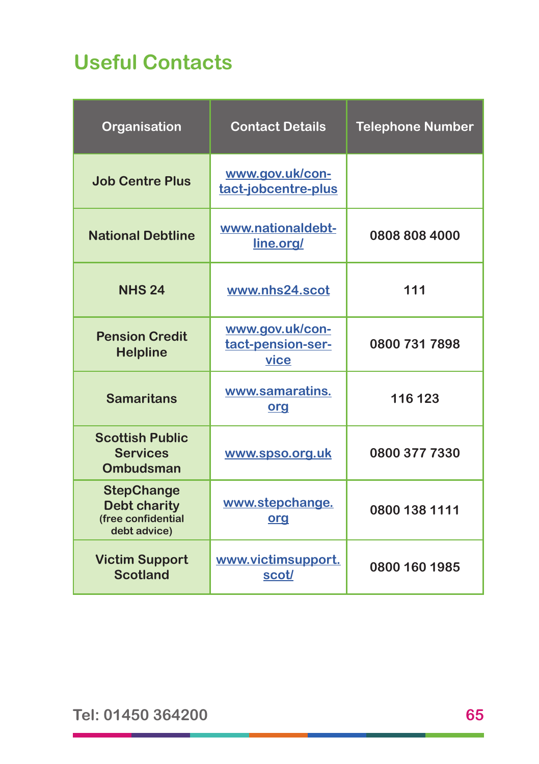# Useful Contacts

| Organisation | Contact Details | Telephone Number |
|---|---|---|
| **Job Centre Plus** | www.gov.uk/contact-jobcentre-plus | |
| **National Debtline** | www.nationaldebtline.org/ | **0808 808 4000** |
| **NHS 24** | www.nhs24.scot | **111** |
| **Pension Credit Helpline** | www.gov.uk/contact-pension-service | **0800 731 7898** |
| **Samaritans** | www.samaratins.org | **116 123** |
| **Scottish Public Services Ombudsman** | www.spso.org.uk | **0800 377 7330** |
| **StepChange Debt charity** (free confidential debt advice) | www.stepchange.org | **0800 138 1111** |
| **Victim Support Scotland** | www.victimsupport.scot/ | **0800 160 1985** |

Tel: 01450 364200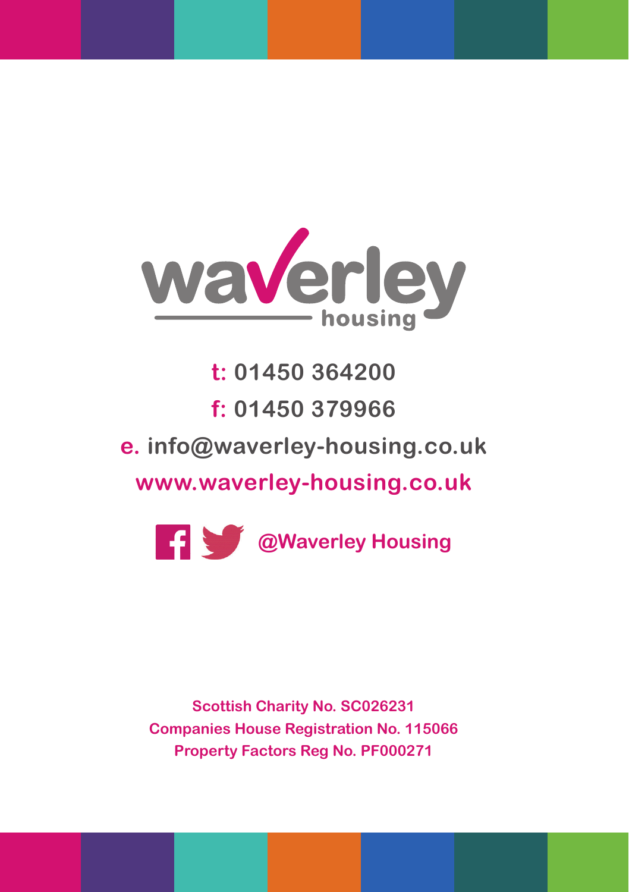waverley housing

**t:** 01450 364200

**f:** 01450 379966

**e.** info@waverley-housing.co.uk

**www.waverley-housing.co.uk**

**@Waverley Housing**

**Scottish Charity No. SC026231**
**Companies House Registration No. 115066**
**Property Factors Reg No. PF000271**